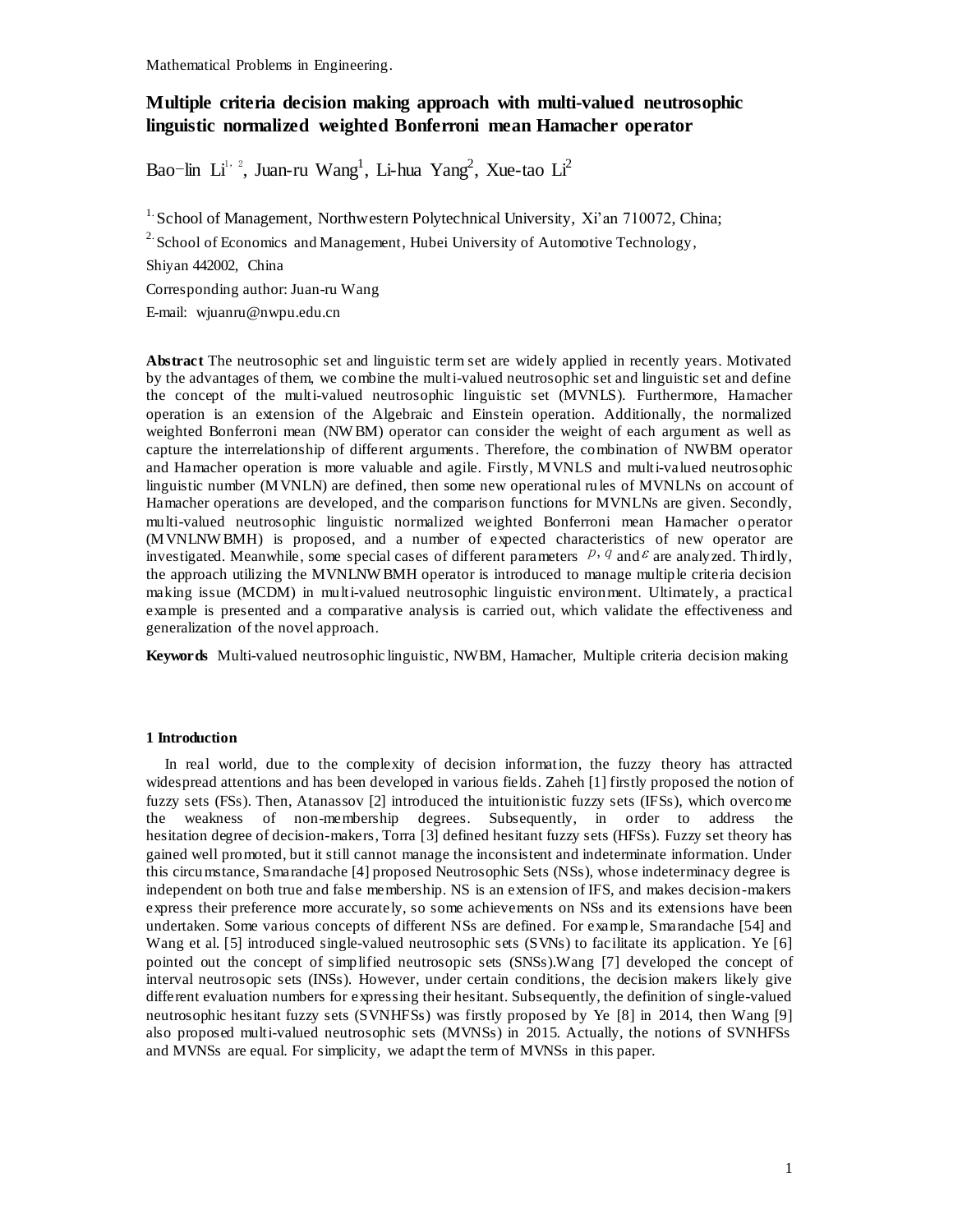Mathematical Problems in Engineering.

# Multiple criteria decision making approach with multi-valued neutrosophic linguistic normalized weighted Bonferroni mean Hamacher operator

Bao-lin Li[1, 2], Juan-ru Wang[1], Li-hua Yang[2], Xue-tao Li[2]

[1.] School of Management, Northwestern Polytechnical University, Xi'an 710072, China;

[2.] School of Economics and Management, Hubei University of Automotive Technology, Shiyan 442002, China

Corresponding author: Juan-ru Wang

E-mail: wjuanru@nwpu.edu.cn

**Abstract** The neutrosophic set and linguistic term set are widely applied in recently years. Motivated by the advantages of them, we combine the multi-valued neutrosophic set and linguistic set and define the concept of the multi-valued neutrosophic linguistic set (MVNLS). Furthermore, Hamacher operation is an extension of the Algebraic and Einstein operation. Additionally, the normalized weighted Bonferroni mean (NWBM) operator can consider the weight of each argument as well as capture the interrelationship of different arguments. Therefore, the combination of NWBM operator and Hamacher operation is more valuable and agile. Firstly, MVNLS and multi-valued neutrosophic linguistic number (MVNLN) are defined, then some new operational rules of MVNLNs on account of Hamacher operations are developed, and the comparison functions for MVNLNs are given. Secondly, multi-valued neutrosophic linguistic normalized weighted Bonferroni mean Hamacher operator (MVNLNWBMH) is proposed, and a number of expected characteristics of new operator are investigated. Meanwhile, some special cases of different parameters $p$, $q$ and $\varepsilon$ are analyzed. Thirdly, the approach utilizing the MVNLNWBMH operator is introduced to manage multiple criteria decision making issue (MCDM) in multi-valued neutrosophic linguistic environment. Ultimately, a practical example is presented and a comparative analysis is carried out, which validate the effectiveness and generalization of the novel approach.

**Keywords** Multi-valued neutrosophic linguistic, NWBM, Hamacher, Multiple criteria decision making

## 1 Introduction

In real world, due to the complexity of decision information, the fuzzy theory has attracted widespread attentions and has been developed in various fields. Zaheh [1] firstly proposed the notion of fuzzy sets (FSs). Then, Atanassov [2] introduced the intuitionistic fuzzy sets (IFSs), which overcome the weakness of non-membership degrees. Subsequently, in order to address the hesitation degree of decision-makers, Torra [3] defined hesitant fuzzy sets (HFSs). Fuzzy set theory has gained well promoted, but it still cannot manage the inconsistent and indeterminate information. Under this circumstance, Smarandache [4] proposed Neutrosophic Sets (NSs), whose indeterminacy degree is independent on both true and false membership. NS is an extension of IFS, and makes decision-makers express their preference more accurately, so some achievements on NSs and its extensions have been undertaken. Some various concepts of different NSs are defined. For example, Smarandache [54] and Wang et al. [5] introduced single-valued neutrosophic sets (SVNs) to facilitate its application. Ye [6] pointed out the concept of simplified neutrosopic sets (SNSs).Wang [7] developed the concept of interval neutrosopic sets (INSs). However, under certain conditions, the decision makers likely give different evaluation numbers for expressing their hesitant. Subsequently, the definition of single-valued neutrosophic hesitant fuzzy sets (SVNHFSs) was firstly proposed by Ye [8] in 2014, then Wang [9] also proposed multi-valued neutrosophic sets (MVNSs) in 2015. Actually, the notions of SVNHFSs and MVNSs are equal. For simplicity, we adapt the term of MVNSs in this paper.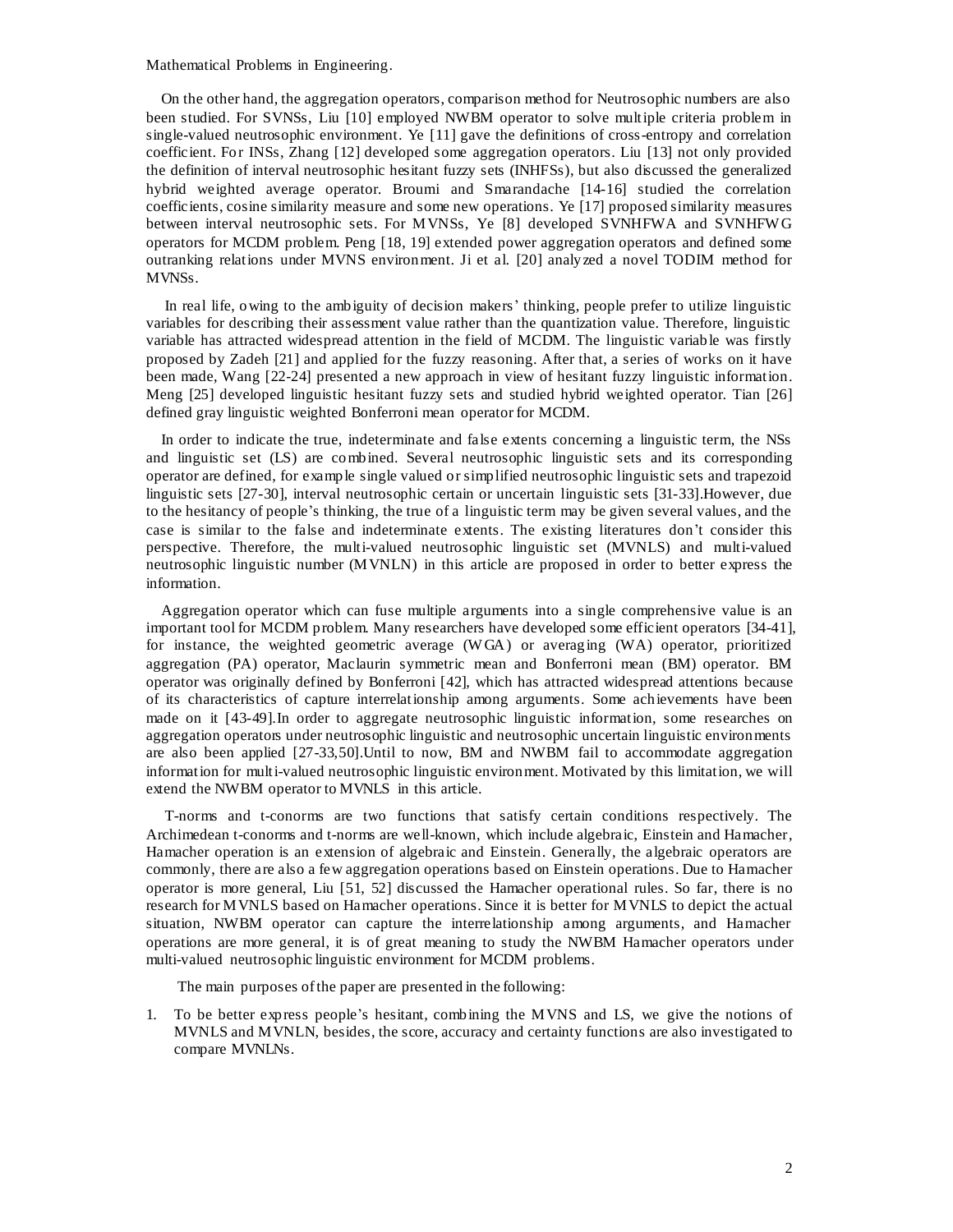Mathematical Problems in Engineering.

On the other hand, the aggregation operators, comparison method for Neutrosophic numbers are also been studied. For SVNSs, Liu [10] employed NWBM operator to solve multiple criteria problem in single-valued neutrosophic environment. Ye [11] gave the definitions of cross-entropy and correlation coefficient. For INSs, Zhang [12] developed some aggregation operators. Liu [13] not only provided the definition of interval neutrosophic hesitant fuzzy sets (INHFSs), but also discussed the generalized hybrid weighted average operator. Broumi and Smarandache [14-16] studied the correlation coefficients, cosine similarity measure and some new operations. Ye [17] proposed similarity measures between interval neutrosophic sets. For MVNSs, Ye [8] developed SVNHFWA and SVNHFWG operators for MCDM problem. Peng [18, 19] extended power aggregation operators and defined some outranking relations under MVNS environment. Ji et al. [20] analyzed a novel TODIM method for MVNSs.

In real life, owing to the ambiguity of decision makers' thinking, people prefer to utilize linguistic variables for describing their assessment value rather than the quantization value. Therefore, linguistic variable has attracted widespread attention in the field of MCDM. The linguistic variable was firstly proposed by Zadeh [21] and applied for the fuzzy reasoning. After that, a series of works on it have been made, Wang [22-24] presented a new approach in view of hesitant fuzzy linguistic information. Meng [25] developed linguistic hesitant fuzzy sets and studied hybrid weighted operator. Tian [26] defined gray linguistic weighted Bonferroni mean operator for MCDM.

In order to indicate the true, indeterminate and false extents concerning a linguistic term, the NSs and linguistic set (LS) are combined. Several neutrosophic linguistic sets and its corresponding operator are defined, for example single valued or simplified neutrosophic linguistic sets and trapezoid linguistic sets [27-30], interval neutrosophic certain or uncertain linguistic sets [31-33].However, due to the hesitancy of people's thinking, the true of a linguistic term may be given several values, and the case is similar to the false and indeterminate extents. The existing literatures don't consider this perspective. Therefore, the multi-valued neutrosophic linguistic set (MVNLS) and multi-valued neutrosophic linguistic number (MVNLN) in this article are proposed in order to better express the information.

Aggregation operator which can fuse multiple arguments into a single comprehensive value is an important tool for MCDM problem. Many researchers have developed some efficient operators [34-41], for instance, the weighted geometric average (WGA) or averaging (WA) operator, prioritized aggregation (PA) operator, Maclaurin symmetric mean and Bonferroni mean (BM) operator. BM operator was originally defined by Bonferroni [42], which has attracted widespread attentions because of its characteristics of capture interrelationship among arguments. Some achievements have been made on it [43-49].In order to aggregate neutrosophic linguistic information, some researches on aggregation operators under neutrosophic linguistic and neutrosophic uncertain linguistic environments are also been applied [27-33,50].Until to now, BM and NWBM fail to accommodate aggregation information for multi-valued neutrosophic linguistic environment. Motivated by this limitation, we will extend the NWBM operator to MVNLS in this article.

T-norms and t-conorms are two functions that satisfy certain conditions respectively. The Archimedean t-conorms and t-norms are well-known, which include algebraic, Einstein and Hamacher, Hamacher operation is an extension of algebraic and Einstein. Generally, the algebraic operators are commonly, there are also a few aggregation operations based on Einstein operations. Due to Hamacher operator is more general, Liu [51, 52] discussed the Hamacher operational rules. So far, there is no research for MVNLS based on Hamacher operations. Since it is better for MVNLS to depict the actual situation, NWBM operator can capture the interrelationship among arguments, and Hamacher operations are more general, it is of great meaning to study the NWBM Hamacher operators under multi-valued neutrosophic linguistic environment for MCDM problems.

The main purposes of the paper are presented in the following:

1. To be better express people's hesitant, combining the MVNS and LS, we give the notions of MVNLS and MVNLN, besides, the score, accuracy and certainty functions are also investigated to compare MVNLNs.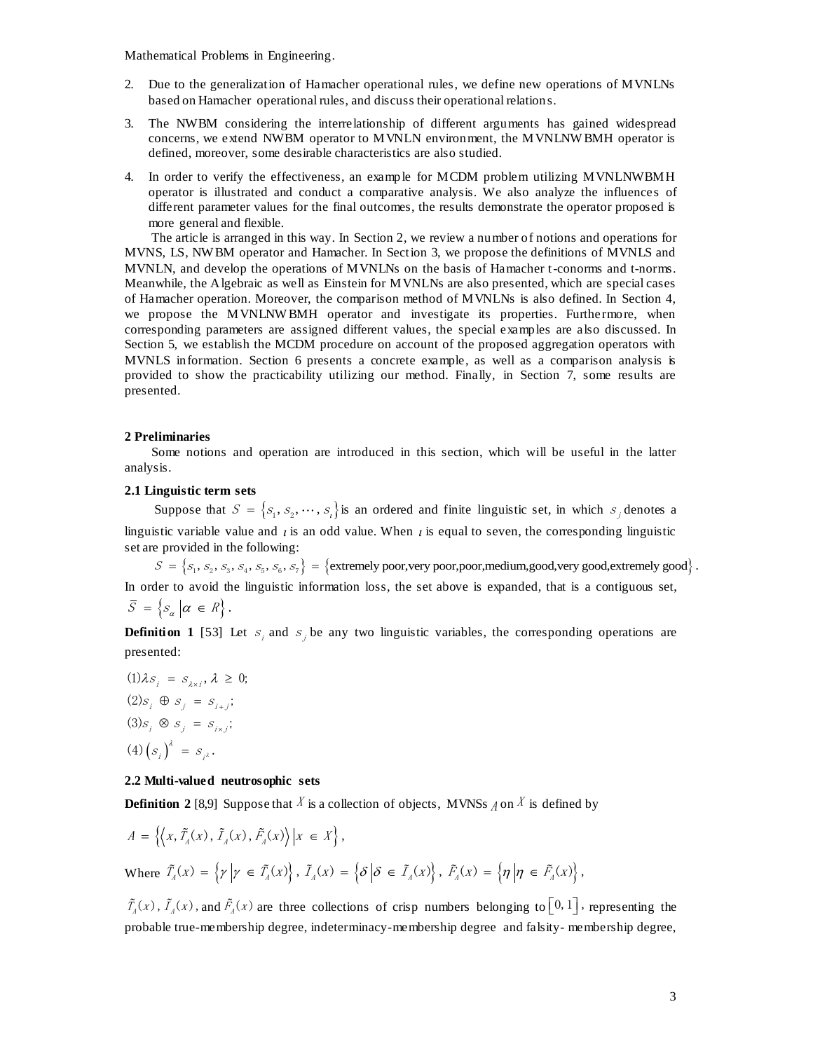Mathematical Problems in Engineering.

2. Due to the generalization of Hamacher operational rules, we define new operations of MVNLNs based on Hamacher operational rules, and discuss their operational relations.
3. The NWBM considering the interrelationship of different arguments has gained widespread concerns, we extend NWBM operator to MVNLN environment, the MVNLNWBMH operator is defined, moreover, some desirable characteristics are also studied.
4. In order to verify the effectiveness, an example for MCDM problem utilizing MVNLNWBMH operator is illustrated and conduct a comparative analysis. We also analyze the influences of different parameter values for the final outcomes, the results demonstrate the operator proposed is more general and flexible.

The article is arranged in this way. In Section 2, we review a number of notions and operations for MVNS, LS, NWBM operator and Hamacher. In Section 3, we propose the definitions of MVNLS and MVNLN, and develop the operations of MVNLNs on the basis of Hamacher t-conorms and t-norms. Meanwhile, the Algebraic as well as Einstein for MVNLNs are also presented, which are special cases of Hamacher operation. Moreover, the comparison method of MVNLNs is also defined. In Section 4, we propose the MVNLNWBMH operator and investigate its properties. Furthermore, when corresponding parameters are assigned different values, the special examples are also discussed. In Section 5, we establish the MCDM procedure on account of the proposed aggregation operators with MVNLS information. Section 6 presents a concrete example, as well as a comparison analysis is provided to show the practicability utilizing our method. Finally, in Section 7, some results are presented.

## 2 Preliminaries

Some notions and operation are introduced in this section, which will be useful in the latter analysis.

### 2.1 Linguistic term sets

Suppose that $S = \{s_1, s_2, \cdots, s_t\}$ is an ordered and finite linguistic set, in which $s_j$ denotes a linguistic variable value and $t$ is an odd value. When $t$ is equal to seven, the corresponding linguistic set are provided in the following:

$$S = \{s_1, s_2, s_3, s_4, s_5, s_6, s_7\} = \{\text{extremely poor,very poor,poor,medium,good,very good,extremely good}\}.$$

In order to avoid the linguistic information loss, the set above is expanded, that is a contiguous set, $\bar{S} = \{s_\alpha \mid \alpha \in R\}$.

**Definition 1** [53] Let $s_i$ and $s_j$ be any two linguistic variables, the corresponding operations are presented:

$(1) \lambda s_i = s_{\lambda \times i}, \lambda \geq 0;$

$(2) s_i \oplus s_j = s_{i+j};$

$(3) s_i \otimes s_j = s_{i \times j};$

$(4) (s_i)^\lambda = s_{i^\lambda}.$

### 2.2 Multi-valued neutrosophic sets

**Definition 2** [8,9] Suppose that $X$ is a collection of objects, MVNSs $A$ on $X$ is defined by

$$A = \left\{\left\langle x, \tilde{T}_A(x), \tilde{I}_A(x), \tilde{F}_A(x)\right\rangle \middle| x \in X\right\},$$

Where $\tilde{T}_A(x) = \left\{\gamma \middle| \gamma \in \tilde{T}_A(x)\right\}$, $\tilde{I}_A(x) = \left\{\delta \middle| \delta \in \tilde{I}_A(x)\right\}$, $\tilde{F}_A(x) = \left\{\eta \middle| \eta \in \tilde{F}_A(x)\right\}$,

$\tilde{T}_A(x)$, $\tilde{I}_A(x)$, and $\tilde{F}_A(x)$ are three collections of crisp numbers belonging to $[0, 1]$, representing the probable true-membership degree, indeterminacy-membership degree and falsity- membership degree,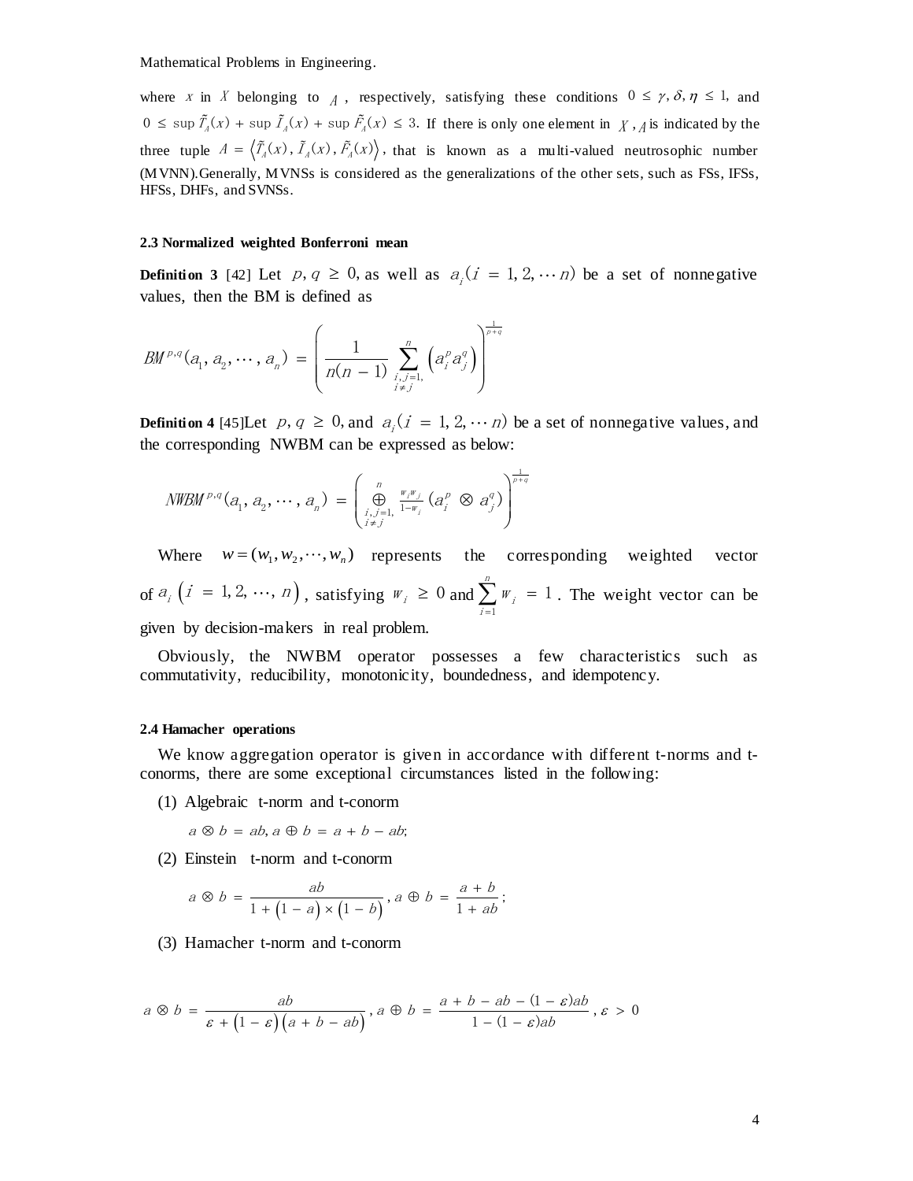where $x$ in $X$ belonging to $A$, respectively, satisfying these conditions $0 \leq \gamma, \delta, \eta \leq 1$, and $0 \leq \sup \tilde{T}_A(x) + \sup \tilde{I}_A(x) + \sup \tilde{F}_A(x) \leq 3$. If there is only one element in $X$, $A$ is indicated by the three tuple $A = \langle \tilde{T}_A(x), \tilde{I}_A(x), \tilde{F}_A(x) \rangle$, that is known as a multi-valued neutrosophic number (MVNN).Generally, MVNSs is considered as the generalizations of the other sets, such as FSs, IFSs, HFSs, DHFs, and SVNSs.

### 2.3 Normalized weighted Bonferroni mean

**Definition 3** [42] Let $p, q \geq 0$, as well as $a_i (i = 1, 2, \cdots n)$ be a set of nonnegative values, then the BM is defined as

$$BM^{p,q}(a_1, a_2, \cdots, a_n) = \left( \frac{1}{n(n-1)} \sum_{\substack{i,j=1, \\ i \neq j}}^{n} \left( a_i^p a_j^q \right) \right)^{\frac{1}{p+q}}$$

**Definition 4** [45]Let $p, q \geq 0$, and $a_i (i = 1, 2, \cdots n)$ be a set of nonnegative values, and the corresponding NWBM can be expressed as below:

$$NWBM^{p,q}(a_1, a_2, \cdots, a_n) = \left( \bigoplus_{\substack{i,j=1, \\ i \neq j}}^{n} \frac{w_i w_j}{1-w_i} \left( a_i^p \otimes a_j^q \right) \right)^{\frac{1}{p+q}}$$

Where $w = (w_1, w_2, \cdots, w_n)$ represents the corresponding weighted vector of $a_i \left( i = 1, 2, \cdots, n \right)$, satisfying $w_i \geq 0$ and $\sum_{i=1}^{n} w_i = 1$. The weight vector can be given by decision-makers in real problem.

Obviously, the NWBM operator possesses a few characteristics such as commutativity, reducibility, monotonicity, boundedness, and idempotency.

### 2.4 Hamacher operations

We know aggregation operator is given in accordance with different t-norms and t-conorms, there are some exceptional circumstances listed in the following:

(1) Algebraic t-norm and t-conorm

$$a \otimes b = ab, a \oplus b = a + b - ab;$$

(2) Einstein t-norm and t-conorm

$$a \otimes b = \frac{ab}{1 + \left(1 - a\right) \times \left(1 - b\right)}, a \oplus b = \frac{a + b}{1 + ab};$$

(3) Hamacher t-norm and t-conorm

$$a \otimes b = \frac{ab}{\varepsilon + \left(1 - \varepsilon\right)\left(a + b - ab\right)}, a \oplus b = \frac{a + b - ab - (1 - \varepsilon)ab}{1 - (1 - \varepsilon)ab}, \varepsilon > 0$$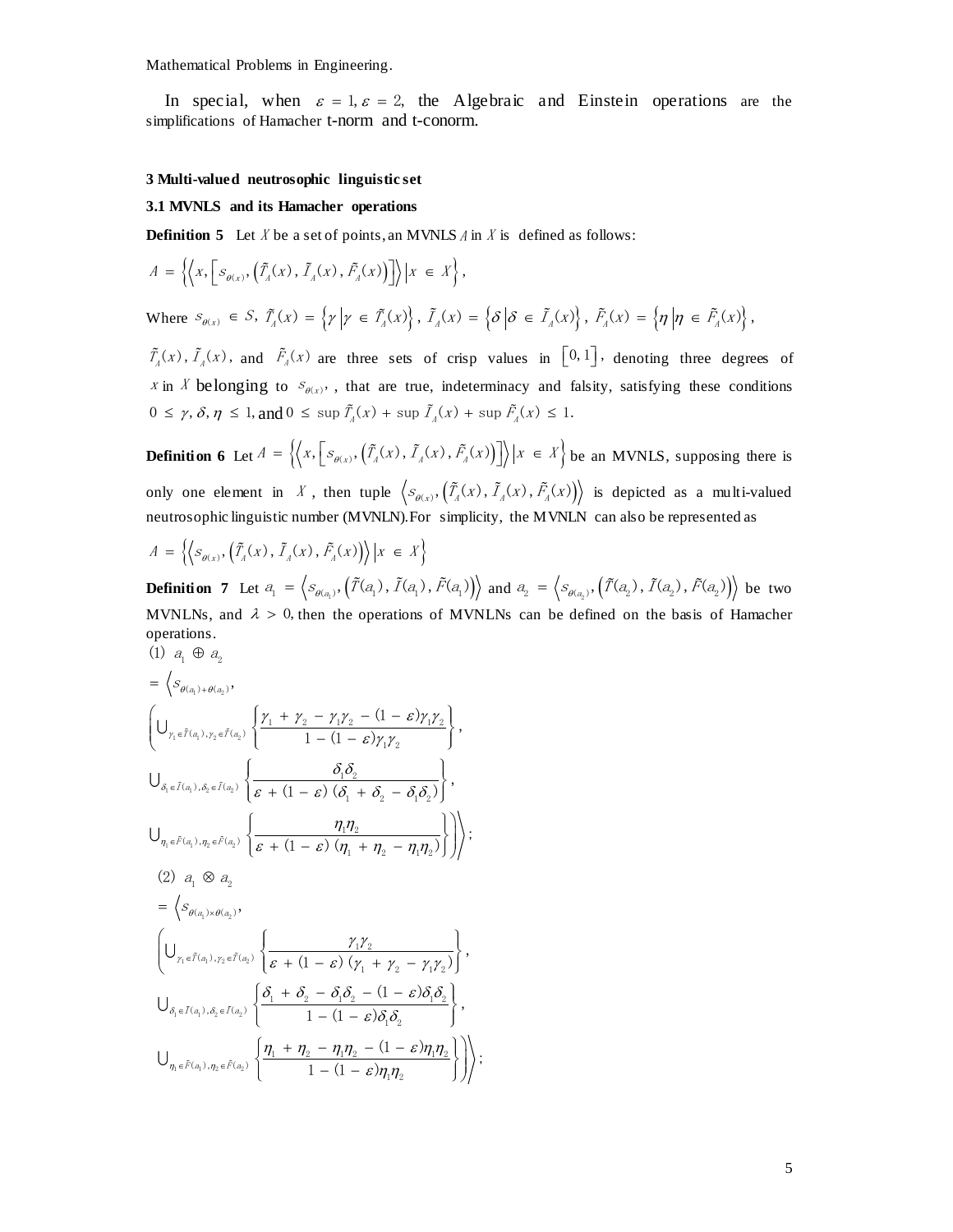Mathematical Problems in Engineering.

In special, when $\varepsilon = 1, \varepsilon = 2$, the Algebraic and Einstein operations are the simplifications of Hamacher t-norm and t-conorm.

### 3 Multi-valued neutrosophic linguistic set

#### 3.1 MVNLS and its Hamacher operations

**Definition 5** Let $X$ be a set of points, an MVNLS $A$ in $X$ is defined as follows:

$$A = \left\{ \left\langle x, \left[ s_{\theta(x)}, \left( \tilde{T}_A(x), \tilde{I}_A(x), \tilde{F}_A(x) \right) \right] \right\rangle \middle| x \in X \right\},$$

Where $s_{\theta(x)} \in S$, $\tilde{T}_A(x) = \left\{ \gamma \middle| \gamma \in \tilde{T}_A(x) \right\}$, $\tilde{I}_A(x) = \left\{ \delta \middle| \delta \in \tilde{I}_A(x) \right\}$, $\tilde{F}_A(x) = \left\{ \eta \middle| \eta \in \tilde{F}_A(x) \right\}$,

$\tilde{T}_A(x)$, $\tilde{I}_A(x)$, and $\tilde{F}_A(x)$ are three sets of crisp values in $[0, 1]$, denoting three degrees of $x$ in $X$ belonging to $s_{\theta(x)}$, , that are true, indeterminacy and falsity, satisfying these conditions $0 \le \gamma, \delta, \eta \le 1$, and $0 \le \sup \tilde{T}_A(x) + \sup \tilde{I}_A(x) + \sup \tilde{F}_A(x) \le 1$.

**Definition 6** Let $A = \left\{ \left\langle x, \left[ s_{\theta(x)}, \left( \tilde{T}_A(x), \tilde{I}_A(x), \tilde{F}_A(x) \right) \right] \right\rangle \middle| x \in X \right\}$ be an MVNLS, supposing there is only one element in $X$, then tuple $\left\langle s_{\theta(x)}, \left( \tilde{T}_A(x), \tilde{I}_A(x), \tilde{F}_A(x) \right) \right\rangle$ is depicted as a multi-valued neutrosophic linguistic number (MVNLN). For simplicity, the MVNLN can also be represented as

$$A = \left\{ \left\langle s_{\theta(x)}, \left( \tilde{T}_A(x), \tilde{I}_A(x), \tilde{F}_A(x) \right) \right\rangle \middle| x \in X \right\}$$

**Definition 7** Let $a_1 = \left\langle s_{\theta(a_1)}, \left( \tilde{T}(a_1), \tilde{I}(a_1), \tilde{F}(a_1) \right) \right\rangle$ and $a_2 = \left\langle s_{\theta(a_2)}, \left( \tilde{T}(a_2), \tilde{I}(a_2), \tilde{F}(a_2) \right) \right\rangle$ be two MVNLNs, and $\lambda > 0$, then the operations of MVNLNs can be defined on the basis of Hamacher operations.

(1) $a_1 \oplus a_2$

$$= \left\langle s_{\theta(a_1)+\theta(a_2)}, \left( \bigcup_{\gamma_1 \in \tilde{T}(a_1), \gamma_2 \in \tilde{T}(a_2)} \left\{ \frac{\gamma_1 + \gamma_2 - \gamma_1\gamma_2 - (1-\varepsilon)\gamma_1\gamma_2}{1 - (1-\varepsilon)\gamma_1\gamma_2} \right\}, \bigcup_{\delta_1 \in \tilde{I}(a_1), \delta_2 \in \tilde{I}(a_2)} \left\{ \frac{\delta_1\delta_2}{\varepsilon + (1-\varepsilon)(\delta_1 + \delta_2 - \delta_1\delta_2)} \right\}, \bigcup_{\eta_1 \in \tilde{F}(a_1), \eta_2 \in \tilde{F}(a_2)} \left\{ \frac{\eta_1\eta_2}{\varepsilon + (1-\varepsilon)(\eta_1 + \eta_2 - \eta_1\eta_2)} \right\} \right) \right\rangle;$$

(2) $a_1 \otimes a_2$

$$= \left\langle s_{\theta(a_1)\times\theta(a_2)}, \left( \bigcup_{\gamma_1 \in \tilde{T}(a_1), \gamma_2 \in \tilde{T}(a_2)} \left\{ \frac{\gamma_1\gamma_2}{\varepsilon + (1-\varepsilon)(\gamma_1 + \gamma_2 - \gamma_1\gamma_2)} \right\}, \bigcup_{\delta_1 \in \tilde{I}(a_1), \delta_2 \in \tilde{I}(a_2)} \left\{ \frac{\delta_1 + \delta_2 - \delta_1\delta_2 - (1-\varepsilon)\delta_1\delta_2}{1 - (1-\varepsilon)\delta_1\delta_2} \right\}, \bigcup_{\eta_1 \in \tilde{F}(a_1), \eta_2 \in \tilde{F}(a_2)} \left\{ \frac{\eta_1 + \eta_2 - \eta_1\eta_2 - (1-\varepsilon)\eta_1\eta_2}{1 - (1-\varepsilon)\eta_1\eta_2} \right\} \right) \right\rangle;$$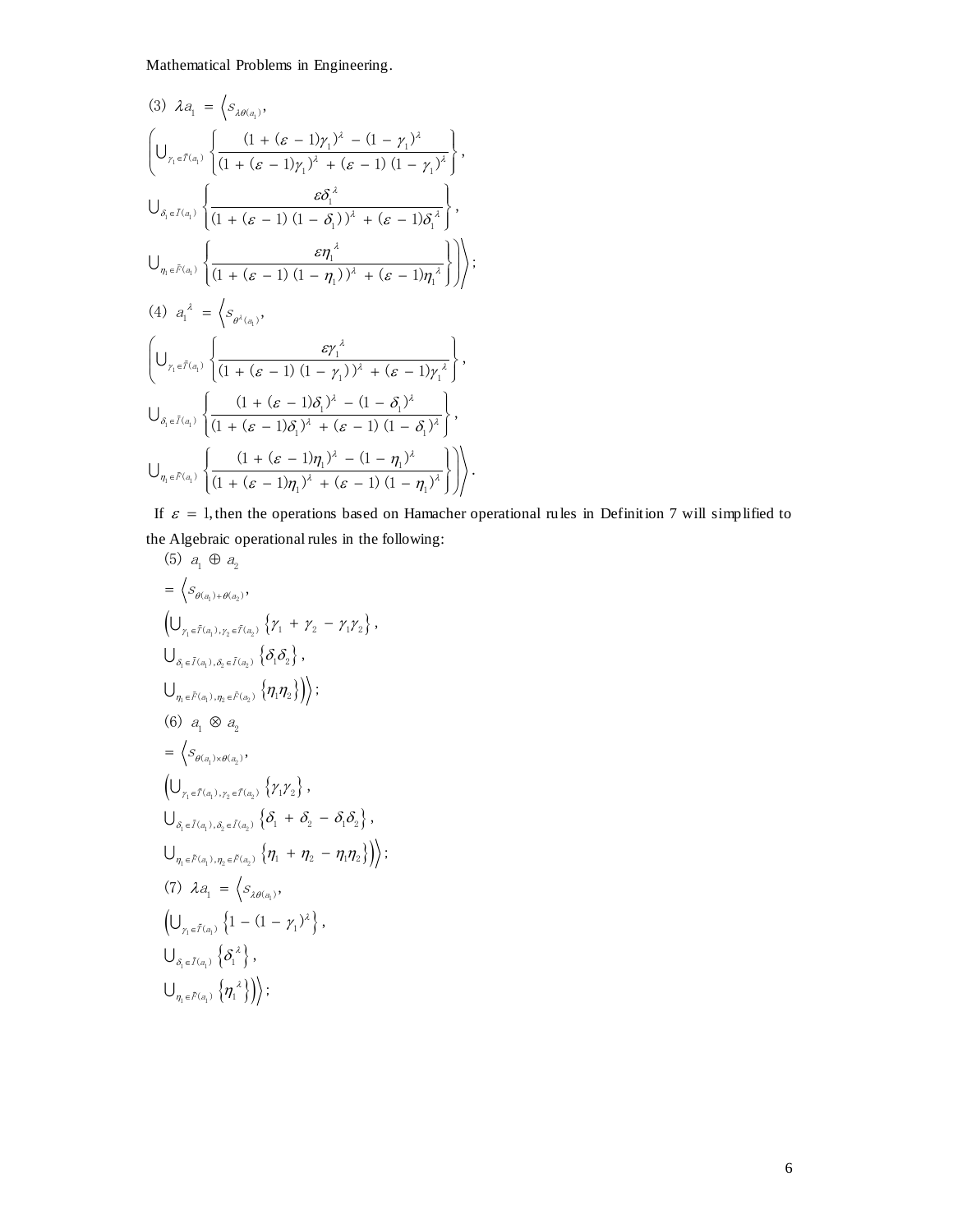Mathematical Problems in Engineering.

$$(3)\ \lambda a_1 = \Big\langle s_{\lambda\theta(a_1)},$$
$$\Bigg(\bigcup_{\gamma_1\in\tilde{T}(a_1)}\left\{\frac{(1+(\varepsilon-1)\gamma_1)^\lambda-(1-\gamma_1)^\lambda}{(1+(\varepsilon-1)\gamma_1)^\lambda+(\varepsilon-1)(1-\gamma_1)^\lambda}\right\},$$
$$\bigcup_{\delta_1\in\tilde{I}(a_1)}\left\{\frac{\varepsilon\delta_1^{\ \lambda}}{(1+(\varepsilon-1)(1-\delta_1))^\lambda+(\varepsilon-1)\delta_1^{\ \lambda}}\right\},$$
$$\bigcup_{\eta_1\in\tilde{F}(a_1)}\left\{\frac{\varepsilon\eta_1^{\ \lambda}}{(1+(\varepsilon-1)(1-\eta_1))^\lambda+(\varepsilon-1)\eta_1^{\ \lambda}}\right\}\Bigg)\Big\rangle;$$

$$(4)\ a_1^{\ \lambda} = \Big\langle s_{\theta^\lambda(a_1)},$$
$$\Bigg(\bigcup_{\gamma_1\in\tilde{T}(a_1)}\left\{\frac{\varepsilon\gamma_1^{\ \lambda}}{(1+(\varepsilon-1)(1-\gamma_1))^\lambda+(\varepsilon-1)\gamma_1^{\ \lambda}}\right\},$$
$$\bigcup_{\delta_1\in\tilde{I}(a_1)}\left\{\frac{(1+(\varepsilon-1)\delta_1)^\lambda-(1-\delta_1)^\lambda}{(1+(\varepsilon-1)\delta_1)^\lambda+(\varepsilon-1)(1-\delta_1)^\lambda}\right\},$$
$$\bigcup_{\eta_1\in\tilde{F}(a_1)}\left\{\frac{(1+(\varepsilon-1)\eta_1)^\lambda-(1-\eta_1)^\lambda}{(1+(\varepsilon-1)\eta_1)^\lambda+(\varepsilon-1)(1-\eta_1)^\lambda}\right\}\Bigg)\Big\rangle.$$

If $\varepsilon = 1$, then the operations based on Hamacher operational rules in Definition 7 will simplified to the Algebraic operational rules in the following:

$$(5)\ a_1 \oplus a_2$$
$$= \Big\langle s_{\theta(a_1)+\theta(a_2)},$$
$$\Big(\bigcup_{\gamma_1\in\tilde{T}(a_1),\gamma_2\in\tilde{T}(a_2)}\left\{\gamma_1+\gamma_2-\gamma_1\gamma_2\right\},$$
$$\bigcup_{\delta_1\in\tilde{I}(a_1),\delta_2\in\tilde{I}(a_2)}\left\{\delta_1\delta_2\right\},$$
$$\bigcup_{\eta_1\in\tilde{F}(a_1),\eta_2\in\tilde{F}(a_2)}\left\{\eta_1\eta_2\right\}\Big)\Big\rangle;$$

$$(6)\ a_1 \otimes a_2$$
$$= \Big\langle s_{\theta(a_1)\times\theta(a_2)},$$
$$\Big(\bigcup_{\gamma_1\in\tilde{T}(a_1),\gamma_2\in\tilde{T}(a_2)}\left\{\gamma_1\gamma_2\right\},$$
$$\bigcup_{\delta_1\in\tilde{I}(a_1),\delta_2\in\tilde{I}(a_2)}\left\{\delta_1+\delta_2-\delta_1\delta_2\right\},$$
$$\bigcup_{\eta_1\in\tilde{F}(a_1),\eta_2\in\tilde{F}(a_2)}\left\{\eta_1+\eta_2-\eta_1\eta_2\right\}\Big)\Big\rangle;$$

$$(7)\ \lambda a_1 = \Big\langle s_{\lambda\theta(a_1)},$$
$$\Big(\bigcup_{\gamma_1\in\tilde{T}(a_1)}\left\{1-(1-\gamma_1)^\lambda\right\},$$
$$\bigcup_{\delta_1\in\tilde{I}(a_1)}\left\{\delta_1^{\ \lambda}\right\},$$
$$\bigcup_{\eta_1\in\tilde{F}(a_1)}\left\{\eta_1^{\ \lambda}\right\}\Big)\Big\rangle;$$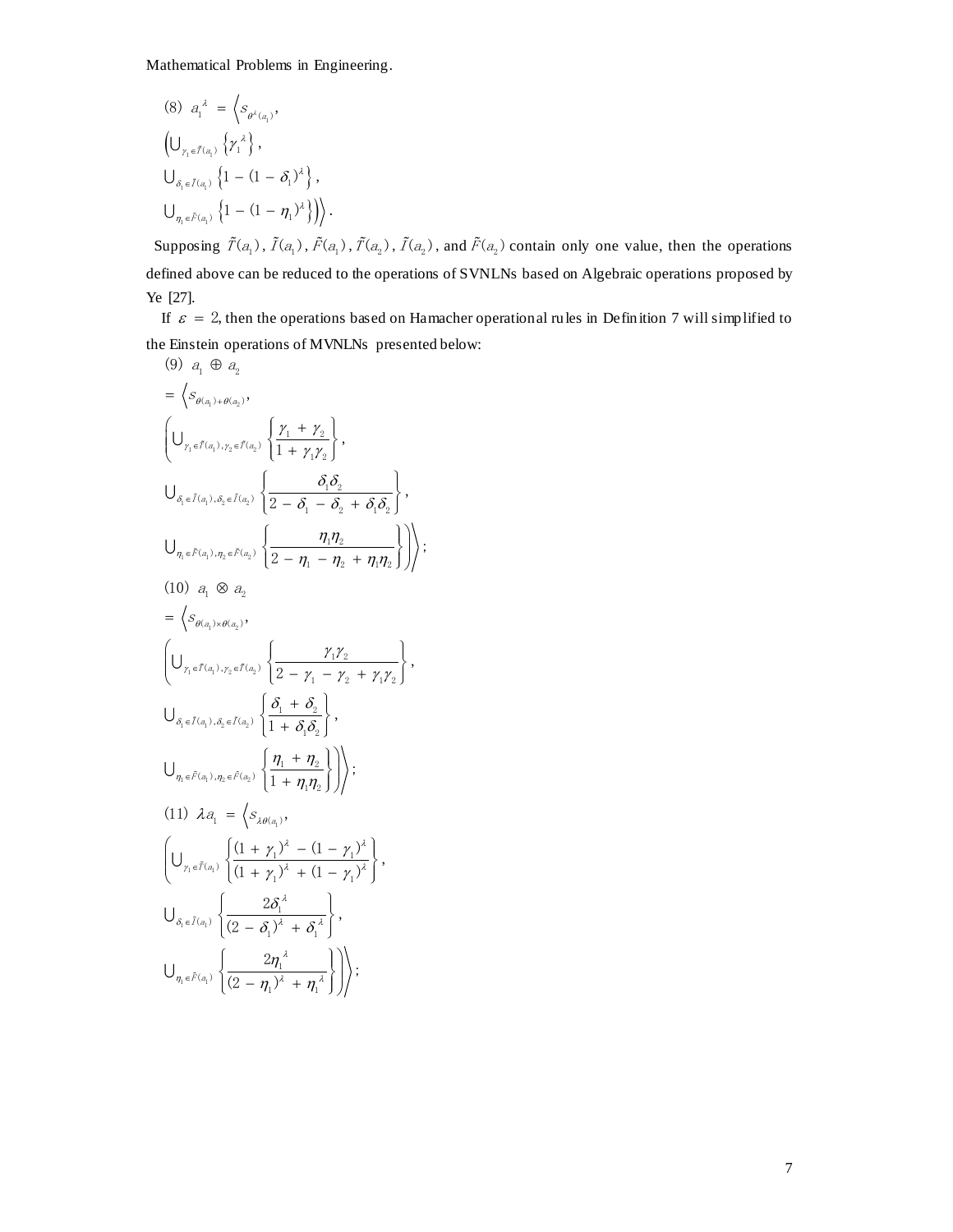Mathematical Problems in Engineering.

(8) $a_1^{\lambda} = \Big\langle s_{\theta^{\lambda}(a_1)},$

$\Big(\bigcup_{\gamma_1 \in \tilde{T}(a_1)} \left\{\gamma_1^{\lambda}\right\},$

$\bigcup_{\delta_1 \in \tilde{I}(a_1)} \left\{1 - (1 - \delta_1)^{\lambda}\right\},$

$\bigcup_{\eta_1 \in \tilde{F}(a_1)} \left\{1 - (1 - \eta_1)^{\lambda}\right\}\Big)\Big\rangle.$

Supposing $\tilde{T}(a_1)$, $\tilde{I}(a_1)$, $\tilde{F}(a_1)$, $\tilde{T}(a_2)$, $\tilde{I}(a_2)$, and $\tilde{F}(a_2)$ contain only one value, then the operations defined above can be reduced to the operations of SVNLNs based on Algebraic operations proposed by Ye [27].

If $\varepsilon = 2$, then the operations based on Hamacher operational rules in Definition 7 will simplified to the Einstein operations of MVNLNs presented below:

(9) $a_1 \oplus a_2$

$= \Big\langle s_{\theta(a_1)+\theta(a_2)},$

$\left(\bigcup_{\gamma_1 \in \tilde{T}(a_1), \gamma_2 \in \tilde{T}(a_2)} \left\{\dfrac{\gamma_1 + \gamma_2}{1 + \gamma_1 \gamma_2}\right\},\right.$

$\bigcup_{\delta_1 \in \tilde{I}(a_1), \delta_2 \in \tilde{I}(a_2)} \left\{\dfrac{\delta_1 \delta_2}{2 - \delta_1 - \delta_2 + \delta_1 \delta_2}\right\},$

$\left.\bigcup_{\eta_1 \in \tilde{F}(a_1), \eta_2 \in \tilde{F}(a_2)} \left\{\dfrac{\eta_1 \eta_2}{2 - \eta_1 - \eta_2 + \eta_1 \eta_2}\right\}\right)\Big\rangle;$

(10) $a_1 \otimes a_2$

$= \Big\langle s_{\theta(a_1)\times\theta(a_2)},$

$\left(\bigcup_{\gamma_1 \in \tilde{T}(a_1), \gamma_2 \in \tilde{T}(a_2)} \left\{\dfrac{\gamma_1 \gamma_2}{2 - \gamma_1 - \gamma_2 + \gamma_1 \gamma_2}\right\},\right.$

$\bigcup_{\delta_1 \in \tilde{I}(a_1), \delta_2 \in \tilde{I}(a_2)} \left\{\dfrac{\delta_1 + \delta_2}{1 + \delta_1 \delta_2}\right\},$

$\left.\bigcup_{\eta_1 \in \tilde{F}(a_1), \eta_2 \in \tilde{F}(a_2)} \left\{\dfrac{\eta_1 + \eta_2}{1 + \eta_1 \eta_2}\right\}\right)\Big\rangle;$

(11) $\lambda a_1 = \Big\langle s_{\lambda\theta(a_1)},$

$\left(\bigcup_{\gamma_1 \in \tilde{T}(a_1)} \left\{\dfrac{(1 + \gamma_1)^{\lambda} - (1 - \gamma_1)^{\lambda}}{(1 + \gamma_1)^{\lambda} + (1 - \gamma_1)^{\lambda}}\right\},\right.$

$\bigcup_{\delta_1 \in \tilde{I}(a_1)} \left\{\dfrac{2\delta_1^{\lambda}}{(2 - \delta_1)^{\lambda} + \delta_1^{\lambda}}\right\},$

$\left.\bigcup_{\eta_1 \in \tilde{F}(a_1)} \left\{\dfrac{2\eta_1^{\lambda}}{(2 - \eta_1)^{\lambda} + \eta_1^{\lambda}}\right\}\right)\Big\rangle;$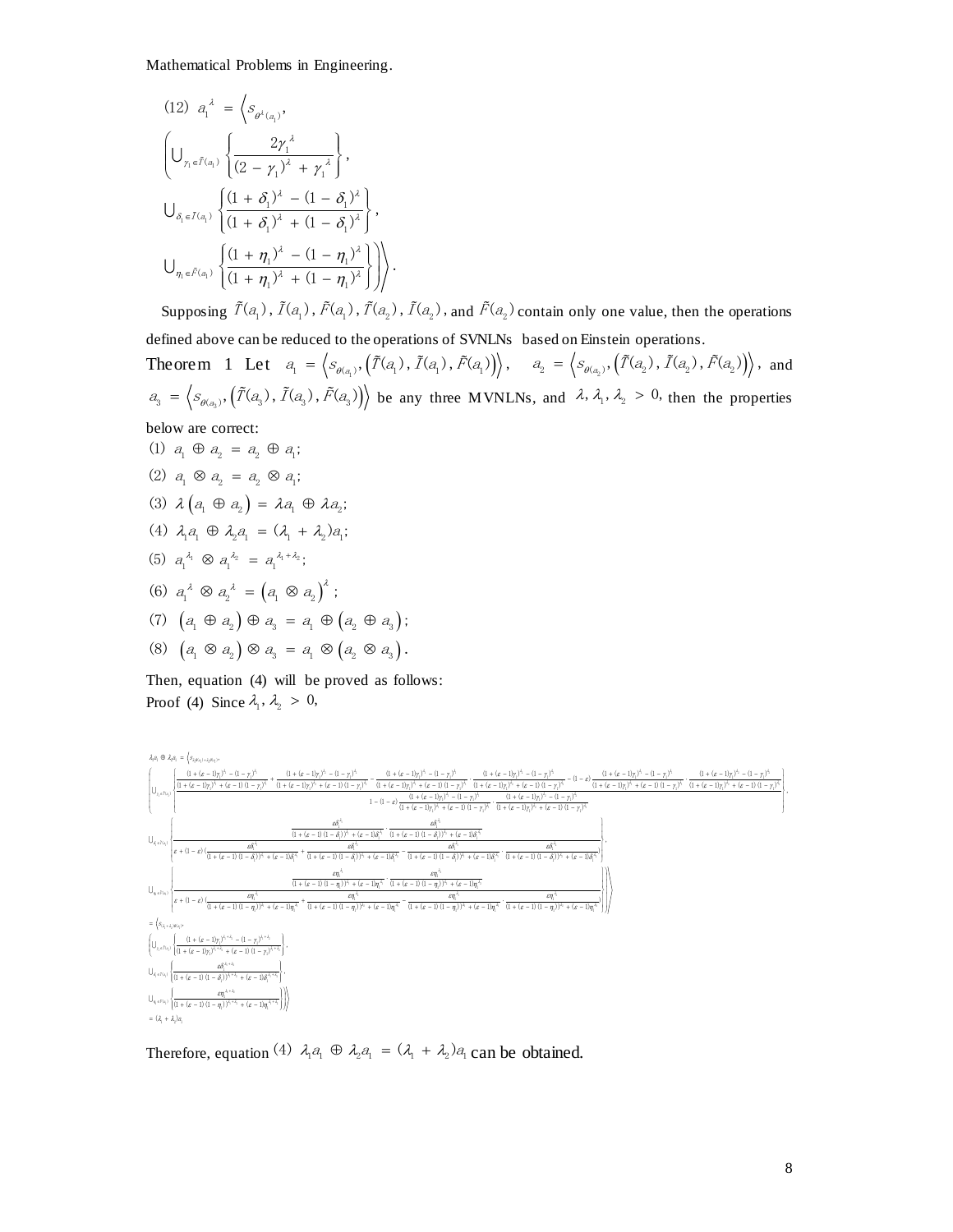Mathematical Problems in Engineering.

$$(12)\ a_1^{\lambda} = \left\langle s_{\theta^{\lambda}(a_1)}, \left( \bigcup_{\gamma_1 \in \tilde{T}(a_1)} \left\{ \frac{2\gamma_1^{\lambda}}{(2-\gamma_1)^{\lambda} + \gamma_1^{\lambda}} \right\}, \bigcup_{\delta_1 \in \tilde{I}(a_1)} \left\{ \frac{(1+\delta_1)^{\lambda} - (1-\delta_1)^{\lambda}}{(1+\delta_1)^{\lambda} + (1-\delta_1)^{\lambda}} \right\}, \bigcup_{\eta_1 \in \tilde{F}(a_1)} \left\{ \frac{(1+\eta_1)^{\lambda} - (1-\eta_1)^{\lambda}}{(1+\eta_1)^{\lambda} + (1-\eta_1)^{\lambda}} \right\} \right) \right\rangle.$$

Supposing $\tilde{T}(a_1)$, $\tilde{I}(a_1)$, $\tilde{F}(a_1)$, $\tilde{T}(a_2)$, $\tilde{I}(a_2)$, and $\tilde{F}(a_2)$ contain only one value, then the operations defined above can be reduced to the operations of SVNLNs based on Einstein operations.

**Theorem 1** Let $a_1 = \left\langle s_{\theta(a_1)}, \left(\tilde{T}(a_1), \tilde{I}(a_1), \tilde{F}(a_1)\right)\right\rangle$, $a_2 = \left\langle s_{\theta(a_2)}, \left(\tilde{T}(a_2), \tilde{I}(a_2), \tilde{F}(a_2)\right)\right\rangle$, and $a_3 = \left\langle s_{\theta(a_3)}, \left(\tilde{T}(a_3), \tilde{I}(a_3), \tilde{F}(a_3)\right)\right\rangle$ be any three MVNLNs, and $\lambda, \lambda_1, \lambda_2 > 0$, then the properties below are correct:

(1) $a_1 \oplus a_2 = a_2 \oplus a_1$;

(2) $a_1 \otimes a_2 = a_2 \otimes a_1$;

(3) $\lambda\left(a_1 \oplus a_2\right) = \lambda a_1 \oplus \lambda a_2$;

(4) $\lambda_1 a_1 \oplus \lambda_2 a_1 = (\lambda_1 + \lambda_2) a_1$;

(5) $a_1^{\lambda_1} \otimes a_1^{\lambda_2} = a_1^{\lambda_1 + \lambda_2}$;

(6) $a_1^{\lambda} \otimes a_2^{\lambda} = \left(a_1 \otimes a_2\right)^{\lambda}$;

(7) $\left(a_1 \oplus a_2\right) \oplus a_3 = a_1 \oplus \left(a_2 \oplus a_3\right)$;

(8) $\left(a_1 \otimes a_2\right) \otimes a_3 = a_1 \otimes \left(a_2 \otimes a_3\right)$.

Then, equation (4) will be proved as follows:

Proof (4) Since $\lambda_1, \lambda_2 > 0$,

$$\lambda_1 a_1 \oplus \lambda_2 a_1 = \left\langle s_{\lambda_1\theta(a_1)+\lambda_2\theta(a_1)}, \left( \bigcup_{\gamma_1 \in \tilde{T}(a_1)} \left\{ \frac{ \frac{(1+(\varepsilon-1)\gamma_1)^{\lambda_1} - (1-\gamma_1)^{\lambda_1}}{(1+(\varepsilon-1)\gamma_1)^{\lambda_1} + (\varepsilon-1)(1-\gamma_1)^{\lambda_1}} + \frac{(1+(\varepsilon-1)\gamma_1)^{\lambda_2} - (1-\gamma_1)^{\lambda_2}}{(1+(\varepsilon-1)\gamma_1)^{\lambda_2} + (\varepsilon-1)(1-\gamma_1)^{\lambda_2}} - \frac{(1+(\varepsilon-1)\gamma_1)^{\lambda_1} - (1-\gamma_1)^{\lambda_1}}{(1+(\varepsilon-1)\gamma_1)^{\lambda_1} + (\varepsilon-1)(1-\gamma_1)^{\lambda_1}} \cdot \frac{(1+(\varepsilon-1)\gamma_1)^{\lambda_2} - (1-\gamma_1)^{\lambda_2}}{(1+(\varepsilon-1)\gamma_1)^{\lambda_2} + (\varepsilon-1)(1-\gamma_1)^{\lambda_2}} - (1-\varepsilon)\frac{(1+(\varepsilon-1)\gamma_1)^{\lambda_1} - (1-\gamma_1)^{\lambda_1}}{(1+(\varepsilon-1)\gamma_1)^{\lambda_1} + (\varepsilon-1)(1-\gamma_1)^{\lambda_1}} \cdot \frac{(1+(\varepsilon-1)\gamma_1)^{\lambda_2} - (1-\gamma_1)^{\lambda_2}}{(1+(\varepsilon-1)\gamma_1)^{\lambda_2} + (\varepsilon-1)(1-\gamma_1)^{\lambda_2}} }{ 1-(1-\varepsilon)\frac{(1+(\varepsilon-1)\gamma_1)^{\lambda_1} - (1-\gamma_1)^{\lambda_1}}{(1+(\varepsilon-1)\gamma_1)^{\lambda_1} + (\varepsilon-1)(1-\gamma_1)^{\lambda_1}} \cdot \frac{(1+(\varepsilon-1)\gamma_1)^{\lambda_2} - (1-\gamma_1)^{\lambda_2}}{(1+(\varepsilon-1)\gamma_1)^{\lambda_2} + (\varepsilon-1)(1-\gamma_1)^{\lambda_2}} } \right\}, \right.$$

$$\bigcup_{\delta_1 \in \tilde{I}(a_1)} \left\{ \frac{ \frac{\varepsilon\delta_1^{\lambda_1}}{(1+(\varepsilon-1)(1-\delta_1))^{\lambda_1} + (\varepsilon-1)\delta_1^{\lambda_1}} \cdot \frac{\varepsilon\delta_1^{\lambda_2}}{(1+(\varepsilon-1)(1-\delta_1))^{\lambda_2} + (\varepsilon-1)\delta_1^{\lambda_2}} }{ \varepsilon + (1-\varepsilon)\left( \frac{\varepsilon\delta_1^{\lambda_1}}{(1+(\varepsilon-1)(1-\delta_1))^{\lambda_1} + (\varepsilon-1)\delta_1^{\lambda_1}} + \frac{\varepsilon\delta_1^{\lambda_2}}{(1+(\varepsilon-1)(1-\delta_1))^{\lambda_2} + (\varepsilon-1)\delta_1^{\lambda_2}} - \frac{\varepsilon\delta_1^{\lambda_1}}{(1+(\varepsilon-1)(1-\delta_1))^{\lambda_1} + (\varepsilon-1)\delta_1^{\lambda_1}} \cdot \frac{\varepsilon\delta_1^{\lambda_2}}{(1+(\varepsilon-1)(1-\delta_1))^{\lambda_2} + (\varepsilon-1)\delta_1^{\lambda_2}} \right) } \right\},$$

$$\left. \bigcup_{\eta_1 \in \tilde{F}(a_1)} \left\{ \frac{ \frac{\varepsilon\eta_1^{\lambda_1}}{(1+(\varepsilon-1)(1-\eta_1))^{\lambda_1} + (\varepsilon-1)\eta_1^{\lambda_1}} \cdot \frac{\varepsilon\eta_1^{\lambda_2}}{(1+(\varepsilon-1)(1-\eta_1))^{\lambda_2} + (\varepsilon-1)\eta_1^{\lambda_2}} }{ \varepsilon + (1-\varepsilon)\left( \frac{\varepsilon\eta_1^{\lambda_1}}{(1+(\varepsilon-1)(1-\eta_1))^{\lambda_1} + (\varepsilon-1)\eta_1^{\lambda_1}} + \frac{\varepsilon\eta_1^{\lambda_2}}{(1+(\varepsilon-1)(1-\eta_1))^{\lambda_2} + (\varepsilon-1)\eta_1^{\lambda_2}} - \frac{\varepsilon\eta_1^{\lambda_1}}{(1+(\varepsilon-1)(1-\eta_1))^{\lambda_1} + (\varepsilon-1)\eta_1^{\lambda_1}} \cdot \frac{\varepsilon\eta_1^{\lambda_2}}{(1+(\varepsilon-1)(1-\eta_1))^{\lambda_2} + (\varepsilon-1)\eta_1^{\lambda_2}} \right) } \right\} \right) \right\rangle$$

$$= \left\langle s_{(\lambda_1+\lambda_2)\theta(a_1)}, \left( \bigcup_{\gamma_1 \in \tilde{T}(a_1)} \left\{ \frac{(1+(\varepsilon-1)\gamma_1)^{\lambda_1+\lambda_2} - (1-\gamma_1)^{\lambda_1+\lambda_2}}{(1+(\varepsilon-1)\gamma_1)^{\lambda_1+\lambda_2} + (\varepsilon-1)(1-\gamma_1)^{\lambda_1+\lambda_2}} \right\}, \bigcup_{\delta_1 \in \tilde{I}(a_1)} \left\{ \frac{\varepsilon\delta_1^{\lambda_1+\lambda_2}}{(1+(\varepsilon-1)(1-\delta_1))^{\lambda_1+\lambda_2} + (\varepsilon-1)\delta_1^{\lambda_1+\lambda_2}} \right\}, \bigcup_{\eta_1 \in \tilde{F}(a_1)} \left\{ \frac{\varepsilon\eta_1^{\lambda_1+\lambda_2}}{(1+(\varepsilon-1)(1-\eta_1))^{\lambda_1+\lambda_2} + (\varepsilon-1)\eta_1^{\lambda_1+\lambda_2}} \right\} \right) \right\rangle$$

$$= (\lambda_1 + \lambda_2) a_1$$

Therefore, equation (4) $\lambda_1 a_1 \oplus \lambda_2 a_1 = (\lambda_1 + \lambda_2) a_1$ can be obtained.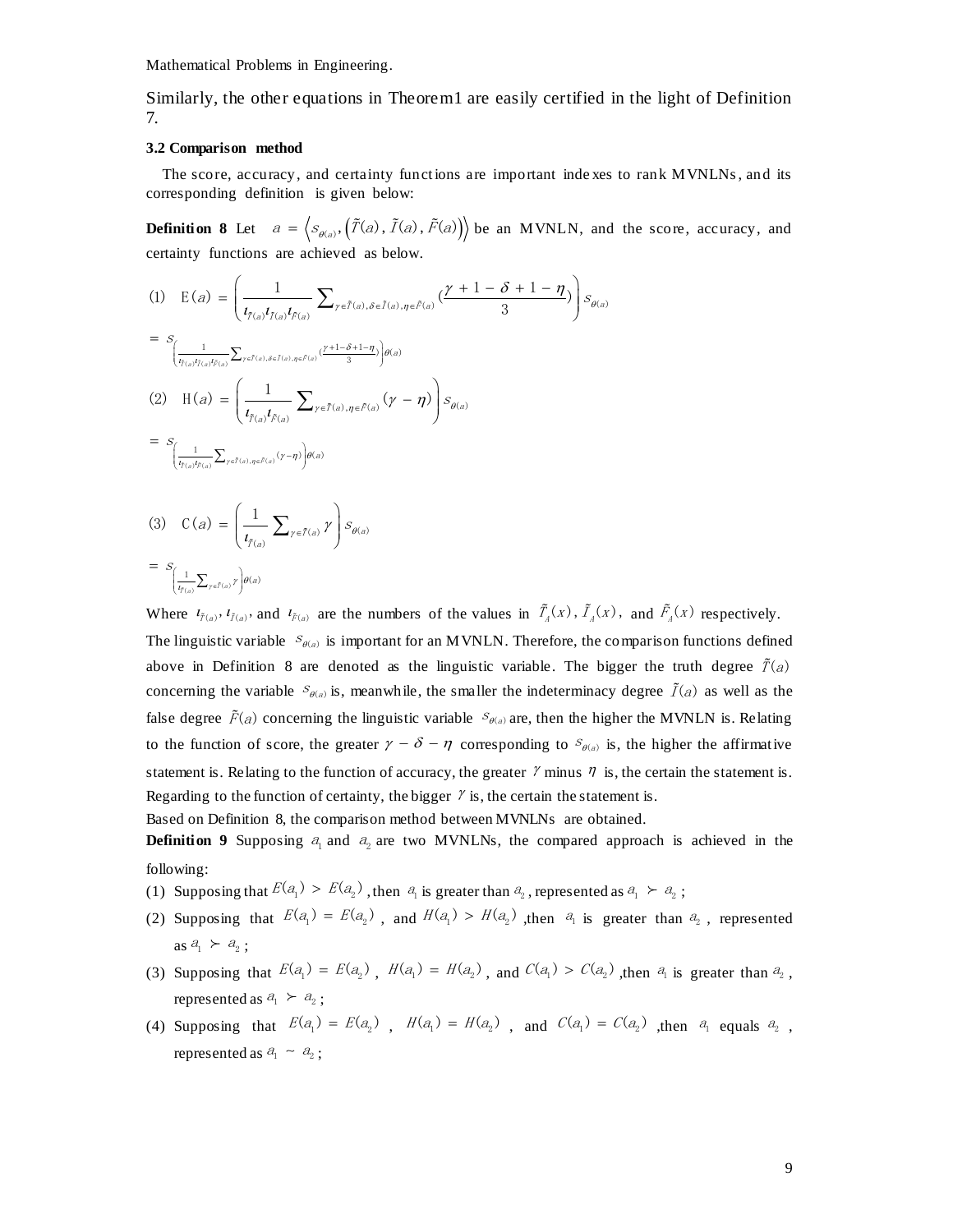Similarly, the other equations in Theorem1 are easily certified in the light of Definition 7.

### 3.2 Comparison method

The score, accuracy, and certainty functions are important indexes to rank MVNLNs, and its corresponding definition is given below:

**Definition 8** Let $a = \left\langle s_{\theta(a)}, \left(\tilde{T}(a), \tilde{I}(a), \tilde{F}(a)\right)\right\rangle$ be an MVNLN, and the score, accuracy, and certainty functions are achieved as below.

(1) $$\mathrm{E}(a) = \left(\frac{1}{l_{\tilde{T}(a)} l_{\tilde{I}(a)} l_{\tilde{F}(a)}} \sum_{\gamma \in \tilde{T}(a), \delta \in \tilde{I}(a), \eta \in \tilde{F}(a)} \left(\frac{\gamma + 1 - \delta + 1 - \eta}{3}\right)\right) s_{\theta(a)}$$

$$= s_{\left(\frac{1}{l_{\tilde{T}(a)} l_{\tilde{I}(a)} l_{\tilde{F}(a)}} \sum_{\gamma \in \tilde{T}(a), \delta \in \tilde{I}(a), \eta \in \tilde{F}(a)} \left(\frac{\gamma + 1 - \delta + 1 - \eta}{3}\right)\right)\theta(a)}$$

(2) $$\mathrm{H}(a) = \left(\frac{1}{l_{\tilde{T}(a)} l_{\tilde{F}(a)}} \sum_{\gamma \in \tilde{T}(a), \eta \in \tilde{F}(a)} (\gamma - \eta)\right) s_{\theta(a)}$$

$$= s_{\left(\frac{1}{l_{\tilde{T}(a)} l_{\tilde{F}(a)}} \sum_{\gamma \in \tilde{T}(a), \eta \in \tilde{F}(a)} (\gamma - \eta)\right)\theta(a)}$$

(3) $$\mathrm{C}(a) = \left(\frac{1}{l_{\tilde{T}(a)}} \sum_{\gamma \in \tilde{T}(a)} \gamma\right) s_{\theta(a)}$$

$$= s_{\left(\frac{1}{l_{\tilde{T}(a)}} \sum_{\gamma \in \tilde{T}(a)} \gamma\right)\theta(a)}$$

Where $l_{\tilde{T}(a)}$, $l_{\tilde{I}(a)}$, and $l_{\tilde{F}(a)}$ are the numbers of the values in $\tilde{T}_A(x)$, $\tilde{I}_A(x)$, and $\tilde{F}_A(x)$ respectively. The linguistic variable $s_{\theta(a)}$ is important for an MVNLN. Therefore, the comparison functions defined above in Definition 8 are denoted as the linguistic variable. The bigger the truth degree $\tilde{T}(a)$ concerning the variable $s_{\theta(a)}$ is, meanwhile, the smaller the indeterminacy degree $\tilde{I}(a)$ as well as the false degree $\tilde{F}(a)$ concerning the linguistic variable $s_{\theta(a)}$ are, then the higher the MVNLN is. Relating to the function of score, the greater $\gamma - \delta - \eta$ corresponding to $s_{\theta(a)}$ is, the higher the affirmative statement is. Relating to the function of accuracy, the greater $\gamma$ minus $\eta$ is, the certain the statement is. Regarding to the function of certainty, the bigger $\gamma$ is, the certain the statement is.

Based on Definition 8, the comparison method between MVNLNs are obtained.

**Definition 9** Supposing $a_1$ and $a_2$ are two MVNLNs, the compared approach is achieved in the following:

(1) Supposing that $E(a_1) > E(a_2)$, then $a_1$ is greater than $a_2$, represented as $a_1 \succ a_2$;

(2) Supposing that $E(a_1) = E(a_2)$, and $H(a_1) > H(a_2)$, then $a_1$ is greater than $a_2$, represented as $a_1 \succ a_2$;

(3) Supposing that $E(a_1) = E(a_2)$, $H(a_1) = H(a_2)$, and $C(a_1) > C(a_2)$, then $a_1$ is greater than $a_2$, represented as $a_1 \succ a_2$;

(4) Supposing that $E(a_1) = E(a_2)$, $H(a_1) = H(a_2)$, and $C(a_1) = C(a_2)$, then $a_1$ equals $a_2$, represented as $a_1 \sim a_2$;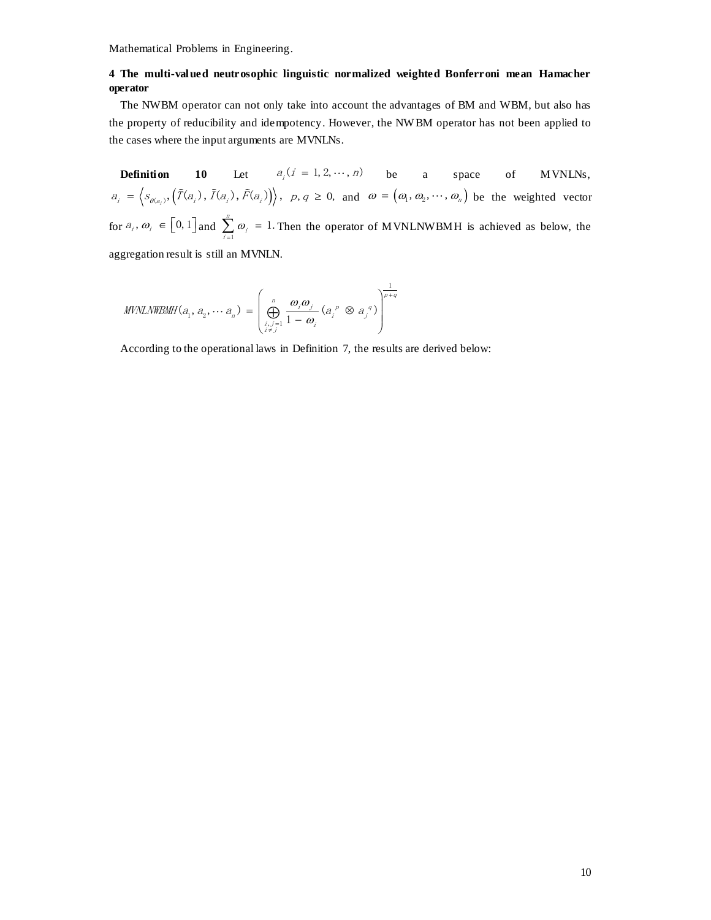Mathematical Problems in Engineering.

## 4 The multi-valued neutrosophic linguistic normalized weighted Bonferroni mean Hamacher operator

The NWBM operator can not only take into account the advantages of BM and WBM, but also has the property of reducibility and idempotency. However, the NWBM operator has not been applied to the cases where the input arguments are MVNLNs.

**Definition 10** Let $a_i (i = 1, 2, \cdots, n)$ be a space of MVNLNs, $a_i = \left\langle s_{\theta(a_i)}, \left(\tilde{T}(a_i), \tilde{I}(a_i), \tilde{F}(a_i)\right)\right\rangle$, $p, q \geq 0$, and $\omega = \left(\omega_1, \omega_2, \cdots, \omega_n\right)$ be the weighted vector for $a_i$, $\omega_i \in \left[0, 1\right]$ and $\sum_{i=1}^{n} \omega_i = 1$. Then the operator of MVNLNWBMH is achieved as below, the aggregation result is still an MVNLN.

$$MVNLNWBMH(a_1, a_2, \cdots a_n) = \left( \bigoplus_{\substack{i,j=1 \\ i \neq j}}^{n} \frac{\omega_i \omega_j}{1 - \omega_i} (a_i{}^p \otimes a_j{}^q) \right)^{\frac{1}{p+q}}$$

According to the operational laws in Definition 7, the results are derived below: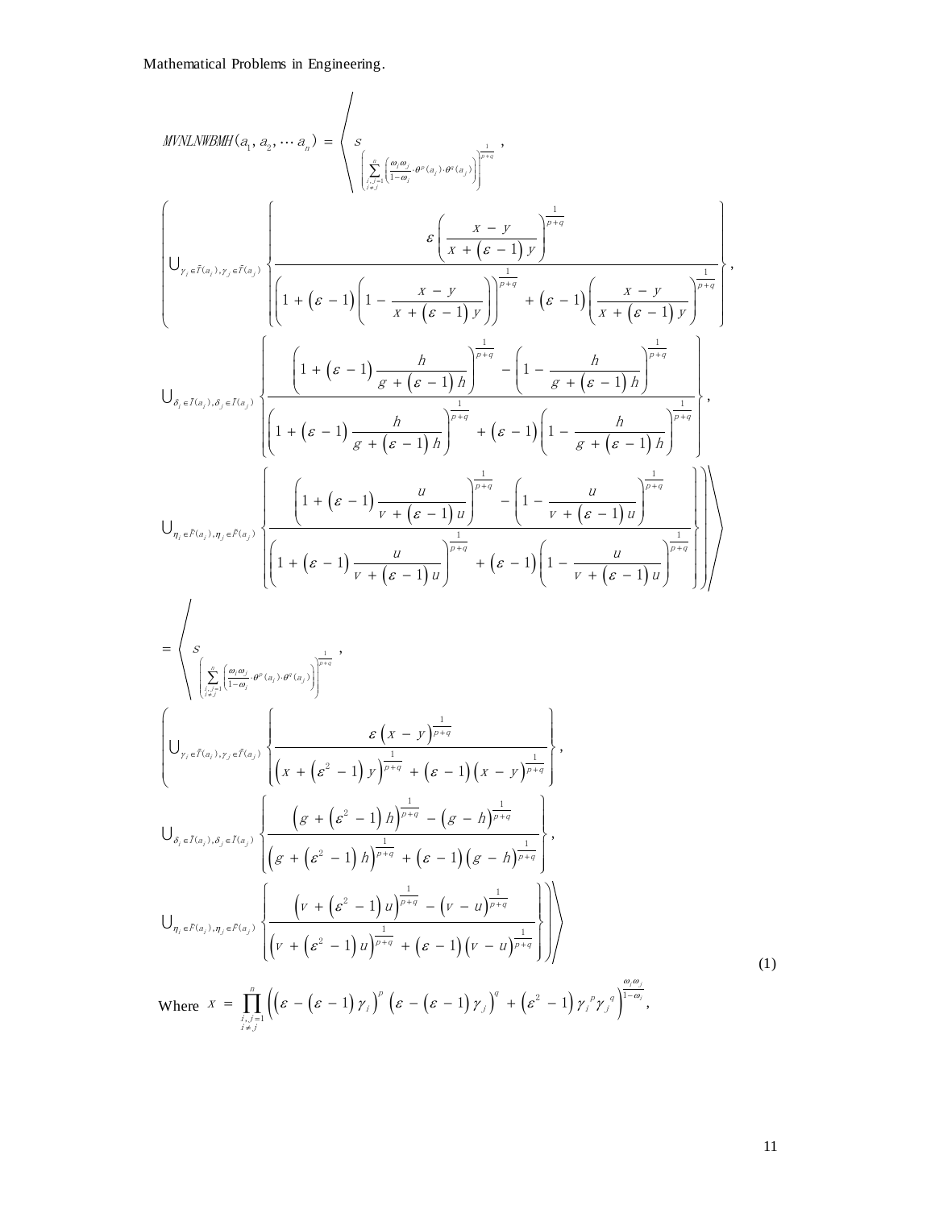Mathematical Problems in Engineering.

$$
MVNLNWBMH(a_1, a_2, \cdots a_n) = \Bigg\langle s_{\left(\sum\limits_{\substack{i,j=1\\ i\neq j}}^{n}\left(\frac{\omega_i\omega_j}{1-\omega_i}\cdot\theta^p(a_i)\cdot\theta^q(a_j)\right)\right)^{\frac{1}{p+q}}},
$$

$$
\left( \bigcup_{\gamma_i \in \tilde{T}(a_i), \gamma_j \in \tilde{T}(a_j)} \left\{ \frac{\varepsilon\left(\frac{x-y}{x+(\varepsilon-1)y}\right)^{\frac{1}{p+q}}}{\left(1+(\varepsilon-1)\left(1-\frac{x-y}{x+(\varepsilon-1)y}\right)\right)^{\frac{1}{p+q}} + (\varepsilon-1)\left(\frac{x-y}{x+(\varepsilon-1)y}\right)^{\frac{1}{p+q}}} \right\}, \right.
$$

$$
\bigcup_{\delta_i \in \tilde{I}(a_j), \delta_j \in \tilde{I}(a_j)} \left\{ \frac{\left(1+(\varepsilon-1)\frac{h}{g+(\varepsilon-1)h}\right)^{\frac{1}{p+q}} - \left(1-\frac{h}{g+(\varepsilon-1)h}\right)^{\frac{1}{p+q}}}{\left(1+(\varepsilon-1)\frac{h}{g+(\varepsilon-1)h}\right)^{\frac{1}{p+q}} + (\varepsilon-1)\left(1-\frac{h}{g+(\varepsilon-1)h}\right)^{\frac{1}{p+q}}} \right\},
$$

$$
\left. \bigcup_{\eta_i \in \tilde{F}(a_j), \eta_j \in \tilde{F}(a_j)} \left\{ \frac{\left(1+(\varepsilon-1)\frac{u}{v+(\varepsilon-1)u}\right)^{\frac{1}{p+q}} - \left(1-\frac{u}{v+(\varepsilon-1)u}\right)^{\frac{1}{p+q}}}{\left(1+(\varepsilon-1)\frac{u}{v+(\varepsilon-1)u}\right)^{\frac{1}{p+q}} + (\varepsilon-1)\left(1-\frac{u}{v+(\varepsilon-1)u}\right)^{\frac{1}{p+q}}} \right\} \right) \Bigg\rangle
$$

$$
= \Bigg\langle s_{\left(\sum\limits_{\substack{i,j=1\\ i\neq j}}^{n}\left(\frac{\omega_i\omega_j}{1-\omega_i}\cdot\theta^p(a_i)\cdot\theta^q(a_j)\right)\right)^{\frac{1}{p+q}}},
$$

$$
\left( \bigcup_{\gamma_i \in \tilde{T}(a_i), \gamma_j \in \tilde{T}(a_j)} \left\{ \frac{\varepsilon(x-y)^{\frac{1}{p+q}}}{\left(x+(\varepsilon^2-1)y\right)^{\frac{1}{p+q}} + (\varepsilon-1)(x-y)^{\frac{1}{p+q}}} \right\}, \right.
$$

$$
\bigcup_{\delta_i \in \tilde{I}(a_j), \delta_j \in \tilde{I}(a_j)} \left\{ \frac{\left(g+(\varepsilon^2-1)h\right)^{\frac{1}{p+q}} - (g-h)^{\frac{1}{p+q}}}{\left(g+(\varepsilon^2-1)h\right)^{\frac{1}{p+q}} + (\varepsilon-1)(g-h)^{\frac{1}{p+q}}} \right\},
$$

$$
\left. \bigcup_{\eta_i \in \tilde{F}(a_j), \eta_j \in \tilde{F}(a_j)} \left\{ \frac{\left(v+(\varepsilon^2-1)u\right)^{\frac{1}{p+q}} - (v-u)^{\frac{1}{p+q}}}{\left(v+(\varepsilon^2-1)u\right)^{\frac{1}{p+q}} + (\varepsilon-1)(v-u)^{\frac{1}{p+q}}} \right\} \right) \Bigg\rangle \tag{1}
$$

Where $x = \prod\limits_{\substack{i,j=1\\ i\neq j}}^{n}\left(\left(\varepsilon-(\varepsilon-1)\gamma_i\right)^p\left(\varepsilon-(\varepsilon-1)\gamma_j\right)^q + \left(\varepsilon^2-1\right)\gamma_i^{\,p}\gamma_j^{\,q}\right)^{\frac{\omega_i\omega_j}{1-\omega_i}}$,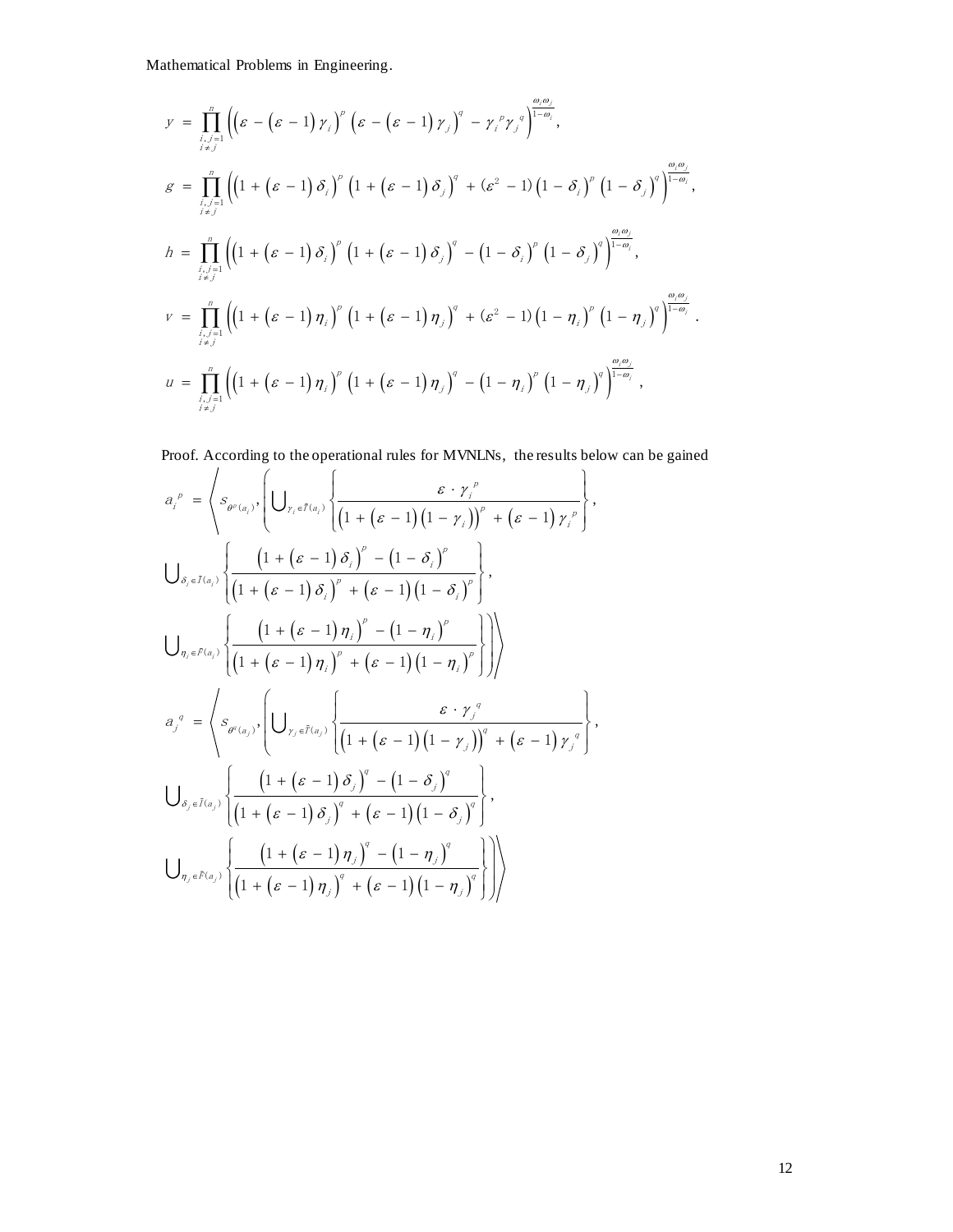$$y = \prod_{\substack{i,j=1 \\ i \neq j}}^{n} \left( \left( \varepsilon - (\varepsilon - 1)\gamma_i \right)^p \left( \varepsilon - (\varepsilon - 1)\gamma_j \right)^q - \gamma_i^{\ p} \gamma_j^{\ q} \right)^{\frac{\omega_i \omega_j}{1-\omega_i}},$$

$$g = \prod_{\substack{i,j=1 \\ i \neq j}}^{n} \left( \left( 1 + (\varepsilon - 1)\delta_i \right)^p \left( 1 + (\varepsilon - 1)\delta_j \right)^q + (\varepsilon^2 - 1)\left(1 - \delta_i\right)^p \left(1 - \delta_j\right)^q \right)^{\frac{\omega_i \omega_j}{1-\omega_i}},$$

$$h = \prod_{\substack{i,j=1 \\ i \neq j}}^{n} \left( \left( 1 + (\varepsilon - 1)\delta_i \right)^p \left( 1 + (\varepsilon - 1)\delta_j \right)^q - \left(1 - \delta_i\right)^p \left(1 - \delta_j\right)^q \right)^{\frac{\omega_i \omega_j}{1-\omega_i}},$$

$$v = \prod_{\substack{i,j=1 \\ i \neq j}}^{n} \left( \left( 1 + (\varepsilon - 1)\eta_i \right)^p \left( 1 + (\varepsilon - 1)\eta_j \right)^q + (\varepsilon^2 - 1)\left(1 - \eta_i\right)^p \left(1 - \eta_j\right)^q \right)^{\frac{\omega_i \omega_j}{1-\omega_i}}.$$

$$u = \prod_{\substack{i,j=1 \\ i \neq j}}^{n} \left( \left( 1 + (\varepsilon - 1)\eta_i \right)^p \left( 1 + (\varepsilon - 1)\eta_j \right)^q - \left(1 - \eta_i\right)^p \left(1 - \eta_j\right)^q \right)^{\frac{\omega_i \omega_j}{1-\omega_i}},$$

Proof. According to the operational rules for MVNLNs, the results below can be gained

$$a_i^{\ p} = \left\langle s_{\theta^p(a_i)}, \left( \bigcup_{\gamma_i \in \tilde{T}(a_i)} \left\{ \frac{\varepsilon \cdot \gamma_i^{\ p}}{\left(1 + (\varepsilon - 1)(1 - \gamma_i)\right)^p + (\varepsilon - 1)\gamma_i^{\ p}} \right\}, \right.\right.$$

$$\bigcup_{\delta_i \in \tilde{I}(a_i)} \left\{ \frac{\left(1 + (\varepsilon - 1)\delta_i\right)^p - \left(1 - \delta_i\right)^p}{\left(1 + (\varepsilon - 1)\delta_i\right)^p + (\varepsilon - 1)\left(1 - \delta_i\right)^p} \right\},$$

$$\left.\left. \bigcup_{\eta_i \in \tilde{F}(a_i)} \left\{ \frac{\left(1 + (\varepsilon - 1)\eta_i\right)^p - \left(1 - \eta_i\right)^p}{\left(1 + (\varepsilon - 1)\eta_i\right)^p + (\varepsilon - 1)\left(1 - \eta_i\right)^p} \right\} \right) \right\rangle$$

$$a_j^{\ q} = \left\langle s_{\theta^q(a_j)}, \left( \bigcup_{\gamma_j \in \tilde{T}(a_j)} \left\{ \frac{\varepsilon \cdot \gamma_j^{\ q}}{\left(1 + (\varepsilon - 1)(1 - \gamma_j)\right)^q + (\varepsilon - 1)\gamma_j^{\ q}} \right\}, \right.\right.$$

$$\bigcup_{\delta_j \in \tilde{I}(a_j)} \left\{ \frac{\left(1 + (\varepsilon - 1)\delta_j\right)^q - \left(1 - \delta_j\right)^q}{\left(1 + (\varepsilon - 1)\delta_j\right)^q + (\varepsilon - 1)\left(1 - \delta_j\right)^q} \right\},$$

$$\left.\left. \bigcup_{\eta_j \in \tilde{F}(a_j)} \left\{ \frac{\left(1 + (\varepsilon - 1)\eta_j\right)^q - \left(1 - \eta_j\right)^q}{\left(1 + (\varepsilon - 1)\eta_j\right)^q + (\varepsilon - 1)\left(1 - \eta_j\right)^q} \right\} \right) \right\rangle$$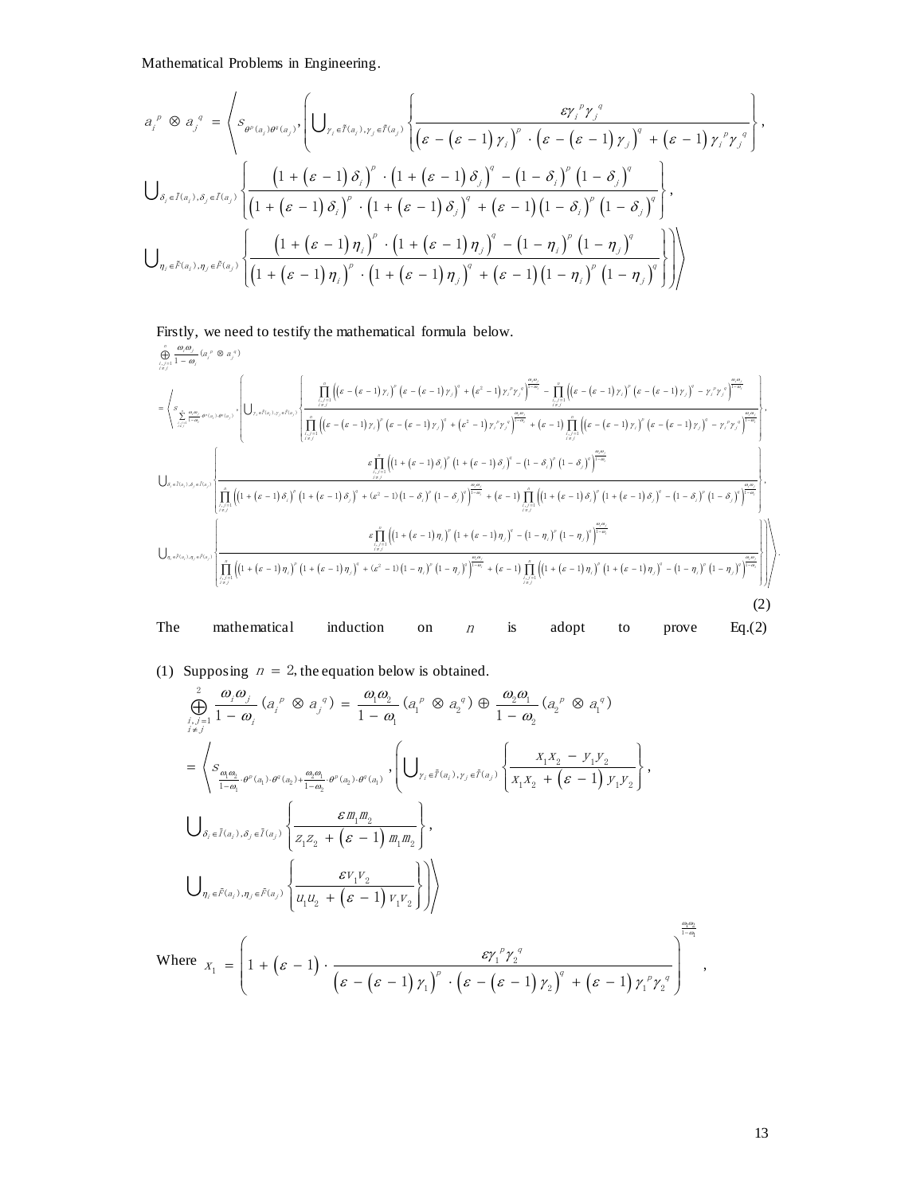Mathematical Problems in Engineering.

$$
a_i^{\,p} \otimes a_j^{\,q} = \left\langle s_{\theta^p(a_i)\theta^q(a_j)}, \left( \bigcup_{\gamma_i \in \tilde{T}(a_i), \gamma_j \in \tilde{T}(a_j)} \left\{ \frac{\varepsilon \gamma_i^{\,p} \gamma_j^{\,q}}{\left(\varepsilon - (\varepsilon - 1)\gamma_i\right)^p \cdot \left(\varepsilon - (\varepsilon - 1)\gamma_j\right)^q + (\varepsilon - 1)\gamma_i^{\,p}\gamma_j^{\,q}} \right\}, \right.\right.
$$

$$
\bigcup_{\delta_i \in \tilde{I}(a_i), \delta_j \in \tilde{I}(a_j)} \left\{ \frac{\left(1 + (\varepsilon - 1)\delta_i\right)^p \cdot \left(1 + (\varepsilon - 1)\delta_j\right)^q - \left(1 - \delta_i\right)^p \left(1 - \delta_j\right)^q}{\left(1 + (\varepsilon - 1)\delta_i\right)^p \cdot \left(1 + (\varepsilon - 1)\delta_j\right)^q + (\varepsilon - 1)\left(1 - \delta_i\right)^p \left(1 - \delta_j\right)^q} \right\},
$$

$$
\left.\left. \bigcup_{\eta_i \in \tilde{F}(a_i), \eta_j \in \tilde{F}(a_j)} \left\{ \frac{\left(1 + (\varepsilon - 1)\eta_i\right)^p \cdot \left(1 + (\varepsilon - 1)\eta_j\right)^q - \left(1 - \eta_i\right)^p \left(1 - \eta_j\right)^q}{\left(1 + (\varepsilon - 1)\eta_i\right)^p \cdot \left(1 + (\varepsilon - 1)\eta_j\right)^q + (\varepsilon - 1)\left(1 - \eta_i\right)^p \left(1 - \eta_j\right)^q} \right\} \right) \right\rangle
$$

Firstly, we need to testify the mathematical formula below.

$$
\bigoplus_{\substack{i,j=1\\ i\neq j}}^{n} \frac{\omega_i\omega_j}{1-\omega_i}\left(a_i^{\,p} \otimes a_j^{\,q}\right)
$$

$$
= \left\langle s_{\sum_{\substack{i,j=1\\ i\neq j}}^{n} \frac{\omega_i\omega_j}{1-\omega_i}\cdot\theta^p(a_i)\cdot\theta^q(a_j)}, \left( \bigcup_{\gamma_i \in \tilde{T}(a_i), \gamma_j \in \tilde{T}(a_j)} \left\{ \frac{\prod\limits_{\substack{i,j=1\\ i\neq j}}^{n} \left( \left(\varepsilon - (\varepsilon-1)\gamma_i\right)^p \left(\varepsilon - (\varepsilon-1)\gamma_j\right)^q + \left(\varepsilon^2 - 1\right)\gamma_i^{\,p}\gamma_j^{\,q} \right)^{\frac{\omega_i\omega_j}{1-\omega_i}} - \prod\limits_{\substack{i,j=1\\ i\neq j}}^{n} \left( \left(\varepsilon - (\varepsilon-1)\gamma_i\right)^p \left(\varepsilon - (\varepsilon-1)\gamma_j\right)^q - \gamma_i^{\,p}\gamma_j^{\,q} \right)^{\frac{\omega_i\omega_j}{1-\omega_i}}}{\prod\limits_{\substack{i,j=1\\ i\neq j}}^{n} \left( \left(\varepsilon - (\varepsilon-1)\gamma_i\right)^p \left(\varepsilon - (\varepsilon-1)\gamma_j\right)^q + \left(\varepsilon^2 - 1\right)\gamma_i^{\,p}\gamma_j^{\,q} \right)^{\frac{\omega_i\omega_j}{1-\omega_i}} + (\varepsilon-1)\prod\limits_{\substack{i,j=1\\ i\neq j}}^{n} \left( \left(\varepsilon - (\varepsilon-1)\gamma_i\right)^p \left(\varepsilon - (\varepsilon-1)\gamma_j\right)^q - \gamma_i^{\,p}\gamma_j^{\,q} \right)^{\frac{\omega_i\omega_j}{1-\omega_i}}} \right\}, \right.\right.
$$

$$
\bigcup_{\delta_i \in \tilde{I}(a_i), \delta_j \in \tilde{I}(a_j)} \left\{ \frac{\varepsilon \prod\limits_{\substack{i,j=1\\ i\neq j}}^{n} \left( \left(1 + (\varepsilon-1)\delta_i\right)^p \left(1 + (\varepsilon-1)\delta_j\right)^q - \left(1-\delta_i\right)^p\left(1-\delta_j\right)^q \right)^{\frac{\omega_i\omega_j}{1-\omega_i}}}{\prod\limits_{\substack{i,j=1\\ i\neq j}}^{n} \left( \left(1 + (\varepsilon-1)\delta_i\right)^p \left(1 + (\varepsilon-1)\delta_j\right)^q + \left(\varepsilon^2 - 1\right)\left(1-\delta_i\right)^p\left(1-\delta_j\right)^q \right)^{\frac{\omega_i\omega_j}{1-\omega_i}} + (\varepsilon-1)\prod\limits_{\substack{i,j=1\\ i\neq j}}^{n} \left( \left(1 + (\varepsilon-1)\delta_i\right)^p \left(1 + (\varepsilon-1)\delta_j\right)^q - \left(1-\delta_i\right)^p\left(1-\delta_j\right)^q \right)^{\frac{\omega_i\omega_j}{1-\omega_i}}} \right\},
$$

$$
\left.\left. \bigcup_{\eta_i \in \tilde{F}(a_i), \eta_j \in \tilde{F}(a_j)} \left\{ \frac{\varepsilon \prod\limits_{\substack{i,j=1\\ i\neq j}}^{n} \left( \left(1 + (\varepsilon-1)\eta_i\right)^p \left(1 + (\varepsilon-1)\eta_j\right)^q - \left(1-\eta_i\right)^p\left(1-\eta_j\right)^q \right)^{\frac{\omega_i\omega_j}{1-\omega_i}}}{\prod\limits_{\substack{i,j=1\\ i\neq j}}^{n} \left( \left(1 + (\varepsilon-1)\eta_i\right)^p \left(1 + (\varepsilon-1)\eta_j\right)^q + \left(\varepsilon^2 - 1\right)\left(1-\eta_i\right)^p\left(1-\eta_j\right)^q \right)^{\frac{\omega_i\omega_j}{1-\omega_i}} + (\varepsilon-1)\prod\limits_{\substack{i,j=1\\ i\neq j}}^{n} \left( \left(1 + (\varepsilon-1)\eta_i\right)^p \left(1 + (\varepsilon-1)\eta_j\right)^q - \left(1-\eta_i\right)^p\left(1-\eta_j\right)^q \right)^{\frac{\omega_i\omega_j}{1-\omega_i}}} \right\} \right) \right\rangle. \tag{2}
$$

The mathematical induction on $n$ is adopt to prove Eq.(2)

(1) Supposing $n = 2$, the equation below is obtained.

$$
\bigoplus_{\substack{i,j=1\\ i\neq j}}^{2} \frac{\omega_i\omega_j}{1-\omega_i}\left(a_i^{\,p} \otimes a_j^{\,q}\right) = \frac{\omega_1\omega_2}{1-\omega_1}\left(a_1^{\,p} \otimes a_2^{\,q}\right) \oplus \frac{\omega_2\omega_1}{1-\omega_2}\left(a_2^{\,p} \otimes a_1^{\,q}\right)
$$

$$
= \left\langle s_{\frac{\omega_1\omega_2}{1-\omega_1}\cdot\theta^p(a_1)\cdot\theta^q(a_2) + \frac{\omega_2\omega_1}{1-\omega_2}\cdot\theta^p(a_2)\cdot\theta^q(a_1)}, \left( \bigcup_{\gamma_i \in \tilde{T}(a_i), \gamma_j \in \tilde{T}(a_j)} \left\{ \frac{x_1x_2 - y_1y_2}{x_1x_2 + (\varepsilon-1)y_1y_2} \right\}, \right.\right.
$$

$$
\bigcup_{\delta_i \in \tilde{I}(a_i), \delta_j \in \tilde{I}(a_j)} \left\{ \frac{\varepsilon m_1m_2}{z_1z_2 + (\varepsilon-1)m_1m_2} \right\},
$$

$$
\left.\left. \bigcup_{\eta_i \in \tilde{F}(a_i), \eta_j \in \tilde{F}(a_j)} \left\{ \frac{\varepsilon v_1v_2}{u_1u_2 + (\varepsilon-1)v_1v_2} \right\} \right) \right\rangle
$$

Where
$$
x_1 = \left( 1 + (\varepsilon-1)\cdot \frac{\varepsilon\gamma_1^{\,p}\gamma_2^{\,q}}{\left(\varepsilon - (\varepsilon-1)\gamma_1\right)^p \cdot \left(\varepsilon - (\varepsilon-1)\gamma_2\right)^q + (\varepsilon-1)\gamma_1^{\,p}\gamma_2^{\,q}} \right)^{\frac{\omega_1\omega_2}{1-\omega_1}},
$$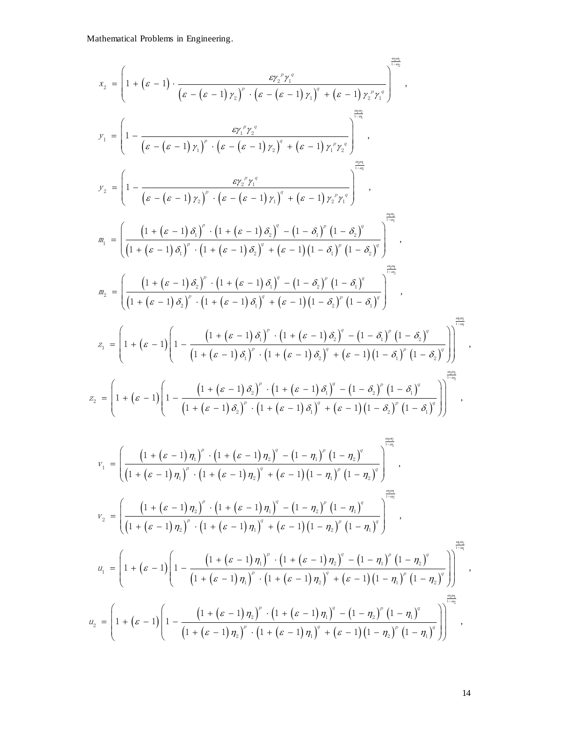Mathematical Problems in Engineering.

$$x_2 = \left(1 + (\varepsilon - 1) \cdot \frac{\varepsilon \gamma_2^{\ p} \gamma_1^{\ q}}{\left(\varepsilon - (\varepsilon - 1)\gamma_2\right)^p \cdot \left(\varepsilon - (\varepsilon - 1)\gamma_1\right)^q + (\varepsilon - 1)\gamma_2^{\ p}\gamma_1^{\ q}}\right)^{\frac{\omega_2 \omega_1}{1-\omega_2}},$$

$$y_1 = \left(1 - \frac{\varepsilon \gamma_1^{\ p} \gamma_2^{\ q}}{\left(\varepsilon - (\varepsilon - 1)\gamma_1\right)^p \cdot \left(\varepsilon - (\varepsilon - 1)\gamma_2\right)^q + (\varepsilon - 1)\gamma_1^{\ p}\gamma_2^{\ q}}\right)^{\frac{\omega_1 \omega_2}{1-\omega_1}},$$

$$y_2 = \left(1 - \frac{\varepsilon \gamma_2^{\ p} \gamma_1^{\ q}}{\left(\varepsilon - (\varepsilon - 1)\gamma_2\right)^p \cdot \left(\varepsilon - (\varepsilon - 1)\gamma_1\right)^q + (\varepsilon - 1)\gamma_2^{\ p}\gamma_1^{\ q}}\right)^{\frac{\omega_2 \omega_1}{1-\omega_2}},$$

$$m_1 = \left(\frac{\left(1 + (\varepsilon - 1)\delta_1\right)^p \cdot \left(1 + (\varepsilon - 1)\delta_2\right)^q - \left(1 - \delta_1\right)^p \left(1 - \delta_2\right)^q}{\left(1 + (\varepsilon - 1)\delta_1\right)^p \cdot \left(1 + (\varepsilon - 1)\delta_2\right)^q + (\varepsilon - 1)\left(1 - \delta_1\right)^p \left(1 - \delta_2\right)^q}\right)^{\frac{\omega_1 \omega_2}{1-\omega_1}},$$

$$m_2 = \left(\frac{\left(1 + (\varepsilon - 1)\delta_2\right)^p \cdot \left(1 + (\varepsilon - 1)\delta_1\right)^q - \left(1 - \delta_2\right)^p \left(1 - \delta_1\right)^q}{\left(1 + (\varepsilon - 1)\delta_2\right)^p \cdot \left(1 + (\varepsilon - 1)\delta_1\right)^q + (\varepsilon - 1)\left(1 - \delta_2\right)^p \left(1 - \delta_1\right)^q}\right)^{\frac{\omega_2 \omega_1}{1-\omega_2}},$$

$$z_1 = \left(1 + (\varepsilon - 1)\left(1 - \frac{\left(1 + (\varepsilon - 1)\delta_1\right)^p \cdot \left(1 + (\varepsilon - 1)\delta_2\right)^q - \left(1 - \delta_1\right)^p \left(1 - \delta_2\right)^q}{\left(1 + (\varepsilon - 1)\delta_1\right)^p \cdot \left(1 + (\varepsilon - 1)\delta_2\right)^q + (\varepsilon - 1)\left(1 - \delta_1\right)^p \left(1 - \delta_2\right)^q}\right)\right)^{\frac{\omega_1 \omega_2}{1-\omega_1}},$$

$$z_2 = \left(1 + (\varepsilon - 1)\left(1 - \frac{\left(1 + (\varepsilon - 1)\delta_2\right)^p \cdot \left(1 + (\varepsilon - 1)\delta_1\right)^q - \left(1 - \delta_2\right)^p \left(1 - \delta_1\right)^q}{\left(1 + (\varepsilon - 1)\delta_2\right)^p \cdot \left(1 + (\varepsilon - 1)\delta_1\right)^q + (\varepsilon - 1)\left(1 - \delta_2\right)^p \left(1 - \delta_1\right)^q}\right)\right)^{\frac{\omega_2 \omega_1}{1-\omega_2}},$$

$$v_1 = \left(\frac{\left(1 + (\varepsilon - 1)\eta_1\right)^p \cdot \left(1 + (\varepsilon - 1)\eta_2\right)^q - \left(1 - \eta_1\right)^p \left(1 - \eta_2\right)^q}{\left(1 + (\varepsilon - 1)\eta_1\right)^p \cdot \left(1 + (\varepsilon - 1)\eta_2\right)^q + (\varepsilon - 1)\left(1 - \eta_1\right)^p \left(1 - \eta_2\right)^q}\right)^{\frac{\omega_1 \omega_2}{1-\omega_1}},$$

$$v_2 = \left(\frac{\left(1 + (\varepsilon - 1)\eta_2\right)^p \cdot \left(1 + (\varepsilon - 1)\eta_1\right)^q - \left(1 - \eta_2\right)^p \left(1 - \eta_1\right)^q}{\left(1 + (\varepsilon - 1)\eta_2\right)^p \cdot \left(1 + (\varepsilon - 1)\eta_1\right)^q + (\varepsilon - 1)\left(1 - \eta_2\right)^p \left(1 - \eta_1\right)^q}\right)^{\frac{\omega_2 \omega_1}{1-\omega_2}},$$

$$u_1 = \left(1 + (\varepsilon - 1)\left(1 - \frac{\left(1 + (\varepsilon - 1)\eta_1\right)^p \cdot \left(1 + (\varepsilon - 1)\eta_2\right)^q - \left(1 - \eta_1\right)^p \left(1 - \eta_2\right)^q}{\left(1 + (\varepsilon - 1)\eta_1\right)^p \cdot \left(1 + (\varepsilon - 1)\eta_2\right)^q + (\varepsilon - 1)\left(1 - \eta_1\right)^p \left(1 - \eta_2\right)^q}\right)\right)^{\frac{\omega_1 \omega_2}{1-\omega_1}},$$

$$u_2 = \left(1 + (\varepsilon - 1)\left(1 - \frac{\left(1 + (\varepsilon - 1)\eta_2\right)^p \cdot \left(1 + (\varepsilon - 1)\eta_1\right)^q - \left(1 - \eta_2\right)^p \left(1 - \eta_1\right)^q}{\left(1 + (\varepsilon - 1)\eta_2\right)^p \cdot \left(1 + (\varepsilon - 1)\eta_1\right)^q + (\varepsilon - 1)\left(1 - \eta_2\right)^p \left(1 - \eta_1\right)^q}\right)\right)^{\frac{\omega_2 \omega_1}{1-\omega_2}},$$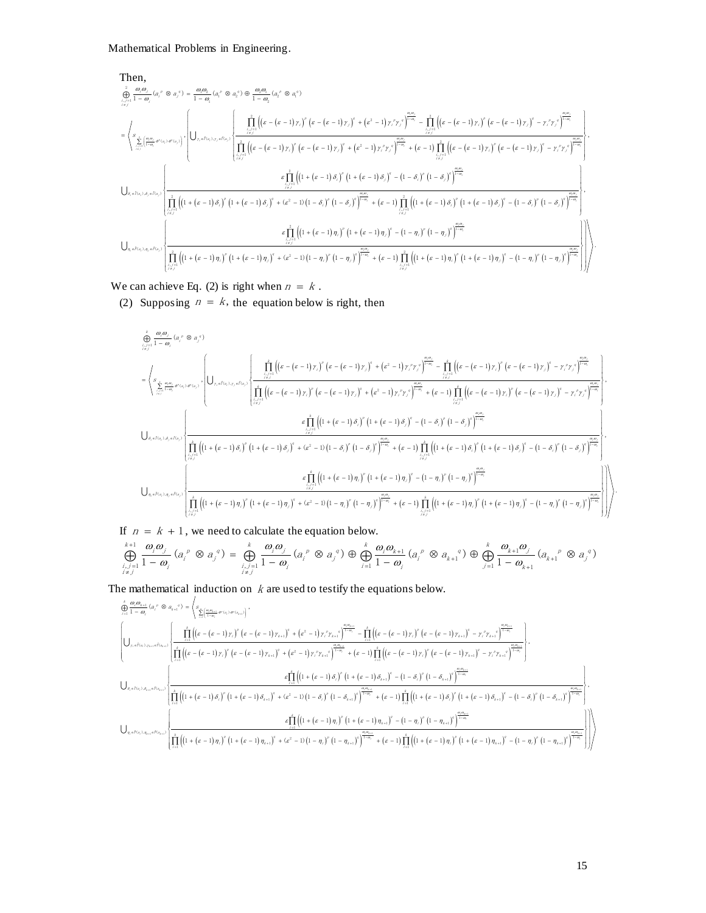Then,

$$
\begin{aligned}
&\mathop{\oplus}_{\substack{i,j=1\\ i\neq j}}^{2} \frac{\omega_i\omega_j}{1-\omega_i}\left(a_i^{\,p}\otimes a_j^{\,q}\right) = \frac{\omega_1\omega_2}{1-\omega_1}\left(a_1^{\,p}\otimes a_2^{\,q}\right) \oplus \frac{\omega_2\omega_1}{1-\omega_2}\left(a_2^{\,p}\otimes a_1^{\,q}\right) \\
&= \left\langle s_{\sum_{\substack{i,j=1\\ i\neq j}}^{2}\left(\frac{\omega_i\omega_j}{1-\omega_i}\theta^p(a_i)\cdot\theta^q(a_j)\right)}, \left( \bigcup_{\gamma_i\in\tilde{T}(a_i),\gamma_j\in\tilde{T}(a_j)} \left\{ \frac{\prod_{\substack{i,j=1\\ i\neq j}}^{2}\left(\left(\varepsilon-(\varepsilon-1)\gamma_i\right)^p\left(\varepsilon-(\varepsilon-1)\gamma_j\right)^q+\left(\varepsilon^2-1\right)\gamma_i^{\,p}\gamma_j^{\,q}\right)^{\frac{\omega_i\omega_j}{1-\omega_i}} - \prod_{\substack{i,j=1\\ i\neq j}}^{2}\left(\left(\varepsilon-(\varepsilon-1)\gamma_i\right)^p\left(\varepsilon-(\varepsilon-1)\gamma_j\right)^q-\gamma_i^{\,p}\gamma_j^{\,q}\right)^{\frac{\omega_i\omega_j}{1-\omega_i}}}{\prod_{\substack{i,j=1\\ i\neq j}}^{2}\left(\left(\varepsilon-(\varepsilon-1)\gamma_i\right)^p\left(\varepsilon-(\varepsilon-1)\gamma_j\right)^q+\left(\varepsilon^2-1\right)\gamma_i^{\,p}\gamma_j^{\,q}\right)^{\frac{\omega_i\omega_j}{1-\omega_i}} + (\varepsilon-1)\prod_{\substack{i,j=1\\ i\neq j}}^{2}\left(\left(\varepsilon-(\varepsilon-1)\gamma_i\right)^p\left(\varepsilon-(\varepsilon-1)\gamma_j\right)^q-\gamma_i^{\,p}\gamma_j^{\,q}\right)^{\frac{\omega_i\omega_j}{1-\omega_i}}} \right\}, \right. \\
&\bigcup_{\delta_i\in\tilde{I}(a_i),\delta_j\in\tilde{I}(a_j)} \left\{ \frac{\varepsilon\prod_{\substack{i,j=1\\ i\neq j}}^{2}\left(\left(1+(\varepsilon-1)\delta_i\right)^p\left(1+(\varepsilon-1)\delta_j\right)^q-\left(1-\delta_i\right)^p\left(1-\delta_j\right)^q\right)^{\frac{\omega_i\omega_j}{1-\omega_i}}}{\prod_{\substack{i,j=1\\ i\neq j}}^{2}\left(\left(1+(\varepsilon-1)\delta_i\right)^p\left(1+(\varepsilon-1)\delta_j\right)^q+\left(\varepsilon^2-1\right)\left(1-\delta_i\right)^p\left(1-\delta_j\right)^q\right)^{\frac{\omega_i\omega_j}{1-\omega_i}} + (\varepsilon-1)\prod_{\substack{i,j=1\\ i\neq j}}^{2}\left(\left(1+(\varepsilon-1)\delta_i\right)^p\left(1+(\varepsilon-1)\delta_j\right)^q-\left(1-\delta_i\right)^p\left(1-\delta_j\right)^q\right)^{\frac{\omega_i\omega_j}{1-\omega_i}}} \right\}, \\
&\left.\left.\bigcup_{\eta_i\in\tilde{F}(a_i),\eta_j\in\tilde{F}(a_j)} \left\{ \frac{\varepsilon\prod_{\substack{i,j=1\\ i\neq j}}^{2}\left(\left(1+(\varepsilon-1)\eta_i\right)^p\left(1+(\varepsilon-1)\eta_j\right)^q-\left(1-\eta_i\right)^p\left(1-\eta_j\right)^q\right)^{\frac{\omega_i\omega_j}{1-\omega_i}}}{\prod_{\substack{i,j=1\\ i\neq j}}^{2}\left(\left(1+(\varepsilon-1)\eta_i\right)^p\left(1+(\varepsilon-1)\eta_j\right)^q+\left(\varepsilon^2-1\right)\left(1-\eta_i\right)^p\left(1-\eta_j\right)^q\right)^{\frac{\omega_i\omega_j}{1-\omega_i}} + (\varepsilon-1)\prod_{\substack{i,j=1\\ i\neq j}}^{2}\left(\left(1+(\varepsilon-1)\eta_i\right)^p\left(1+(\varepsilon-1)\eta_j\right)^q-\left(1-\eta_i\right)^p\left(1-\eta_j\right)^q\right)^{\frac{\omega_i\omega_j}{1-\omega_i}}} \right\} \right) \right\rangle.
\end{aligned}
$$

We can achieve Eq. (2) is right when $n = k$.

(2) Supposing $n = k$, the equation below is right, then

$$
\begin{aligned}
&\mathop{\oplus}_{\substack{i,j=1\\ i\neq j}}^{k} \frac{\omega_i\omega_j}{1-\omega_i}\left(a_i^{\,p}\otimes a_j^{\,q}\right) \\
&= \left\langle s_{\sum_{\substack{i,j=1\\ i\neq j}}^{k}\frac{\omega_i\omega_j}{1-\omega_i}\theta^p(a_i)\cdot\theta^q(a_j)}, \left( \bigcup_{\gamma_i\in\tilde{T}(a_i),\gamma_j\in\tilde{T}(a_j)} \left\{ \frac{\prod_{\substack{i,j=1\\ i\neq j}}^{k}\left(\left(\varepsilon-(\varepsilon-1)\gamma_i\right)^p\left(\varepsilon-(\varepsilon-1)\gamma_j\right)^q+\left(\varepsilon^2-1\right)\gamma_i^{\,p}\gamma_j^{\,q}\right)^{\frac{\omega_i\omega_j}{1-\omega_i}} - \prod_{\substack{i,j=1\\ i\neq j}}^{k}\left(\left(\varepsilon-(\varepsilon-1)\gamma_i\right)^p\left(\varepsilon-(\varepsilon-1)\gamma_j\right)^q-\gamma_i^{\,p}\gamma_j^{\,q}\right)^{\frac{\omega_i\omega_j}{1-\omega_i}}}{\prod_{\substack{i,j=1\\ i\neq j}}^{k}\left(\left(\varepsilon-(\varepsilon-1)\gamma_i\right)^p\left(\varepsilon-(\varepsilon-1)\gamma_j\right)^q+\left(\varepsilon^2-1\right)\gamma_i^{\,p}\gamma_j^{\,q}\right)^{\frac{\omega_i\omega_j}{1-\omega_i}} + (\varepsilon-1)\prod_{\substack{i,j=1\\ i\neq j}}^{k}\left(\left(\varepsilon-(\varepsilon-1)\gamma_i\right)^p\left(\varepsilon-(\varepsilon-1)\gamma_j\right)^q-\gamma_i^{\,p}\gamma_j^{\,q}\right)^{\frac{\omega_i\omega_j}{1-\omega_i}}} \right\}, \right. \\
&\bigcup_{\delta_i\in\tilde{I}(a_i),\delta_j\in\tilde{I}(a_j)} \left\{ \frac{\varepsilon\prod_{\substack{i,j=1\\ i\neq j}}^{k}\left(\left(1+(\varepsilon-1)\delta_i\right)^p\left(1+(\varepsilon-1)\delta_j\right)^q-\left(1-\delta_i\right)^p\left(1-\delta_j\right)^q\right)^{\frac{\omega_i\omega_j}{1-\omega_i}}}{\prod_{\substack{i,j=1\\ i\neq j}}^{k}\left(\left(1+(\varepsilon-1)\delta_i\right)^p\left(1+(\varepsilon-1)\delta_j\right)^q+\left(\varepsilon^2-1\right)\left(1-\delta_i\right)^p\left(1-\delta_j\right)^q\right)^{\frac{\omega_i\omega_j}{1-\omega_i}} + (\varepsilon-1)\prod_{\substack{i,j=1\\ i\neq j}}^{k}\left(\left(1+(\varepsilon-1)\delta_i\right)^p\left(1+(\varepsilon-1)\delta_j\right)^q-\left(1-\delta_i\right)^p\left(1-\delta_j\right)^q\right)^{\frac{\omega_i\omega_j}{1-\omega_i}}} \right\}, \\
&\left.\left.\bigcup_{\eta_i\in\tilde{F}(a_i),\eta_j\in\tilde{F}(a_j)} \left\{ \frac{\varepsilon\prod_{\substack{i,j=1\\ i\neq j}}^{k}\left(\left(1+(\varepsilon-1)\eta_i\right)^p\left(1+(\varepsilon-1)\eta_j\right)^q-\left(1-\eta_i\right)^p\left(1-\eta_j\right)^q\right)^{\frac{\omega_i\omega_j}{1-\omega_i}}}{\prod_{\substack{i,j=1\\ i\neq j}}^{k}\left(\left(1+(\varepsilon-1)\eta_i\right)^p\left(1+(\varepsilon-1)\eta_j\right)^q+\left(\varepsilon^2-1\right)\left(1-\eta_i\right)^p\left(1-\eta_j\right)^q\right)^{\frac{\omega_i\omega_j}{1-\omega_i}} + (\varepsilon-1)\prod_{\substack{i,j=1\\ i\neq j}}^{k}\left(\left(1+(\varepsilon-1)\eta_i\right)^p\left(1+(\varepsilon-1)\eta_j\right)^q-\left(1-\eta_i\right)^p\left(1-\eta_j\right)^q\right)^{\frac{\omega_i\omega_j}{1-\omega_i}}} \right\} \right) \right\rangle.
\end{aligned}
$$

If $n = k+1$, we need to calculate the equation below.

$$
\mathop{\oplus}_{\substack{i,j=1\\ i\neq j}}^{k+1} \frac{\omega_i\omega_j}{1-\omega_i}\left(a_i^{\,p}\otimes a_j^{\,q}\right) = \mathop{\oplus}_{\substack{i,j=1\\ i\neq j}}^{k} \frac{\omega_i\omega_j}{1-\omega_i}\left(a_i^{\,p}\otimes a_j^{\,q}\right) \oplus \mathop{\oplus}_{i=1}^{k} \frac{\omega_i\omega_{k+1}}{1-\omega_i}\left(a_i^{\,p}\otimes a_{k+1}^{\,q}\right) \oplus \mathop{\oplus}_{j=1}^{k} \frac{\omega_{k+1}\omega_j}{1-\omega_{k+1}}\left(a_{k+1}^{\,p}\otimes a_j^{\,q}\right)
$$

The mathematical induction on $k$ are used to testify the equations below.

$$
\begin{aligned}
&\mathop{\oplus}_{i=1}^{k} \frac{\omega_i\omega_{k+1}}{1-\omega_i}\left(a_i^{\,p}\otimes a_{k+1}^{\,q}\right) = \left\langle s_{\sum_{i=1}^{k}\left(\frac{\omega_i\omega_{k+1}}{1-\omega_i}\theta^p(a_i)\cdot\theta^q(a_{k+1})\right)}, \right. \\
&\left( \bigcup_{\gamma_i\in\tilde{T}(a_i),\gamma_{k+1}\in\tilde{T}(a_{k+1})} \left\{ \frac{\prod_{i=1}^{k}\left(\left(\varepsilon-(\varepsilon-1)\gamma_i\right)^p\left(\varepsilon-(\varepsilon-1)\gamma_{k+1}\right)^q+\left(\varepsilon^2-1\right)\gamma_i^{\,p}\gamma_{k+1}^{\,q}\right)^{\frac{\omega_i\omega_{k+1}}{1-\omega_i}} - \prod_{i=1}^{k}\left(\left(\varepsilon-(\varepsilon-1)\gamma_i\right)^p\left(\varepsilon-(\varepsilon-1)\gamma_{k+1}\right)^q-\gamma_i^{\,p}\gamma_{k+1}^{\,q}\right)^{\frac{\omega_i\omega_{k+1}}{1-\omega_i}}}{\prod_{i=1}^{k}\left(\left(\varepsilon-(\varepsilon-1)\gamma_i\right)^p\left(\varepsilon-(\varepsilon-1)\gamma_{k+1}\right)^q+\left(\varepsilon^2-1\right)\gamma_i^{\,p}\gamma_{k+1}^{\,q}\right)^{\frac{\omega_i\omega_{k+1}}{1-\omega_i}} + (\varepsilon-1)\prod_{i=1}^{k}\left(\left(\varepsilon-(\varepsilon-1)\gamma_i\right)^p\left(\varepsilon-(\varepsilon-1)\gamma_{k+1}\right)^q-\gamma_i^{\,p}\gamma_{k+1}^{\,q}\right)^{\frac{\omega_i\omega_{k+1}}{1-\omega_i}}} \right\}, \right. \\
&\bigcup_{\delta_i\in\tilde{I}(a_i),\delta_{k+1}\in\tilde{I}(a_{k+1})} \left\{ \frac{\varepsilon\prod_{i=1}^{k}\left(\left(1+(\varepsilon-1)\delta_i\right)^p\left(1+(\varepsilon-1)\delta_{k+1}\right)^q-\left(1-\delta_i\right)^p\left(1-\delta_{k+1}\right)^q\right)^{\frac{\omega_i\omega_{k+1}}{1-\omega_i}}}{\prod_{i=1}^{k}\left(\left(1+(\varepsilon-1)\delta_i\right)^p\left(1+(\varepsilon-1)\delta_{k+1}\right)^q+\left(\varepsilon^2-1\right)\left(1-\delta_i\right)^p\left(1-\delta_{k+1}\right)^q\right)^{\frac{\omega_i\omega_{k+1}}{1-\omega_i}} + (\varepsilon-1)\prod_{i=1}^{k}\left(\left(1+(\varepsilon-1)\delta_i\right)^p\left(1+(\varepsilon-1)\delta_{k+1}\right)^q-\left(1-\delta_i\right)^p\left(1-\delta_{k+1}\right)^q\right)^{\frac{\omega_i\omega_{k+1}}{1-\omega_i}}} \right\}, \\
&\left.\left.\bigcup_{\eta_i\in\tilde{F}(a_i),\eta_{k+1}\in\tilde{F}(a_{k+1})} \left\{ \frac{\varepsilon\prod_{i=1}^{k}\left(\left(1+(\varepsilon-1)\eta_i\right)^p\left(1+(\varepsilon-1)\eta_{k+1}\right)^q-\left(1-\eta_i\right)^p\left(1-\eta_{k+1}\right)^q\right)^{\frac{\omega_i\omega_{k+1}}{1-\omega_i}}}{\prod_{i=1}^{k}\left(\left(1+(\varepsilon-1)\eta_i\right)^p\left(1+(\varepsilon-1)\eta_{k+1}\right)^q+\left(\varepsilon^2-1\right)\left(1-\eta_i\right)^p\left(1-\eta_{k+1}\right)^q\right)^{\frac{\omega_i\omega_{k+1}}{1-\omega_i}} + (\varepsilon-1)\prod_{i=1}^{k}\left(\left(1+(\varepsilon-1)\eta_i\right)^p\left(1+(\varepsilon-1)\eta_{k+1}\right)^q-\left(1-\eta_i\right)^p\left(1-\eta_{k+1}\right)^q\right)^{\frac{\omega_i\omega_{k+1}}{1-\omega_i}}} \right\} \right) \right\rangle
\end{aligned}
$$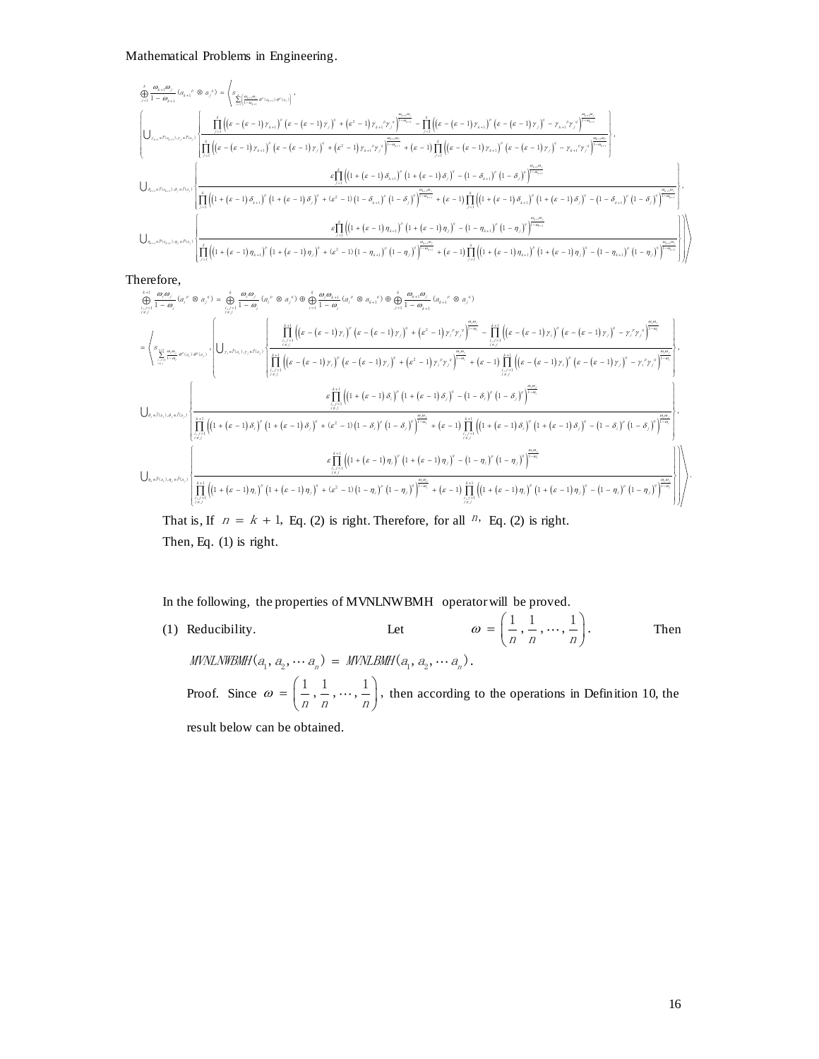Mathematical Problems in Engineering.

$$\bigoplus_{j=1}^{k}\frac{\omega_{k+1}\omega_j}{1-\omega_{k+1}}\left(a_{k+1}{}^{p}\otimes a_j{}^{q}\right)=\left\langle s_{\sum_{j=1}^{k}\left(\frac{\omega_{k+1}\omega_j}{1-\omega_{k+1}}\theta^{p}(a_{k+1})\theta^{q}(a_j)\right)},\right.$$

$$\left\{\bigcup_{\gamma_{k+1}\in \tilde{T}(a_{k+1}),\gamma_j\in \tilde{T}(a_j)}\left\{\frac{\prod_{j=1}^{k}\left(\left(\varepsilon-(\varepsilon-1)\gamma_{k+1}\right)^{p}\left(\varepsilon-(\varepsilon-1)\gamma_j\right)^{q}+\left(\varepsilon^2-1\right)\gamma_{k+1}{}^{p}\gamma_j{}^{q}\right)^{\frac{\omega_{k+1}\omega_j}{1-\omega_{k+1}}}-\prod_{j=1}^{k}\left(\left(\varepsilon-(\varepsilon-1)\gamma_{k+1}\right)^{p}\left(\varepsilon-(\varepsilon-1)\gamma_j\right)^{q}-\gamma_{k+1}{}^{p}\gamma_j{}^{q}\right)^{\frac{\omega_{k+1}\omega_j}{1-\omega_{k+1}}}}{\prod_{j=1}^{k}\left(\left(\varepsilon-(\varepsilon-1)\gamma_{k+1}\right)^{p}\left(\varepsilon-(\varepsilon-1)\gamma_j\right)^{q}+\left(\varepsilon^2-1\right)\gamma_{k+1}{}^{p}\gamma_j{}^{q}\right)^{\frac{\omega_{k+1}\omega_j}{1-\omega_{k+1}}}+(\varepsilon-1)\prod_{j=1}^{k}\left(\left(\varepsilon-(\varepsilon-1)\gamma_{k+1}\right)^{p}\left(\varepsilon-(\varepsilon-1)\gamma_j\right)^{q}-\gamma_{k+1}{}^{p}\gamma_j{}^{q}\right)^{\frac{\omega_{k+1}\omega_j}{1-\omega_{k+1}}}}\right\},\right.$$

$$\bigcup_{\delta_{k+1}\in \tilde{I}(a_{k+1}),\delta_j\in \tilde{I}(a_j)}\left\{\frac{\varepsilon\prod_{j=1}^{k}\left(\left(1+(\varepsilon-1)\delta_{k+1}\right)^{p}\left(1+(\varepsilon-1)\delta_j\right)^{q}-\left(1-\delta_{k+1}\right)^{p}\left(1-\delta_j\right)^{q}\right)^{\frac{\omega_{k+1}\omega_j}{1-\omega_{k+1}}}}{\prod_{j=1}^{k}\left(\left(1+(\varepsilon-1)\delta_{k+1}\right)^{p}\left(1+(\varepsilon-1)\delta_j\right)^{q}+(\varepsilon^2-1)\left(1-\delta_{k+1}\right)^{p}\left(1-\delta_j\right)^{q}\right)^{\frac{\omega_{k+1}\omega_j}{1-\omega_{k+1}}}+(\varepsilon-1)\prod_{j=1}^{k}\left(\left(1+(\varepsilon-1)\delta_{k+1}\right)^{p}\left(1+(\varepsilon-1)\delta_j\right)^{q}-\left(1-\delta_{k+1}\right)^{p}\left(1-\delta_j\right)^{q}\right)^{\frac{\omega_{k+1}\omega_j}{1-\omega_{k+1}}}}\right\},$$

$$\left.\left.\bigcup_{\eta_{k+1}\in \tilde{F}(a_{k+1}),\eta_j\in \tilde{F}(a_j)}\left\{\frac{\varepsilon\prod_{j=1}^{k}\left(\left(1+(\varepsilon-1)\eta_{k+1}\right)^{p}\left(1+(\varepsilon-1)\eta_j\right)^{q}-\left(1-\eta_{k+1}\right)^{p}\left(1-\eta_j\right)^{q}\right)^{\frac{\omega_{k+1}\omega_j}{1-\omega_{k+1}}}}{\prod_{j=1}^{k}\left(\left(1+(\varepsilon-1)\eta_{k+1}\right)^{p}\left(1+(\varepsilon-1)\eta_j\right)^{q}+(\varepsilon^2-1)\left(1-\eta_{k+1}\right)^{p}\left(1-\eta_j\right)^{q}\right)^{\frac{\omega_{k+1}\omega_j}{1-\omega_{k+1}}}+(\varepsilon-1)\prod_{j=1}^{k}\left(\left(1+(\varepsilon-1)\eta_{k+1}\right)^{p}\left(1+(\varepsilon-1)\eta_j\right)^{q}-\left(1-\eta_{k+1}\right)^{p}\left(1-\eta_j\right)^{q}\right)^{\frac{\omega_{k+1}\omega_j}{1-\omega_{k+1}}}}\right\}\right\}\right\rangle$$

Therefore,

$$\bigoplus_{\substack{i,j=1\\ i\neq j}}^{k+1}\frac{\omega_i\omega_j}{1-\omega_i}\left(a_i{}^{p}\otimes a_j{}^{q}\right)=\bigoplus_{\substack{i,j=1\\ i\neq j}}^{k}\frac{\omega_i\omega_j}{1-\omega_i}\left(a_i{}^{p}\otimes a_j{}^{q}\right)\oplus\bigoplus_{i=1}^{k}\frac{\omega_i\omega_{k+1}}{1-\omega_i}\left(a_i{}^{p}\otimes a_{k+1}{}^{q}\right)\oplus\bigoplus_{j=1}^{k}\frac{\omega_{k+1}\omega_j}{1-\omega_{k+1}}\left(a_{k+1}{}^{p}\otimes a_j{}^{q}\right)$$

$$=\left\langle s_{\sum_{\substack{i,j=1\\ i\neq j}}^{k+1}\frac{\omega_i\omega_j}{1-\omega_i}\theta^{p}(a_i)\theta^{q}(a_j)},\left\{\bigcup_{\gamma_i\in \tilde{T}(a_i),\gamma_j\in \tilde{T}(a_j)}\left\{\frac{\prod_{\substack{i,j=1\\ i\neq j}}^{k+1}\left(\left(\varepsilon-(\varepsilon-1)\gamma_i\right)^{p}\left(\varepsilon-(\varepsilon-1)\gamma_j\right)^{q}+\left(\varepsilon^2-1\right)\gamma_i{}^{p}\gamma_j{}^{q}\right)^{\frac{\omega_i\omega_j}{1-\omega_i}}-\prod_{\substack{i,j=1\\ i\neq j}}^{k+1}\left(\left(\varepsilon-(\varepsilon-1)\gamma_i\right)^{p}\left(\varepsilon-(\varepsilon-1)\gamma_j\right)^{q}-\gamma_i{}^{p}\gamma_j{}^{q}\right)^{\frac{\omega_i\omega_j}{1-\omega_i}}}{\prod_{\substack{i,j=1\\ i\neq j}}^{k+1}\left(\left(\varepsilon-(\varepsilon-1)\gamma_i\right)^{p}\left(\varepsilon-(\varepsilon-1)\gamma_j\right)^{q}+\left(\varepsilon^2-1\right)\gamma_i{}^{p}\gamma_j{}^{q}\right)^{\frac{\omega_i\omega_j}{1-\omega_i}}+(\varepsilon-1)\prod_{\substack{i,j=1\\ i\neq j}}^{k+1}\left(\left(\varepsilon-(\varepsilon-1)\gamma_i\right)^{p}\left(\varepsilon-(\varepsilon-1)\gamma_j\right)^{q}-\gamma_i{}^{p}\gamma_j{}^{q}\right)^{\frac{\omega_i\omega_j}{1-\omega_i}}}\right\},\right.\right.$$

$$\bigcup_{\delta_i\in \tilde{I}(a_i),\delta_j\in \tilde{I}(a_j)}\left\{\frac{\varepsilon\prod_{\substack{i,j=1\\ i\neq j}}^{k+1}\left(\left(1+(\varepsilon-1)\delta_i\right)^{p}\left(1+(\varepsilon-1)\delta_j\right)^{q}-\left(1-\delta_i\right)^{p}\left(1-\delta_j\right)^{q}\right)^{\frac{\omega_i\omega_j}{1-\omega_i}}}{\prod_{\substack{i,j=1\\ i\neq j}}^{k+1}\left(\left(1+(\varepsilon-1)\delta_i\right)^{p}\left(1+(\varepsilon-1)\delta_j\right)^{q}+(\varepsilon^2-1)\left(1-\delta_i\right)^{p}\left(1-\delta_j\right)^{q}\right)^{\frac{\omega_i\omega_j}{1-\omega_i}}+(\varepsilon-1)\prod_{\substack{i,j=1\\ i\neq j}}^{k+1}\left(\left(1+(\varepsilon-1)\delta_i\right)^{p}\left(1+(\varepsilon-1)\delta_j\right)^{q}-\left(1-\delta_i\right)^{p}\left(1-\delta_j\right)^{q}\right)^{\frac{\omega_i\omega_j}{1-\omega_i}}}\right\},$$

$$\left.\left.\bigcup_{\eta_i\in \tilde{F}(a_i),\eta_j\in \tilde{F}(a_j)}\left\{\frac{\varepsilon\prod_{\substack{i,j=1\\ i\neq j}}^{k+1}\left(\left(1+(\varepsilon-1)\eta_i\right)^{p}\left(1+(\varepsilon-1)\eta_j\right)^{q}-\left(1-\eta_i\right)^{p}\left(1-\eta_j\right)^{q}\right)^{\frac{\omega_i\omega_j}{1-\omega_i}}}{\prod_{\substack{i,j=1\\ i\neq j}}^{k+1}\left(\left(1+(\varepsilon-1)\eta_i\right)^{p}\left(1+(\varepsilon-1)\eta_j\right)^{q}+(\varepsilon^2-1)\left(1-\eta_i\right)^{p}\left(1-\eta_j\right)^{q}\right)^{\frac{\omega_i\omega_j}{1-\omega_i}}+(\varepsilon-1)\prod_{\substack{i,j=1\\ i\neq j}}^{k+1}\left(\left(1+(\varepsilon-1)\eta_i\right)^{p}\left(1+(\varepsilon-1)\eta_j\right)^{q}-\left(1-\eta_i\right)^{p}\left(1-\eta_j\right)^{q}\right)^{\frac{\omega_i\omega_j}{1-\omega_i}}}\right\}\right\}\right\rangle.$$

That is, If $n = k + 1$, Eq. (2) is right. Therefore, for all $n$, Eq. (2) is right.

Then, Eq. (1) is right.

In the following, the properties of MVNLNWBMH operator will be proved.

(1) Reducibility. Let $\omega = \left(\frac{1}{n}, \frac{1}{n}, \cdots, \frac{1}{n}\right)$. Then $MVNLNWBMH(a_1, a_2, \cdots a_n) = MVNLBMH(a_1, a_2, \cdots a_n)$.

Proof. Since $\omega = \left(\frac{1}{n}, \frac{1}{n}, \cdots, \frac{1}{n}\right)$, then according to the operations in Definition 10, the result below can be obtained.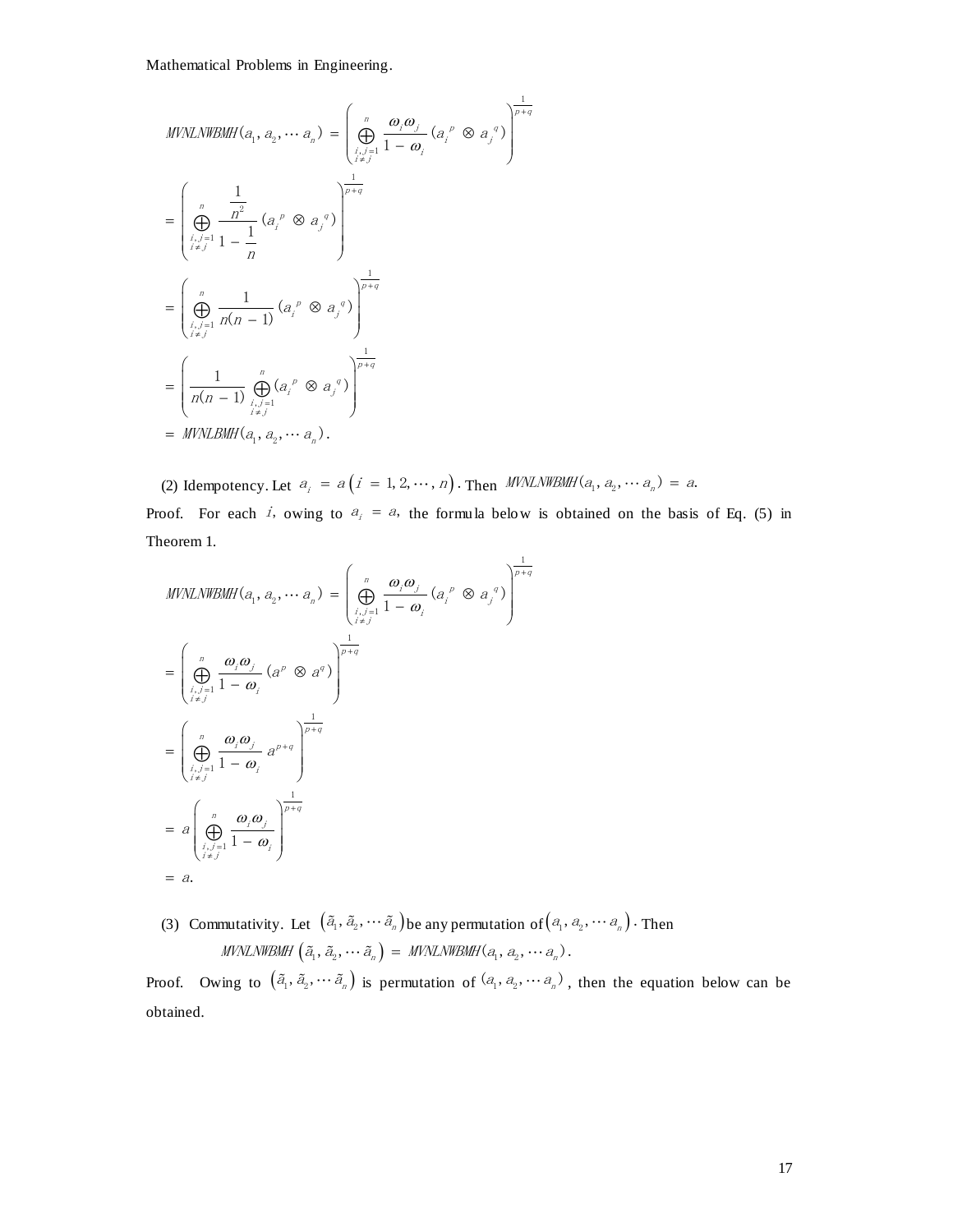Mathematical Problems in Engineering.

$$MVNLNWBMH(a_1, a_2, \cdots a_n) = \left( \bigoplus_{\substack{i,j=1 \\ i \neq j}}^{n} \frac{\omega_i \omega_j}{1-\omega_i} (a_i^{\ p} \otimes a_j^{\ q}) \right)^{\frac{1}{p+q}}$$

$$= \left( \bigoplus_{\substack{i,j=1 \\ i \neq j}}^{n} \frac{\frac{1}{n^2}}{1-\frac{1}{n}} (a_i^{\ p} \otimes a_j^{\ q}) \right)^{\frac{1}{p+q}}$$

$$= \left( \bigoplus_{\substack{i,j=1 \\ i \neq j}}^{n} \frac{1}{n(n-1)} (a_i^{\ p} \otimes a_j^{\ q}) \right)^{\frac{1}{p+q}}$$

$$= \left( \frac{1}{n(n-1)} \bigoplus_{\substack{i,j=1 \\ i \neq j}}^{n} (a_i^{\ p} \otimes a_j^{\ q}) \right)^{\frac{1}{p+q}}$$

$$= MVNLBMH(a_1, a_2, \cdots a_n).$$

(2) Idempotency. Let $a_i = a \left( i = 1, 2, \cdots, n \right)$. Then $MVNLNWBMH(a_1, a_2, \cdots a_n) = a$.

Proof. For each $i$, owing to $a_i = a$, the formula below is obtained on the basis of Eq. (5) in Theorem 1.

$$MVNLNWBMH(a_1, a_2, \cdots a_n) = \left( \bigoplus_{\substack{i,j=1 \\ i \neq j}}^{n} \frac{\omega_i \omega_j}{1-\omega_i} (a_i^{\ p} \otimes a_j^{\ q}) \right)^{\frac{1}{p+q}}$$

$$= \left( \bigoplus_{\substack{i,j=1 \\ i \neq j}}^{n} \frac{\omega_i \omega_j}{1-\omega_i} (a^p \otimes a^q) \right)^{\frac{1}{p+q}}$$

$$= \left( \bigoplus_{\substack{i,j=1 \\ i \neq j}}^{n} \frac{\omega_i \omega_j}{1-\omega_i} a^{p+q} \right)^{\frac{1}{p+q}}$$

$$= a \left( \bigoplus_{\substack{i,j=1 \\ i \neq j}}^{n} \frac{\omega_i \omega_j}{1-\omega_i} \right)^{\frac{1}{p+q}}$$

$$= a.$$

(3) Commutativity. Let $\left(\tilde{a}_1, \tilde{a}_2, \cdots \tilde{a}_n\right)$ be any permutation of $\left(a_1, a_2, \cdots a_n\right)$. Then

$$MVNLNWBMH\left(\tilde{a}_1, \tilde{a}_2, \cdots \tilde{a}_n\right) = MVNLNWBMH(a_1, a_2, \cdots a_n).$$

Proof. Owing to $\left(\tilde{a}_1, \tilde{a}_2, \cdots \tilde{a}_n\right)$ is permutation of $(a_1, a_2, \cdots a_n)$, then the equation below can be obtained.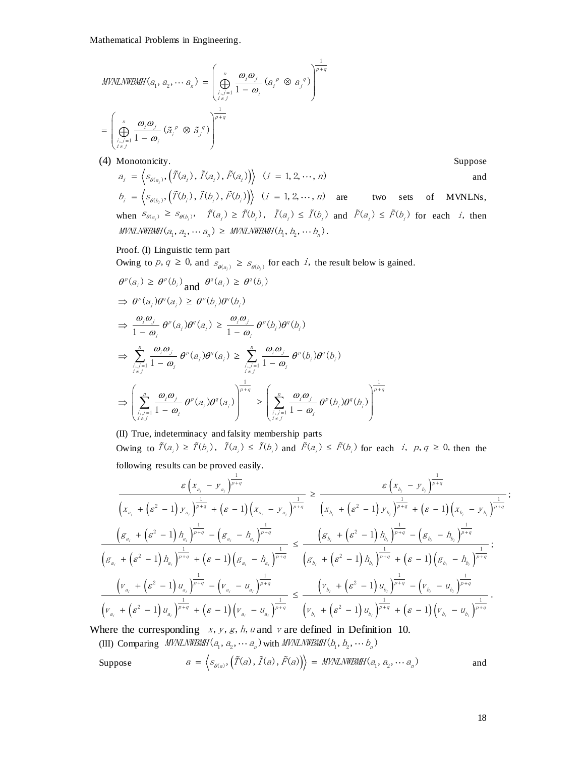$$MVNLNWBMH(a_1, a_2, \cdots a_n) = \left( \bigoplus_{\substack{i,j=1 \\ i \neq j}}^{n} \frac{\omega_i \omega_j}{1 - \omega_i} (a_i^{\ p} \otimes a_j^{\ q}) \right)^{\frac{1}{p+q}}$$

$$= \left( \bigoplus_{\substack{i,j=1 \\ i \neq j}}^{n} \frac{\omega_i \omega_j}{1 - \omega_i} (\tilde{a}_i^{\ p} \otimes \tilde{a}_j^{\ q}) \right)^{\frac{1}{p+q}}$$

(4) Monotonicity. Suppose $a_i = \left\langle s_{\theta(a_i)}, \left(\tilde{T}(a_i), \tilde{I}(a_i), \tilde{F}(a_i)\right)\right\rangle \quad (i = 1, 2, \cdots, n)$ and $b_i = \left\langle s_{\theta(b_i)}, \left(\tilde{T}(b_i), \tilde{I}(b_i), \tilde{F}(b_i)\right)\right\rangle \quad (i = 1, 2, \cdots, n)$ are two sets of MVNLNs, when $s_{\theta(a_i)} \geq s_{\theta(b_i)}$, $\tilde{T}(a_i) \geq \tilde{T}(b_i)$, $\tilde{I}(a_i) \leq \tilde{I}(b_i)$ and $\tilde{F}(a_i) \leq \tilde{F}(b_i)$ for each $i$, then $MVNLNWBMH(a_1, a_2, \cdots a_n) \geq MVNLNWBMH(b_1, b_2, \cdots b_n)$.

Proof. (I) Linguistic term part

Owing to $p, q \geq 0$, and $s_{\theta(a_i)} \geq s_{\theta(b_i)}$ for each $i$, the result below is gained.

$$\theta^p(a_i) \geq \theta^p(b_i) \text{ and } \theta^q(a_i) \geq \theta^q(b_i)$$

$$\Rightarrow \theta^p(a_i)\theta^q(a_i) \geq \theta^p(b_i)\theta^q(b_i)$$

$$\Rightarrow \frac{\omega_i \omega_j}{1 - \omega_j} \theta^p(a_i)\theta^q(a_i) \geq \frac{\omega_i \omega_j}{1 - \omega_i} \theta^p(b_i)\theta^q(b_i)$$

$$\Rightarrow \sum_{\substack{i,j=1 \\ i \neq j}}^{n} \frac{\omega_i \omega_j}{1 - \omega_i} \theta^p(a_i)\theta^q(a_i) \geq \sum_{\substack{i,j=1 \\ i \neq j}}^{n} \frac{\omega_i \omega_j}{1 - \omega_i} \theta^p(b_i)\theta^q(b_i)$$

$$\Rightarrow \left( \sum_{\substack{i,j=1 \\ i \neq j}}^{n} \frac{\omega_i \omega_j}{1 - \omega_i} \theta^p(a_i)\theta^q(a_i) \right)^{\frac{1}{p+q}} \geq \left( \sum_{\substack{i,j=1 \\ i \neq j}}^{n} \frac{\omega_i \omega_j}{1 - \omega_i} \theta^p(b_i)\theta^q(b_i) \right)^{\frac{1}{p+q}}$$

(II) True, indeterminacy and falsity membership parts

Owing to $\tilde{T}(a_i) \geq \tilde{T}(b_i)$, $\tilde{I}(a_i) \leq \tilde{I}(b_i)$ and $\tilde{F}(a_i) \leq \tilde{F}(b_i)$ for each $i$, $p, q \geq 0$, then the following results can be proved easily.

$$\frac{\varepsilon \left(x_{a_i} - y_{a_i}\right)^{\frac{1}{p+q}}}{\left(x_{a_i} + \left(\varepsilon^2 - 1\right) y_{a_i}\right)^{\frac{1}{p+q}} + \left(\varepsilon - 1\right)\left(x_{a_i} - y_{a_i}\right)^{\frac{1}{p+q}}} \geq \frac{\varepsilon \left(x_{b_i} - y_{b_i}\right)^{\frac{1}{p+q}}}{\left(x_{b_i} + \left(\varepsilon^2 - 1\right) y_{b_i}\right)^{\frac{1}{p+q}} + \left(\varepsilon - 1\right)\left(x_{b_i} - y_{b_i}\right)^{\frac{1}{p+q}}};$$

$$\frac{\left(g_{a_i} + \left(\varepsilon^2 - 1\right) h_{a_i}\right)^{\frac{1}{p+q}} - \left(g_{a_i} - h_{a_i}\right)^{\frac{1}{p+q}}}{\left(g_{a_i} + \left(\varepsilon^2 - 1\right) h_{a_i}\right)^{\frac{1}{p+q}} + \left(\varepsilon - 1\right)\left(g_{a_i} - h_{a_i}\right)^{\frac{1}{p+q}}} \leq \frac{\left(g_{b_i} + \left(\varepsilon^2 - 1\right) h_{b_i}\right)^{\frac{1}{p+q}} - \left(g_{b_i} - h_{b_i}\right)^{\frac{1}{p+q}}}{\left(g_{b_i} + \left(\varepsilon^2 - 1\right) h_{b_i}\right)^{\frac{1}{p+q}} + \left(\varepsilon - 1\right)\left(g_{b_i} - h_{b_i}\right)^{\frac{1}{p+q}}};$$

$$\frac{\left(v_{a_i} + \left(\varepsilon^2 - 1\right) u_{a_i}\right)^{\frac{1}{p+q}} - \left(v_{a_i} - u_{a_i}\right)^{\frac{1}{p+q}}}{\left(v_{a_i} + \left(\varepsilon^2 - 1\right) u_{a_i}\right)^{\frac{1}{p+q}} + \left(\varepsilon - 1\right)\left(v_{a_i} - u_{a_i}\right)^{\frac{1}{p+q}}} \leq \frac{\left(v_{b_i} + \left(\varepsilon^2 - 1\right) u_{b_i}\right)^{\frac{1}{p+q}} - \left(v_{b_i} - u_{b_i}\right)^{\frac{1}{p+q}}}{\left(v_{b_i} + \left(\varepsilon^2 - 1\right) u_{b_i}\right)^{\frac{1}{p+q}} + \left(\varepsilon - 1\right)\left(v_{b_i} - u_{b_i}\right)^{\frac{1}{p+q}}}.$$

Where the corresponding $x, y, g, h, u$ and $v$ are defined in Definition 10.

(III) Comparing $MVNLNWBMH(a_1, a_2, \cdots a_n)$ with $MVNLNWBMH(b_1, b_2, \cdots b_n)$

Suppose $a = \left\langle s_{\theta(a)}, \left(\tilde{T}(a), \tilde{I}(a), \tilde{F}(a)\right)\right\rangle = MVNLNWBMH(a_1, a_2, \cdots a_n)$ and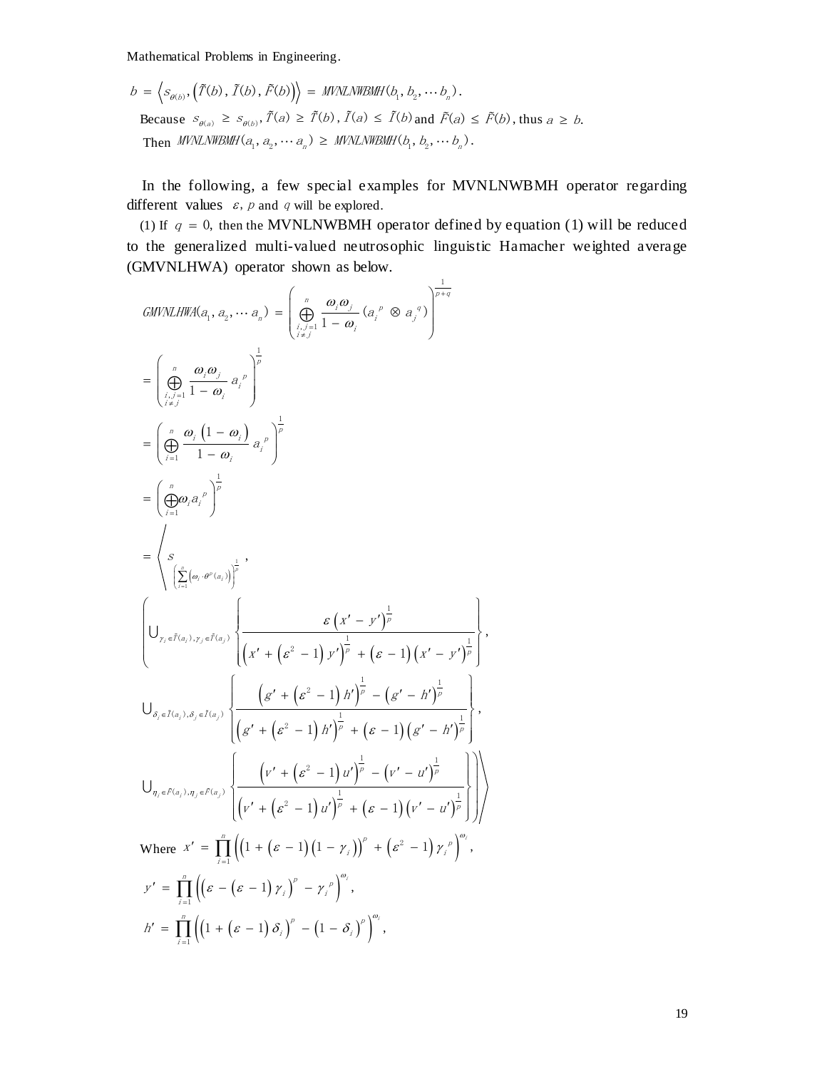$b = \left\langle s_{\theta(b)}, \left(\tilde{T}(b), \tilde{I}(b), \tilde{F}(b)\right)\right\rangle = MVNLNWBMH(b_1, b_2, \cdots b_n)$.

Because $s_{\theta(a)} \geq s_{\theta(b)}, \tilde{T}(a) \geq \tilde{T}(b), \tilde{I}(a) \leq \tilde{I}(b)$ and $\tilde{F}(a) \leq \tilde{F}(b)$, thus $a \geq b$.

Then $MVNLNWBMH(a_1, a_2, \cdots a_n) \geq MVNLNWBMH(b_1, b_2, \cdots b_n)$.

In the following, a few special examples for MVNLNWBMH operator regarding different values $\varepsilon$, $p$ and $q$ will be explored.

(1) If $q = 0$, then the MVNLNWBMH operator defined by equation (1) will be reduced to the generalized multi-valued neutrosophic linguistic Hamacher weighted average (GMVNLHWA) operator shown as below.

$$
GMVNLHWA(a_1, a_2, \cdots a_n) = \left( \bigoplus_{\substack{i,j=1 \\ i \neq j}}^{n} \frac{\omega_i \omega_j}{1-\omega_i} \left(a_i^{\ p} \otimes a_j^{\ q}\right) \right)^{\frac{1}{p+q}}
$$

$$
= \left( \bigoplus_{\substack{i,j=1 \\ i \neq j}}^{n} \frac{\omega_i \omega_j}{1-\omega_i} a_i^{\ p} \right)^{\frac{1}{p}}
$$

$$
= \left( \bigoplus_{i=1}^{n} \frac{\omega_i \left(1-\omega_i\right)}{1-\omega_i} a_i^{\ p} \right)^{\frac{1}{p}}
$$

$$
= \left( \bigoplus_{i=1}^{n} \omega_i a_i^{\ p} \right)^{\frac{1}{p}}
$$

$$
= \left\langle s_{\left(\sum_{i=1}^{n}\left(\omega_i \cdot \theta^p(a_i)\right)\right)^{\frac{1}{p}}}, \right.
$$

$$
\left( \bigcup_{\gamma_i \in \tilde{T}(a_i), \gamma_j \in \tilde{T}(a_j)} \left\{ \frac{\varepsilon \left(x' - y'\right)^{\frac{1}{p}}}{\left(x' + \left(\varepsilon^2 - 1\right) y'\right)^{\frac{1}{p}} + \left(\varepsilon - 1\right)\left(x' - y'\right)^{\frac{1}{p}}} \right\}, \right.
$$

$$
\bigcup_{\delta_i \in \tilde{I}(a_i), \delta_j \in \tilde{I}(a_j)} \left\{ \frac{\left(g' + \left(\varepsilon^2 - 1\right) h'\right)^{\frac{1}{p}} - \left(g' - h'\right)^{\frac{1}{p}}}{\left(g' + \left(\varepsilon^2 - 1\right) h'\right)^{\frac{1}{p}} + \left(\varepsilon - 1\right)\left(g' - h'\right)^{\frac{1}{p}}} \right\},
$$

$$
\left. \left. \bigcup_{\eta_i \in \tilde{F}(a_i), \eta_j \in \tilde{F}(a_j)} \left\{ \frac{\left(v' + \left(\varepsilon^2 - 1\right) u'\right)^{\frac{1}{p}} - \left(v' - u'\right)^{\frac{1}{p}}}{\left(v' + \left(\varepsilon^2 - 1\right) u'\right)^{\frac{1}{p}} + \left(\varepsilon - 1\right)\left(v' - u'\right)^{\frac{1}{p}}} \right\} \right) \right\rangle
$$

Where $x' = \prod_{i=1}^{n} \left( \left(1 + \left(\varepsilon - 1\right)\left(1 - \gamma_i\right)\right)^p + \left(\varepsilon^2 - 1\right) \gamma_i^{\ p} \right)^{\omega_i}$,

$y' = \prod_{i=1}^{n} \left( \left(\varepsilon - \left(\varepsilon - 1\right)\gamma_i\right)^p - \gamma_i^{\ p} \right)^{\omega_i}$,

$h' = \prod_{i=1}^{n} \left( \left(1 + \left(\varepsilon - 1\right)\delta_i\right)^p - \left(1 - \delta_i\right)^p \right)^{\omega_i}$,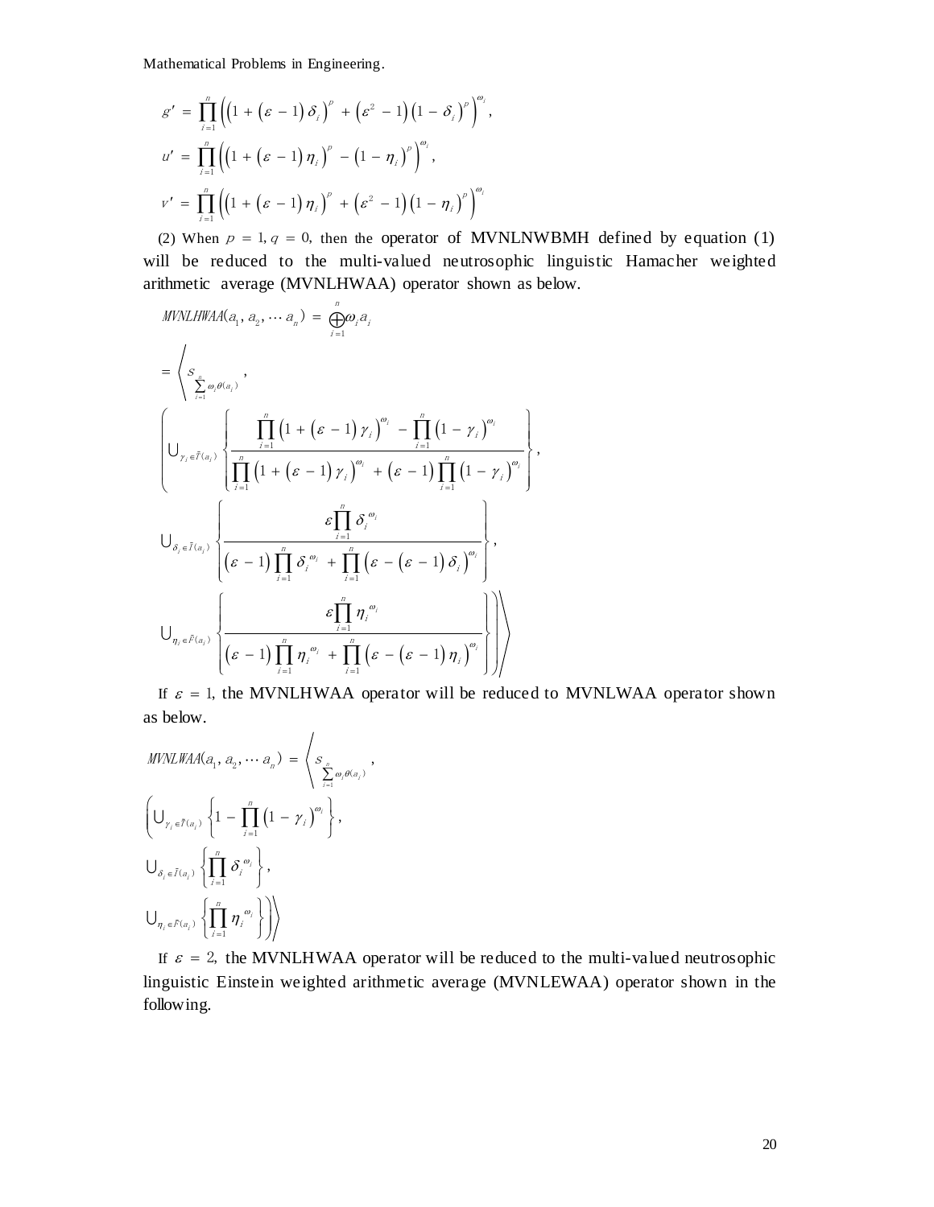$$g' = \prod_{i=1}^{n}\left(\left(1+(\varepsilon-1)\delta_i\right)^p + \left(\varepsilon^2-1\right)\left(1-\delta_i\right)^p\right)^{\omega_i},$$

$$u' = \prod_{i=1}^{n}\left(\left(1+(\varepsilon-1)\eta_i\right)^p - \left(1-\eta_i\right)^p\right)^{\omega_i},$$

$$v' = \prod_{i=1}^{n}\left(\left(1+(\varepsilon-1)\eta_i\right)^p + \left(\varepsilon^2-1\right)\left(1-\eta_i\right)^p\right)^{\omega_i}$$

(2) When $p = 1, q = 0$, then the operator of MVNLNWBMH defined by equation (1) will be reduced to the multi-valued neutrosophic linguistic Hamacher weighted arithmetic average (MVNLHWAA) operator shown as below.

$$MVNLHWAA(a_1, a_2, \cdots a_n) = \bigoplus_{i=1}^{n}\omega_i a_i$$

$$= \left\langle s_{\sum_{i=1}^{n}\omega_i\theta(a_i)}, \left(\bigcup_{\gamma_i\in\tilde{T}(a_i)}\left\{\frac{\prod_{i=1}^{n}\left(1+(\varepsilon-1)\gamma_i\right)^{\omega_i} - \prod_{i=1}^{n}\left(1-\gamma_i\right)^{\omega_i}}{\prod_{i=1}^{n}\left(1+(\varepsilon-1)\gamma_i\right)^{\omega_i} + (\varepsilon-1)\prod_{i=1}^{n}\left(1-\gamma_i\right)^{\omega_i}}\right\}, \right.\right.$$

$$\bigcup_{\delta_i\in\tilde{I}(a_i)}\left\{\frac{\varepsilon\prod_{i=1}^{n}\delta_i^{\omega_i}}{(\varepsilon-1)\prod_{i=1}^{n}\delta_i^{\omega_i} + \prod_{i=1}^{n}\left(\varepsilon-(\varepsilon-1)\delta_i\right)^{\omega_i}}\right\},$$

$$\left.\left.\bigcup_{\eta_i\in\tilde{F}(a_i)}\left\{\frac{\varepsilon\prod_{i=1}^{n}\eta_i^{\omega_i}}{(\varepsilon-1)\prod_{i=1}^{n}\eta_i^{\omega_i} + \prod_{i=1}^{n}\left(\varepsilon-(\varepsilon-1)\eta_i\right)^{\omega_i}}\right\}\right)\right\rangle$$

If $\varepsilon = 1$, the MVNLHWAA operator will be reduced to MVNLWAA operator shown as below.

$$MVNLWAA(a_1, a_2, \cdots a_n) = \left\langle s_{\sum_{i=1}^{n}\omega_i\theta(a_i)}, \left(\bigcup_{\gamma_i\in\tilde{T}(a_i)}\left\{1-\prod_{i=1}^{n}\left(1-\gamma_i\right)^{\omega_i}\right\}, \bigcup_{\delta_i\in\tilde{I}(a_i)}\left\{\prod_{i=1}^{n}\delta_i^{\omega_i}\right\}, \bigcup_{\eta_i\in\tilde{F}(a_i)}\left\{\prod_{i=1}^{n}\eta_i^{\omega_i}\right\}\right)\right\rangle$$

If $\varepsilon = 2$, the MVNLHWAA operator will be reduced to the multi-valued neutrosophic linguistic Einstein weighted arithmetic average (MVNLEWAA) operator shown in the following.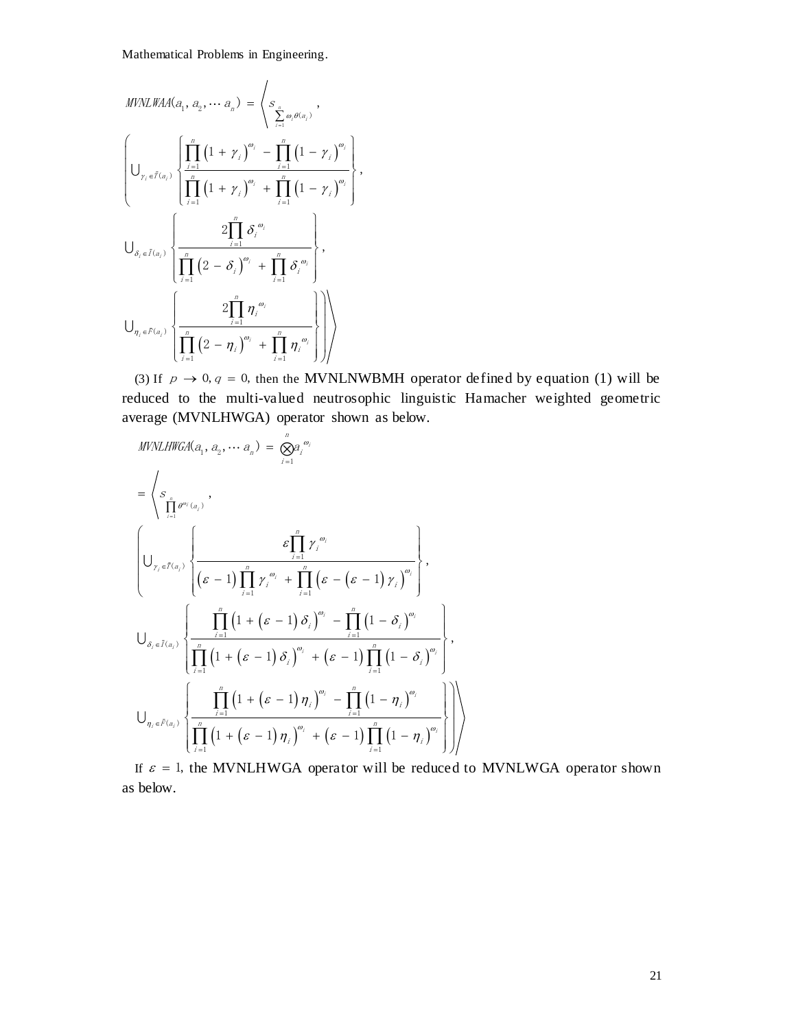$$MVNLWAA(a_1, a_2, \cdots a_n) = \left\langle s_{\sum_{i=1}^{n} \omega_i \theta(a_i)}, \right.$$

$$\left( \bigcup_{\gamma_i \in \tilde{T}(a_i)} \left\{ \frac{\prod_{i=1}^{n} (1+\gamma_i)^{\omega_i} - \prod_{i=1}^{n} (1-\gamma_i)^{\omega_i}}{\prod_{i=1}^{n} (1+\gamma_i)^{\omega_i} + \prod_{i=1}^{n} (1-\gamma_i)^{\omega_i}} \right\}, \right.$$

$$\bigcup_{\delta_i \in \tilde{I}(a_i)} \left\{ \frac{2\prod_{i=1}^{n} \delta_i^{\omega_i}}{\prod_{i=1}^{n} (2-\delta_i)^{\omega_i} + \prod_{i=1}^{n} \delta_i^{\omega_i}} \right\},$$

$$\left. \left. \bigcup_{\eta_i \in \tilde{F}(a_i)} \left\{ \frac{2\prod_{i=1}^{n} \eta_i^{\omega_i}}{\prod_{i=1}^{n} (2-\eta_i)^{\omega_i} + \prod_{i=1}^{n} \eta_i^{\omega_i}} \right\} \right) \right\rangle$$

(3) If $p \to 0, q = 0$, then the MVNLNWBMH operator defined by equation (1) will be reduced to the multi-valued neutrosophic linguistic Hamacher weighted geometric average (MVNLHWGA) operator shown as below.

$$MVNLHWGA(a_1, a_2, \cdots a_n) = \bigotimes_{i=1}^{n} a_i^{\omega_i}$$

$$= \left\langle s_{\prod_{i=1}^{n} \theta^{\omega_i}(a_i)}, \right.$$

$$\left( \bigcup_{\gamma_i \in \tilde{T}(a_i)} \left\{ \frac{\varepsilon \prod_{i=1}^{n} \gamma_i^{\omega_i}}{(\varepsilon - 1)\prod_{i=1}^{n} \gamma_i^{\omega_i} + \prod_{i=1}^{n} \left(\varepsilon - (\varepsilon - 1)\gamma_i\right)^{\omega_i}} \right\}, \right.$$

$$\bigcup_{\delta_i \in \tilde{I}(a_i)} \left\{ \frac{\prod_{i=1}^{n} \left(1 + (\varepsilon - 1)\delta_i\right)^{\omega_i} - \prod_{i=1}^{n} (1-\delta_i)^{\omega_i}}{\prod_{i=1}^{n} \left(1 + (\varepsilon - 1)\delta_i\right)^{\omega_i} + (\varepsilon - 1)\prod_{i=1}^{n} (1-\delta_i)^{\omega_i}} \right\},$$

$$\left. \left. \bigcup_{\eta_i \in \tilde{F}(a_i)} \left\{ \frac{\prod_{i=1}^{n} \left(1 + (\varepsilon - 1)\eta_i\right)^{\omega_i} - \prod_{i=1}^{n} (1-\eta_i)^{\omega_i}}{\prod_{i=1}^{n} \left(1 + (\varepsilon - 1)\eta_i\right)^{\omega_i} + (\varepsilon - 1)\prod_{i=1}^{n} (1-\eta_i)^{\omega_i}} \right\} \right) \right\rangle$$

If $\varepsilon = 1$, the MVNLHWGA operator will be reduced to MVNLWGA operator shown as below.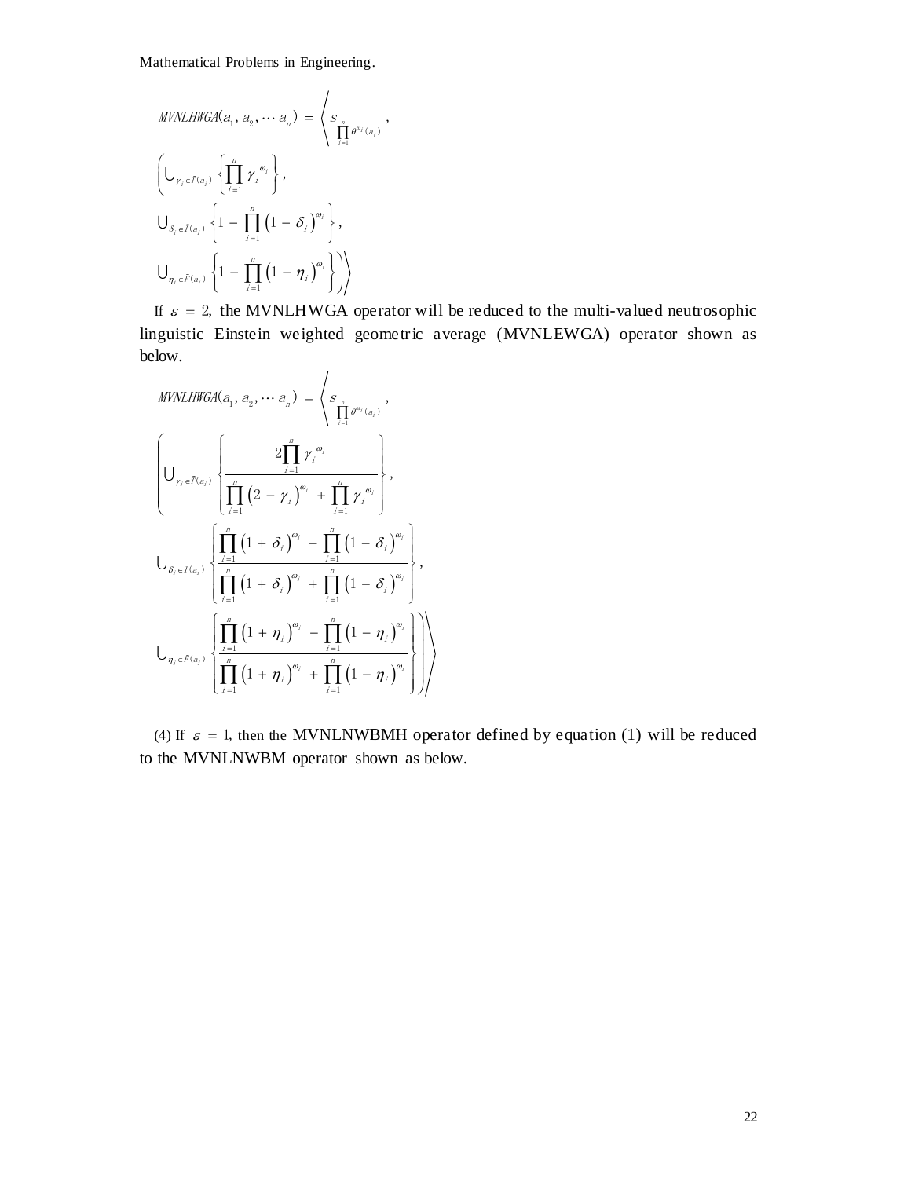$$MVNLHWGA(a_1, a_2, \cdots a_n) = \left\langle s_{\prod_{i=1}^{n} \theta^{\omega_i}(a_i)}, \right.$$

$$\left( \bigcup_{\gamma_i \in \tilde{T}(a_i)} \left\{ \prod_{i=1}^{n} \gamma_i^{\omega_i} \right\}, \right.$$

$$\bigcup_{\delta_i \in \tilde{I}(a_i)} \left\{ 1 - \prod_{i=1}^{n} \left(1 - \delta_i\right)^{\omega_i} \right\},$$

$$\left. \left. \bigcup_{\eta_i \in \tilde{F}(a_i)} \left\{ 1 - \prod_{i=1}^{n} \left(1 - \eta_i\right)^{\omega_i} \right\} \right) \right\rangle$$

If $\varepsilon = 2$, the MVNLHWGA operator will be reduced to the multi-valued neutrosophic linguistic Einstein weighted geometric average (MVNLEWGA) operator shown as below.

$$MVNLHWGA(a_1, a_2, \cdots a_n) = \left\langle s_{\prod_{i=1}^{n} \theta^{\omega_i}(a_i)}, \right.$$

$$\left( \bigcup_{\gamma_i \in \tilde{T}(a_i)} \left\{ \frac{2\prod_{i=1}^{n} \gamma_i^{\omega_i}}{\prod_{i=1}^{n} \left(2 - \gamma_i\right)^{\omega_i} + \prod_{i=1}^{n} \gamma_i^{\omega_i}} \right\}, \right.$$

$$\bigcup_{\delta_i \in \tilde{I}(a_i)} \left\{ \frac{\prod_{i=1}^{n} \left(1 + \delta_i\right)^{\omega_i} - \prod_{i=1}^{n} \left(1 - \delta_i\right)^{\omega_i}}{\prod_{i=1}^{n} \left(1 + \delta_i\right)^{\omega_i} + \prod_{i=1}^{n} \left(1 - \delta_i\right)^{\omega_i}} \right\},$$

$$\left. \left. \bigcup_{\eta_i \in \tilde{F}(a_i)} \left\{ \frac{\prod_{i=1}^{n} \left(1 + \eta_i\right)^{\omega_i} - \prod_{i=1}^{n} \left(1 - \eta_i\right)^{\omega_i}}{\prod_{i=1}^{n} \left(1 + \eta_i\right)^{\omega_i} + \prod_{i=1}^{n} \left(1 - \eta_i\right)^{\omega_i}} \right\} \right) \right\rangle$$

(4) If $\varepsilon = 1$, then the MVNLNWBMH operator defined by equation (1) will be reduced to the MVNLNWBM operator shown as below.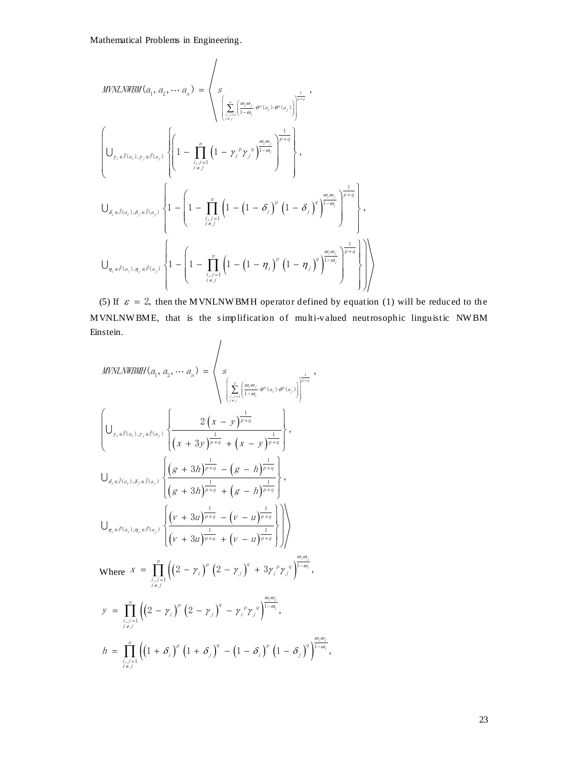Mathematical Problems in Engineering.

$$MVNLNWBM(a_1, a_2, \cdots a_n) = \left\langle s_{\left(\sum\limits_{\substack{i,j=1 \\ i\neq j}}^{n}\left(\frac{\omega_i\omega_j}{1-\omega_i}\cdot\theta^p(a_i)\cdot\theta^q(a_j)\right)\right)^{\frac{1}{p+q}}}, \right.$$

$$\left( \bigcup_{\gamma_i\in\tilde{T}(a_i),\gamma_j\in\tilde{T}(a_j)} \left\{ \left(1 - \prod_{\substack{i,j=1 \\ i\neq j}}^{n}\left(1-\gamma_i^{\ p}\gamma_j^{\ q}\right)^{\frac{\omega_i\omega_j}{1-\omega_i}}\right)^{\frac{1}{p+q}} \right\}, \right.$$

$$\bigcup_{\delta_i\in\tilde{I}(a_i),\delta_j\in\tilde{I}(a_j)} \left\{ 1 - \left(1 - \prod_{\substack{i,j=1 \\ i\neq j}}^{n}\left(1-\left(1-\delta_i\right)^p\left(1-\delta_j\right)^q\right)^{\frac{\omega_i\omega_j}{1-\omega_i}}\right)^{\frac{1}{p+q}} \right\},$$

$$\left. \left. \bigcup_{\eta_i\in\tilde{F}(a_i),\eta_j\in\tilde{F}(a_j)} \left\{ 1 - \left(1 - \prod_{\substack{i,j=1 \\ i\neq j}}^{n}\left(1-\left(1-\eta_i\right)^p\left(1-\eta_j\right)^q\right)^{\frac{\omega_i\omega_j}{1-\omega_i}}\right)^{\frac{1}{p+q}} \right\} \right) \right\rangle$$

(5) If $\varepsilon = 2$, then the MVNLNWBMH operator defined by equation (1) will be reduced to the MVNLNWBME, that is the simplification of multi-valued neutrosophic linguistic NWBM Einstein.

$$MVNLNWBMH(a_1, a_2, \cdots a_n) = \left\langle s_{\left(\sum\limits_{\substack{i,j=1 \\ i\neq j}}^{n}\left(\frac{\omega_i\omega_j}{1-\omega_i}\cdot\theta^p(a_i)\cdot\theta^q(a_j)\right)\right)^{\frac{1}{p+q}}}, \right.$$

$$\left( \bigcup_{\gamma_i\in\tilde{T}(a_i),\gamma_j\in\tilde{T}(a_j)} \left\{ \frac{2\left(x-y\right)^{\frac{1}{p+q}}}{\left(x+3y\right)^{\frac{1}{p+q}}+\left(x-y\right)^{\frac{1}{p+q}}} \right\}, \right.$$

$$\bigcup_{\delta_i\in\tilde{I}(a_i),\delta_j\in\tilde{I}(a_j)} \left\{ \frac{\left(g+3h\right)^{\frac{1}{p+q}}-\left(g-h\right)^{\frac{1}{p+q}}}{\left(g+3h\right)^{\frac{1}{p+q}}+\left(g-h\right)^{\frac{1}{p+q}}} \right\},$$

$$\left. \left. \bigcup_{\eta_i\in\tilde{F}(a_i),\eta_j\in\tilde{F}(a_j)} \left\{ \frac{\left(v+3u\right)^{\frac{1}{p+q}}-\left(v-u\right)^{\frac{1}{p+q}}}{\left(v+3u\right)^{\frac{1}{p+q}}+\left(v-u\right)^{\frac{1}{p+q}}} \right\} \right) \right\rangle$$

Where $x = \prod\limits_{\substack{i,j=1 \\ i\neq j}}^{n}\left(\left(2-\gamma_i\right)^p\left(2-\gamma_j\right)^q+3\gamma_i^{\ p}\gamma_j^{\ q}\right)^{\frac{\omega_i\omega_j}{1-\omega_i}}$,

$$y = \prod_{\substack{i,j=1 \\ i\neq j}}^{n}\left(\left(2-\gamma_i\right)^p\left(2-\gamma_j\right)^q-\gamma_i^{\ p}\gamma_j^{\ q}\right)^{\frac{\omega_i\omega_j}{1-\omega_i}},$$

$$h = \prod_{\substack{i,j=1 \\ i\neq j}}^{n}\left(\left(1+\delta_i\right)^p\left(1+\delta_j\right)^q-\left(1-\delta_i\right)^p\left(1-\delta_j\right)^q\right)^{\frac{\omega_i\omega_j}{1-\omega_i}},$$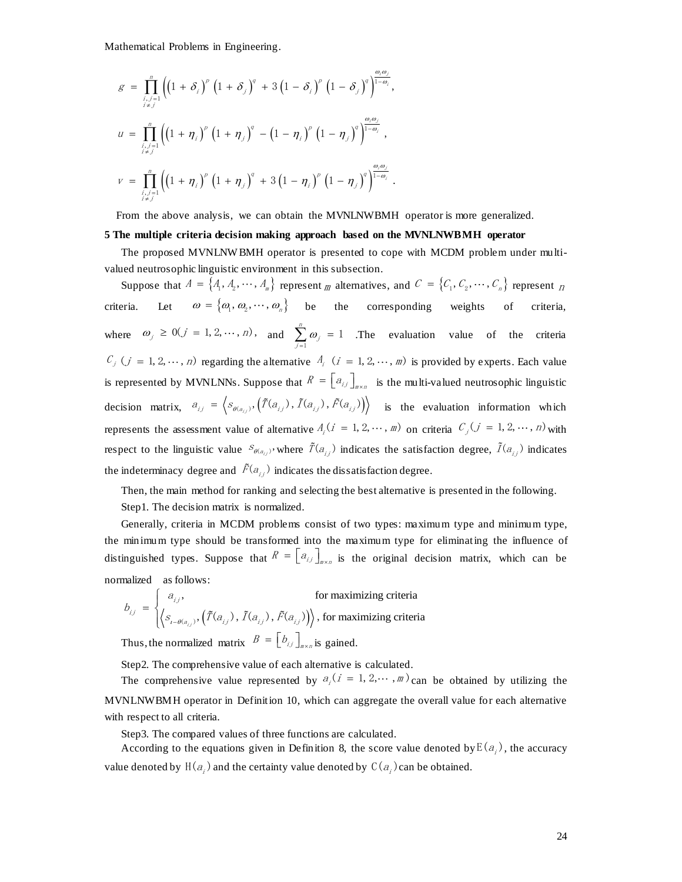Mathematical Problems in Engineering.

$$g = \prod_{\substack{i,j=1 \\ i \neq j}}^{n} \left( \left(1+\delta_i\right)^p \left(1+\delta_j\right)^q + 3\left(1-\delta_i\right)^p \left(1-\delta_j\right)^q \right)^{\frac{\omega_i \omega_j}{1-\omega_i}},$$

$$u = \prod_{\substack{i,j=1 \\ i \neq j}}^{n} \left( \left(1+\eta_i\right)^p \left(1+\eta_j\right)^q - \left(1-\eta_i\right)^p \left(1-\eta_j\right)^q \right)^{\frac{\omega_i \omega_j}{1-\omega_i}},$$

$$v = \prod_{\substack{i,j=1 \\ i \neq j}}^{n} \left( \left(1+\eta_i\right)^p \left(1+\eta_j\right)^q + 3\left(1-\eta_i\right)^p \left(1-\eta_j\right)^q \right)^{\frac{\omega_i \omega_j}{1-\omega_i}}.$$

From the above analysis, we can obtain the MVNLNWBMH operator is more generalized.

**5 The multiple criteria decision making approach based on the MVNLNWBMH operator**

The proposed MVNLNWBMH operator is presented to cope with MCDM problem under multi-valued neutrosophic linguistic environment in this subsection.

Suppose that $A = \{A_1, A_2, \cdots, A_m\}$ represent $m$ alternatives, and $C = \{C_1, C_2, \cdots, C_n\}$ represent $n$ criteria. Let $\omega = \{\omega_1, \omega_2, \cdots, \omega_n\}$ be the corresponding weights of criteria, where $\omega_j \geq 0 (j = 1, 2, \cdots, n)$, and $\sum_{j=1}^{n} \omega_j = 1$ .The evaluation value of the criteria $C_j$ $(j = 1, 2, \cdots, n)$ regarding the alternative $A_i$ $(i = 1, 2, \cdots, m)$ is provided by experts. Each value is represented by MVNLNNs. Suppose that $R = \left[a_{ij}\right]_{m \times n}$ is the multi-valued neutrosophic linguistic decision matrix, $a_{ij} = \left\langle s_{\theta(a_{ij})}, \left(\tilde{T}(a_{ij}), \tilde{I}(a_{ij}), \tilde{F}(a_{ij})\right)\right\rangle$ is the evaluation information which represents the assessment value of alternative $A_i (i = 1, 2, \cdots, m)$ on criteria $C_j (j = 1, 2, \cdots, n)$ with respect to the linguistic value $s_{\theta(a_{ij})}$, where $\tilde{T}(a_{ij})$ indicates the satisfaction degree, $\tilde{I}(a_{ij})$ indicates the indeterminacy degree and $\tilde{F}(a_{ij})$ indicates the dissatisfaction degree.

Then, the main method for ranking and selecting the best alternative is presented in the following.

Step1. The decision matrix is normalized.

Generally, criteria in MCDM problems consist of two types: maximum type and minimum type, the minimum type should be transformed into the maximum type for eliminating the influence of distinguished types. Suppose that $R = \left[a_{ij}\right]_{m \times n}$ is the original decision matrix, which can be normalized as follows:

$$b_{ij} = \begin{cases} a_{ij}, & \text{for maximizing criteria} \\ \left\langle s_{t-\theta(a_{ij})}, \left(\tilde{T}(a_{ij}), \tilde{I}(a_{ij}), \tilde{F}(a_{ij})\right)\right\rangle, & \text{for maximizing criteria} \end{cases}$$

Thus, the normalized matrix $B = \left[b_{ij}\right]_{m \times n}$ is gained.

Step2. The comprehensive value of each alternative is calculated.

The comprehensive value represented by $a_i (i = 1, 2, \cdots, m)$ can be obtained by utilizing the MVNLNWBMH operator in Definition 10, which can aggregate the overall value for each alternative with respect to all criteria.

Step3. The compared values of three functions are calculated.

According to the equations given in Definition 8, the score value denoted by $E(a_i)$, the accuracy value denoted by $H(a_i)$ and the certainty value denoted by $C(a_i)$ can be obtained.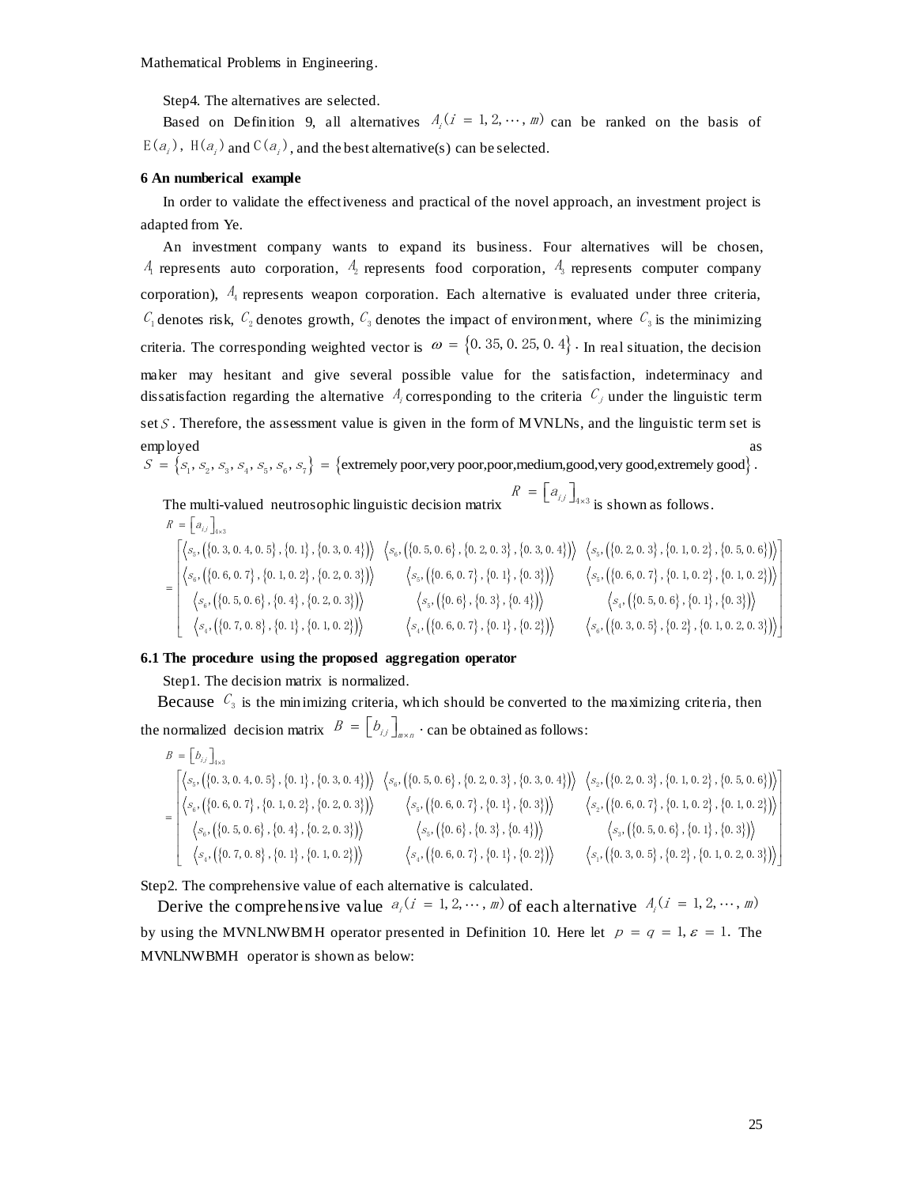Step4. The alternatives are selected.

Based on Definition 9, all alternatives $A_i(i = 1, 2, \cdots, m)$ can be ranked on the basis of $E(a_i)$, $H(a_i)$ and $C(a_i)$, and the best alternative(s) can be selected.

**6 An numberical example**

In order to validate the effectiveness and practical of the novel approach, an investment project is adapted from Ye.

An investment company wants to expand its business. Four alternatives will be chosen, $A_1$ represents auto corporation, $A_2$ represents food corporation, $A_3$ represents computer company corporation), $A_4$ represents weapon corporation. Each alternative is evaluated under three criteria, $C_1$ denotes risk, $C_2$ denotes growth, $C_3$ denotes the impact of environment, where $C_3$ is the minimizing criteria. The corresponding weighted vector is $\omega = \{0.35, 0.25, 0.4\}$. In real situation, the decision maker may hesitant and give several possible value for the satisfaction, indeterminacy and dissatisfaction regarding the alternative $A_i$ corresponding to the criteria $C_j$ under the linguistic term set $S$. Therefore, the assessment value is given in the form of MVNLNs, and the linguistic term set is employed as $S = \{s_1, s_2, s_3, s_4, s_5, s_6, s_7\} = \{\text{extremely poor,very poor,poor,medium,good,very good,extremely good}\}$.

The multi-valued neutrosophic linguistic decision matrix $R = \left[a_{ij}\right]_{4\times 3}$ is shown as follows.

$$R = \left[a_{ij}\right]_{4\times 3}$$
$$= \begin{bmatrix} \left\langle s_5, \left(\{0.3, 0.4, 0.5\}, \{0.1\}, \{0.3, 0.4\}\right)\right\rangle & \left\langle s_6, \left(\{0.5, 0.6\}, \{0.2, 0.3\}, \{0.3, 0.4\}\right)\right\rangle & \left\langle s_5, \left(\{0.2, 0.3\}, \{0.1, 0.2\}, \{0.5, 0.6\}\right)\right\rangle \\ \left\langle s_6, \left(\{0.6, 0.7\}, \{0.1, 0.2\}, \{0.2, 0.3\}\right)\right\rangle & \left\langle s_5, \left(\{0.6, 0.7\}, \{0.1\}, \{0.3\}\right)\right\rangle & \left\langle s_6, \left(\{0.6, 0.7\}, \{0.1, 0.2\}, \{0.1, 0.2\}\right)\right\rangle \\ \left\langle s_6, \left(\{0.5, 0.6\}, \{0.4\}, \{0.2, 0.3\}\right)\right\rangle & \left\langle s_5, \left(\{0.6\}, \{0.3\}, \{0.4\}\right)\right\rangle & \left\langle s_4, \left(\{0.5, 0.6\}, \{0.1\}, \{0.3\}\right)\right\rangle \\ \left\langle s_4, \left(\{0.7, 0.8\}, \{0.1\}, \{0.1, 0.2\}\right)\right\rangle & \left\langle s_4, \left(\{0.6, 0.7\}, \{0.1\}, \{0.2\}\right)\right\rangle & \left\langle s_6, \left(\{0.3, 0.5\}, \{0.2\}, \{0.1, 0.2, 0.3\}\right)\right\rangle \end{bmatrix}$$

**6.1 The procedure using the proposed aggregation operator**

Step1. The decision matrix is normalized.

Because $C_3$ is the minimizing criteria, which should be converted to the maximizing criteria, then the normalized decision matrix $B = \left[b_{ij}\right]_{m\times n}$ · can be obtained as follows:

$$B = \left[b_{ij}\right]_{4\times 3}$$
$$= \begin{bmatrix} \left\langle s_5, \left(\{0.3, 0.4, 0.5\}, \{0.1\}, \{0.3, 0.4\}\right)\right\rangle & \left\langle s_6, \left(\{0.5, 0.6\}, \{0.2, 0.3\}, \{0.3, 0.4\}\right)\right\rangle & \left\langle s_2, \left(\{0.2, 0.3\}, \{0.1, 0.2\}, \{0.5, 0.6\}\right)\right\rangle \\ \left\langle s_6, \left(\{0.6, 0.7\}, \{0.1, 0.2\}, \{0.2, 0.3\}\right)\right\rangle & \left\langle s_5, \left(\{0.6, 0.7\}, \{0.1\}, \{0.3\}\right)\right\rangle & \left\langle s_2, \left(\{0.6, 0.7\}, \{0.1, 0.2\}, \{0.1, 0.2\}\right)\right\rangle \\ \left\langle s_6, \left(\{0.5, 0.6\}, \{0.4\}, \{0.2, 0.3\}\right)\right\rangle & \left\langle s_5, \left(\{0.6\}, \{0.3\}, \{0.4\}\right)\right\rangle & \left\langle s_3, \left(\{0.5, 0.6\}, \{0.1\}, \{0.3\}\right)\right\rangle \\ \left\langle s_4, \left(\{0.7, 0.8\}, \{0.1\}, \{0.1, 0.2\}\right)\right\rangle & \left\langle s_4, \left(\{0.6, 0.7\}, \{0.1\}, \{0.2\}\right)\right\rangle & \left\langle s_1, \left(\{0.3, 0.5\}, \{0.2\}, \{0.1, 0.2, 0.3\}\right)\right\rangle \end{bmatrix}$$

Step2. The comprehensive value of each alternative is calculated.

Derive the comprehensive value $a_i(i = 1, 2, \cdots, m)$ of each alternative $A_i(i = 1, 2, \cdots, m)$ by using the MVNLNWBMH operator presented in Definition 10. Here let $p = q = 1, \varepsilon = 1$. The MVNLNWBMH operator is shown as below: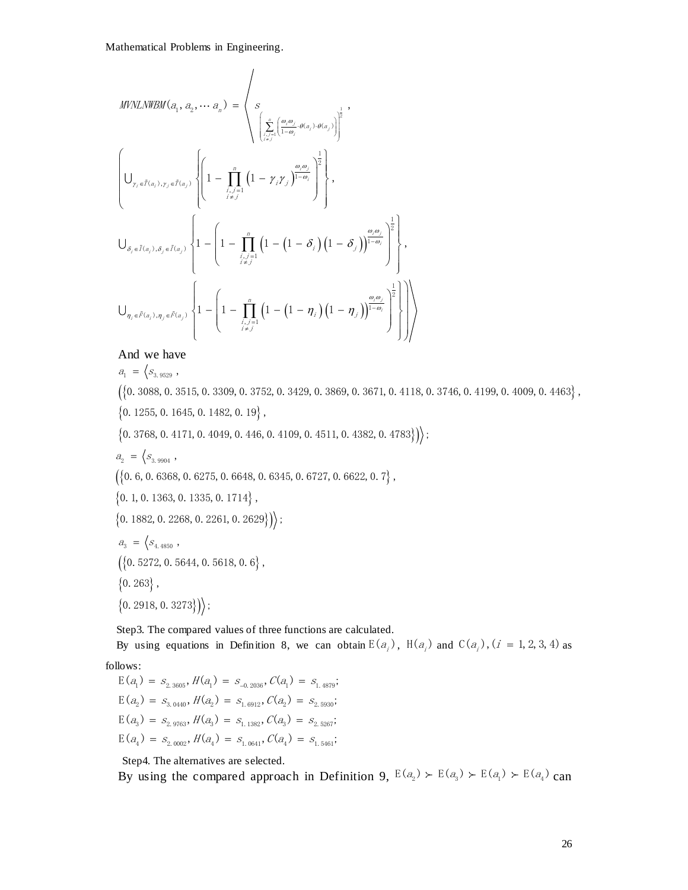$$MVNLNWBM(a_1, a_2, \cdots a_n) = \left\langle s_{\left(\sum_{\substack{i,j=1\\ i\neq j}}^{n}\left(\frac{\omega_i\omega_j}{1-\omega_i}\cdot\theta(a_i)\cdot\theta(a_j)\right)\right)^{\frac{1}{2}}}, \right.$$

$$\left( \bigcup_{\gamma_i \in \tilde{T}(a_i), \gamma_j \in \tilde{T}(a_j)} \left\{ \left( 1 - \prod_{\substack{i,j=1\\ i\neq j}}^{n} \left(1 - \gamma_i \gamma_j\right)^{\frac{\omega_i\omega_j}{1-\omega_i}} \right)^{\frac{1}{2}} \right\}, \right.$$

$$\bigcup_{\delta_i \in \tilde{I}(a_i), \delta_j \in \tilde{I}(a_j)} \left\{ 1 - \left( 1 - \prod_{\substack{i,j=1\\ i\neq j}}^{n} \left(1 - \left(1-\delta_i\right)\left(1-\delta_j\right)\right)^{\frac{\omega_i\omega_j}{1-\omega_i}} \right)^{\frac{1}{2}} \right\},$$

$$\left. \left. \bigcup_{\eta_i \in \tilde{F}(a_i), \eta_j \in \tilde{F}(a_j)} \left\{ 1 - \left( 1 - \prod_{\substack{i,j=1\\ i\neq j}}^{n} \left(1 - \left(1-\eta_i\right)\left(1-\eta_j\right)\right)^{\frac{\omega_i\omega_j}{1-\omega_i}} \right)^{\frac{1}{2}} \right\} \right) \right\rangle$$

And we have

$a_1 = \langle s_{3.9529}$,

$(\{0.3088, 0.3515, 0.3309, 0.3752, 0.3429, 0.3869, 0.3671, 0.4118, 0.3746, 0.4199, 0.4009, 0.4463\}$,

$\{0.1255, 0.1645, 0.1482, 0.19\}$,

$\{0.3768, 0.4171, 0.4049, 0.446, 0.4109, 0.4511, 0.4382, 0.4783\})\rangle$;

$a_2 = \langle s_{3.9904}$,

$(\{0.6, 0.6368, 0.6275, 0.6648, 0.6345, 0.6727, 0.6622, 0.7\}$,

$\{0.1, 0.1363, 0.1335, 0.1714\}$,

$\{0.1882, 0.2268, 0.2261, 0.2629\})\rangle$;

$a_3 = \langle s_{4.4850}$,

$(\{0.5272, 0.5644, 0.5618, 0.6\}$,

$\{0.263\}$,

$\{0.2918, 0.3273\})\rangle$;

Step3. The compared values of three functions are calculated.

By using equations in Definition 8, we can obtain $E(a_i)$, $H(a_i)$ and $C(a_i), (i = 1, 2, 3, 4)$ as follows:

$E(a_1) = s_{2.3605}, H(a_1) = s_{-0.2036}, C(a_1) = s_{1.4879}$;

$E(a_2) = s_{3.0440}, H(a_2) = s_{1.6912}, C(a_2) = s_{2.5930}$;

$E(a_3) = s_{2.9763}, H(a_3) = s_{1.1382}, C(a_3) = s_{2.5267}$;

$E(a_4) = s_{2.0002}, H(a_4) = s_{1.0641}, C(a_4) = s_{1.5461}$;

Step4. The alternatives are selected.

By using the compared approach in Definition 9, $E(a_2) \succ E(a_3) \succ E(a_1) \succ E(a_4)$ can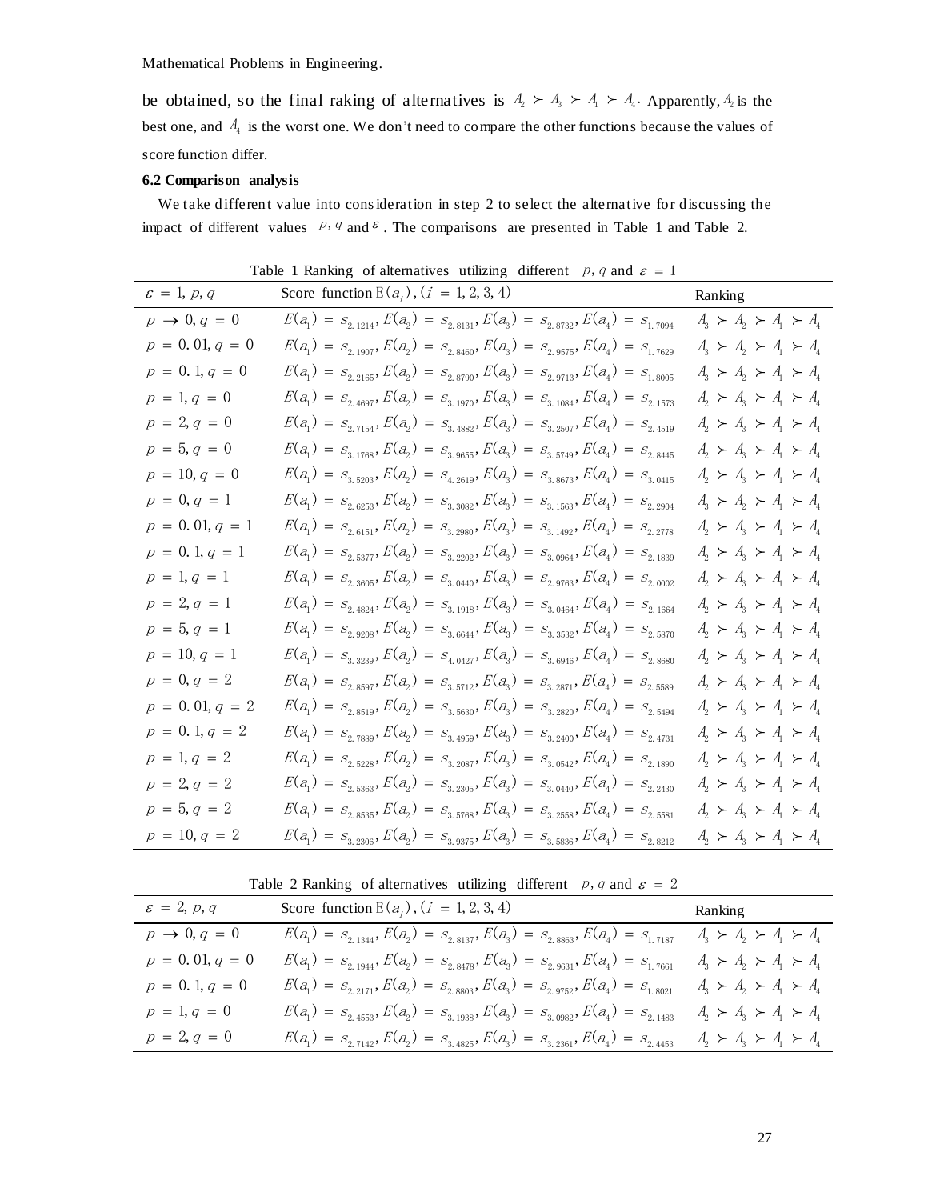be obtained, so the final raking of alternatives is $A_2 \succ A_3 \succ A_1 \succ A_4$. Apparently, $A_2$ is the best one, and $A_4$ is the worst one. We don't need to compare the other functions because the values of score function differ.

### 6.2 Comparison analysis

We take different value into consideration in step 2 to select the alternative for discussing the impact of different values $p, q$ and $\varepsilon$. The comparisons are presented in Table 1 and Table 2.

Table 1 Ranking of alternatives utilizing different $p, q$ and $\varepsilon = 1$

| $\varepsilon = 1$, $p, q$ | Score function $E(a_i), (i = 1,2,3,4)$ | Ranking |
|---|---|---|
| $p \to 0, q = 0$ | $E(a_1) = s_{2.1214}, E(a_2) = s_{2.8131}, E(a_3) = s_{2.8732}, E(a_4) = s_{1.7094}$ | $A_3 \succ A_2 \succ A_1 \succ A_4$ |
| $p = 0.01, q = 0$ | $E(a_1) = s_{2.1907}, E(a_2) = s_{2.8460}, E(a_3) = s_{2.9575}, E(a_4) = s_{1.7629}$ | $A_3 \succ A_2 \succ A_1 \succ A_4$ |
| $p = 0.1, q = 0$ | $E(a_1) = s_{2.2165}, E(a_2) = s_{2.8790}, E(a_3) = s_{2.9713}, E(a_4) = s_{1.8005}$ | $A_3 \succ A_2 \succ A_1 \succ A_4$ |
| $p = 1, q = 0$ | $E(a_1) = s_{2.4697}, E(a_2) = s_{3.1970}, E(a_3) = s_{3.1084}, E(a_4) = s_{2.1573}$ | $A_2 \succ A_3 \succ A_1 \succ A_4$ |
| $p = 2, q = 0$ | $E(a_1) = s_{2.7154}, E(a_2) = s_{3.4882}, E(a_3) = s_{3.2507}, E(a_4) = s_{2.4519}$ | $A_2 \succ A_3 \succ A_1 \succ A_4$ |
| $p = 5, q = 0$ | $E(a_1) = s_{3.1768}, E(a_2) = s_{3.9655}, E(a_3) = s_{3.5749}, E(a_4) = s_{2.8445}$ | $A_2 \succ A_3 \succ A_1 \succ A_4$ |
| $p = 10, q = 0$ | $E(a_1) = s_{3.5203}, E(a_2) = s_{4.2619}, E(a_3) = s_{3.8673}, E(a_4) = s_{3.0415}$ | $A_2 \succ A_3 \succ A_1 \succ A_4$ |
| $p = 0, q = 1$ | $E(a_1) = s_{2.6253}, E(a_2) = s_{3.3082}, E(a_3) = s_{3.1563}, E(a_4) = s_{2.2904}$ | $A_3 \succ A_2 \succ A_1 \succ A_4$ |
| $p = 0.01, q = 1$ | $E(a_1) = s_{2.6151}, E(a_2) = s_{3.2980}, E(a_3) = s_{3.1492}, E(a_4) = s_{2.2778}$ | $A_2 \succ A_3 \succ A_1 \succ A_4$ |
| $p = 0.1, q = 1$ | $E(a_1) = s_{2.5377}, E(a_2) = s_{3.2202}, E(a_3) = s_{3.0964}, E(a_4) = s_{2.1839}$ | $A_2 \succ A_3 \succ A_1 \succ A_4$ |
| $p = 1, q = 1$ | $E(a_1) = s_{2.3605}, E(a_2) = s_{3.0440}, E(a_3) = s_{2.9763}, E(a_4) = s_{2.0002}$ | $A_2 \succ A_3 \succ A_1 \succ A_4$ |
| $p = 2, q = 1$ | $E(a_1) = s_{2.4824}, E(a_2) = s_{3.1918}, E(a_3) = s_{3.0464}, E(a_4) = s_{2.1664}$ | $A_2 \succ A_3 \succ A_1 \succ A_4$ |
| $p = 5, q = 1$ | $E(a_1) = s_{2.9208}, E(a_2) = s_{3.6644}, E(a_3) = s_{3.3532}, E(a_4) = s_{2.5870}$ | $A_2 \succ A_3 \succ A_1 \succ A_4$ |
| $p = 10, q = 1$ | $E(a_1) = s_{3.3239}, E(a_2) = s_{4.0427}, E(a_3) = s_{3.6946}, E(a_4) = s_{2.8680}$ | $A_2 \succ A_3 \succ A_1 \succ A_4$ |
| $p = 0, q = 2$ | $E(a_1) = s_{2.8597}, E(a_2) = s_{3.5712}, E(a_3) = s_{3.2871}, E(a_4) = s_{2.5589}$ | $A_2 \succ A_3 \succ A_1 \succ A_4$ |
| $p = 0.01, q = 2$ | $E(a_1) = s_{2.8519}, E(a_2) = s_{3.5630}, E(a_3) = s_{3.2820}, E(a_4) = s_{2.5494}$ | $A_2 \succ A_3 \succ A_1 \succ A_4$ |
| $p = 0.1, q = 2$ | $E(a_1) = s_{2.7889}, E(a_2) = s_{3.4959}, E(a_3) = s_{3.2400}, E(a_4) = s_{2.4731}$ | $A_2 \succ A_3 \succ A_1 \succ A_4$ |
| $p = 1, q = 2$ | $E(a_1) = s_{2.5228}, E(a_2) = s_{3.2087}, E(a_3) = s_{3.0542}, E(a_4) = s_{2.1890}$ | $A_2 \succ A_3 \succ A_1 \succ A_4$ |
| $p = 2, q = 2$ | $E(a_1) = s_{2.5363}, E(a_2) = s_{3.2305}, E(a_3) = s_{3.0440}, E(a_4) = s_{2.2430}$ | $A_2 \succ A_3 \succ A_1 \succ A_4$ |
| $p = 5, q = 2$ | $E(a_1) = s_{2.8535}, E(a_2) = s_{3.5768}, E(a_3) = s_{3.2558}, E(a_4) = s_{2.5581}$ | $A_2 \succ A_3 \succ A_1 \succ A_4$ |
| $p = 10, q = 2$ | $E(a_1) = s_{3.2306}, E(a_2) = s_{3.9375}, E(a_3) = s_{3.5836}, E(a_4) = s_{2.8212}$ | $A_2 \succ A_3 \succ A_1 \succ A_4$ |

Table 2 Ranking of alternatives utilizing different $p, q$ and $\varepsilon = 2$

| $\varepsilon = 2$, $p, q$ | Score function $E(a_i), (i = 1,2,3,4)$ | Ranking |
|---|---|---|
| $p \to 0, q = 0$ | $E(a_1) = s_{2.1344}, E(a_2) = s_{2.8137}, E(a_3) = s_{2.8863}, E(a_4) = s_{1.7187}$ | $A_3 \succ A_2 \succ A_1 \succ A_4$ |
| $p = 0.01, q = 0$ | $E(a_1) = s_{2.1944}, E(a_2) = s_{2.8478}, E(a_3) = s_{2.9631}, E(a_4) = s_{1.7661}$ | $A_3 \succ A_2 \succ A_1 \succ A_4$ |
| $p = 0.1, q = 0$ | $E(a_1) = s_{2.2171}, E(a_2) = s_{2.8803}, E(a_3) = s_{2.9752}, E(a_4) = s_{1.8021}$ | $A_3 \succ A_2 \succ A_1 \succ A_4$ |
| $p = 1, q = 0$ | $E(a_1) = s_{2.4553}, E(a_2) = s_{3.1938}, E(a_3) = s_{3.0982}, E(a_4) = s_{2.1483}$ | $A_2 \succ A_3 \succ A_1 \succ A_4$ |
| $p = 2, q = 0$ | $E(a_1) = s_{2.7142}, E(a_2) = s_{3.4825}, E(a_3) = s_{3.2361}, E(a_4) = s_{2.4453}$ | $A_2 \succ A_3 \succ A_1 \succ A_4$ |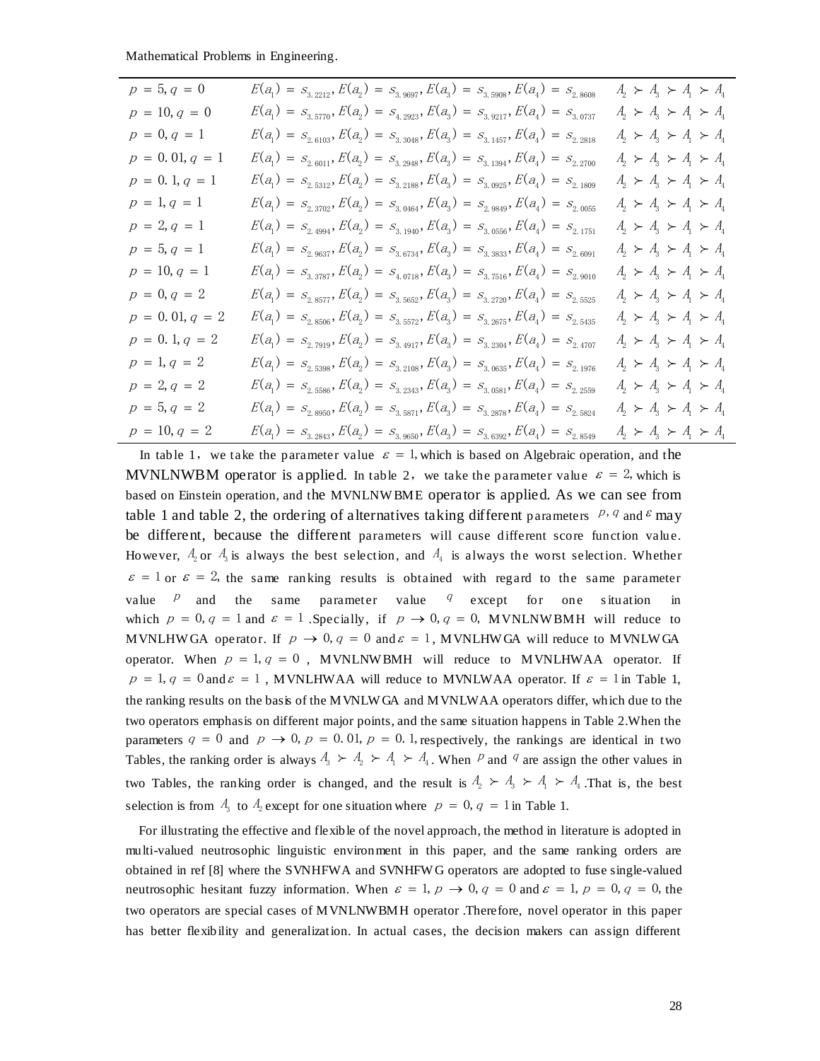| | | |
|---|---|---|
| $p = 5, q = 0$ | $E(a_1) = s_{3.2212}, E(a_2) = s_{3.9697}, E(a_3) = s_{3.5908}, E(a_4) = s_{2.8608}$ | $A_2 \succ A_3 \succ A_1 \succ A_4$ |
| $p = 10, q = 0$ | $E(a_1) = s_{3.5770}, E(a_2) = s_{4.2923}, E(a_3) = s_{3.9217}, E(a_4) = s_{3.0737}$ | $A_2 \succ A_3 \succ A_1 \succ A_4$ |
| $p = 0, q = 1$ | $E(a_1) = s_{2.6103}, E(a_2) = s_{3.3048}, E(a_3) = s_{3.1457}, E(a_4) = s_{2.2818}$ | $A_2 \succ A_3 \succ A_1 \succ A_4$ |
| $p = 0.01, q = 1$ | $E(a_1) = s_{2.6011}, E(a_2) = s_{3.2948}, E(a_3) = s_{3.1394}, E(a_4) = s_{2.2700}$ | $A_2 \succ A_3 \succ A_1 \succ A_4$ |
| $p = 0.1, q = 1$ | $E(a_1) = s_{2.5312}, E(a_2) = s_{3.2188}, E(a_3) = s_{3.0925}, E(a_4) = s_{2.1809}$ | $A_2 \succ A_3 \succ A_1 \succ A_4$ |
| $p = 1, q = 1$ | $E(a_1) = s_{2.3702}, E(a_2) = s_{3.0464}, E(a_3) = s_{2.9849}, E(a_4) = s_{2.0055}$ | $A_2 \succ A_3 \succ A_1 \succ A_4$ |
| $p = 2, q = 1$ | $E(a_1) = s_{2.4994}, E(a_2) = s_{3.1940}, E(a_3) = s_{3.0556}, E(a_4) = s_{2.1751}$ | $A_2 \succ A_3 \succ A_1 \succ A_4$ |
| $p = 5, q = 1$ | $E(a_1) = s_{2.9637}, E(a_2) = s_{3.6734}, E(a_3) = s_{3.3833}, E(a_4) = s_{2.6091}$ | $A_2 \succ A_3 \succ A_1 \succ A_4$ |
| $p = 10, q = 1$ | $E(a_1) = s_{3.3787}, E(a_2) = s_{4.0718}, E(a_3) = s_{3.7516}, E(a_4) = s_{2.9010}$ | $A_2 \succ A_3 \succ A_1 \succ A_4$ |
| $p = 0, q = 2$ | $E(a_1) = s_{2.8577}, E(a_2) = s_{3.5652}, E(a_3) = s_{3.2720}, E(a_4) = s_{2.5525}$ | $A_2 \succ A_3 \succ A_1 \succ A_4$ |
| $p = 0.01, q = 2$ | $E(a_1) = s_{2.8506}, E(a_2) = s_{3.5572}, E(a_3) = s_{3.2675}, E(a_4) = s_{2.5435}$ | $A_2 \succ A_3 \succ A_1 \succ A_4$ |
| $p = 0.1, q = 2$ | $E(a_1) = s_{2.7919}, E(a_2) = s_{3.4917}, E(a_3) = s_{3.2304}, E(a_4) = s_{2.4707}$ | $A_2 \succ A_3 \succ A_1 \succ A_4$ |
| $p = 1, q = 2$ | $E(a_1) = s_{2.5398}, E(a_2) = s_{3.2108}, E(a_3) = s_{3.0635}, E(a_4) = s_{2.1976}$ | $A_2 \succ A_3 \succ A_1 \succ A_4$ |
| $p = 2, q = 2$ | $E(a_1) = s_{2.5586}, E(a_2) = s_{3.2343}, E(a_3) = s_{3.0581}, E(a_4) = s_{2.2559}$ | $A_2 \succ A_3 \succ A_1 \succ A_4$ |
| $p = 5, q = 2$ | $E(a_1) = s_{2.8950}, E(a_2) = s_{3.5871}, E(a_3) = s_{3.2878}, E(a_4) = s_{2.5824}$ | $A_2 \succ A_3 \succ A_1 \succ A_4$ |
| $p = 10, q = 2$ | $E(a_1) = s_{3.2843}, E(a_2) = s_{3.9650}, E(a_3) = s_{3.6392}, E(a_4) = s_{2.8549}$ | $A_2 \succ A_3 \succ A_1 \succ A_4$ |

In table 1, we take the parameter value $\varepsilon = 1$, which is based on Algebraic operation, and the MVNLNWBM operator is applied. In table 2, we take the parameter value $\varepsilon = 2$, which is based on Einstein operation, and the MVNLNWBME operator is applied. As we can see from table 1 and table 2, the ordering of alternatives taking different parameters $p, q$ and $\varepsilon$ may be different, because the different parameters will cause different score function value. However, $A_2$ or $A_3$ is always the best selection, and $A_4$ is always the worst selection. Whether $\varepsilon = 1$ or $\varepsilon = 2$, the same ranking results is obtained with regard to the same parameter value $p$ and the same parameter value $q$ except for one situation in which $p = 0, q = 1$ and $\varepsilon = 1$. Specially, if $p \to 0, q = 0$, MVNLNWBMH will reduce to MVNLHWGA operator. If $p \to 0, q = 0$ and $\varepsilon = 1$, MVNLHWGA will reduce to MVNLWGA operator. When $p = 1, q = 0$, MVNLNWBMH will reduce to MVNLHWAA operator. If $p = 1, q = 0$ and $\varepsilon = 1$, MVNLHWAA will reduce to MVNLWAA operator. If $\varepsilon = 1$ in Table 1, the ranking results on the basis of the MVNLWGA and MVNLWAA operators differ, which due to the two operators emphasis on different major points, and the same situation happens in Table 2.When the parameters $q = 0$ and $p \to 0, p = 0.01, p = 0.1$, respectively, the rankings are identical in two Tables, the ranking order is always $A_3 \succ A_2 \succ A_1 \succ A_4$. When $p$ and $q$ are assign the other values in two Tables, the ranking order is changed, and the result is $A_2 \succ A_3 \succ A_1 \succ A_4$.That is, the best selection is from $A_3$ to $A_2$ except for one situation where $p = 0, q = 1$ in Table 1.

For illustrating the effective and flexible of the novel approach, the method in literature is adopted in multi-valued neutrosophic linguistic environment in this paper, and the same ranking orders are obtained in ref [8] where the SVNHFWA and SVNHFWG operators are adopted to fuse single-valued neutrosophic hesitant fuzzy information. When $\varepsilon = 1, p \to 0, q = 0$ and $\varepsilon = 1, p = 0, q = 0$, the two operators are special cases of MVNLNWBMH operator .Therefore, novel operator in this paper has better flexibility and generalization. In actual cases, the decision makers can assign different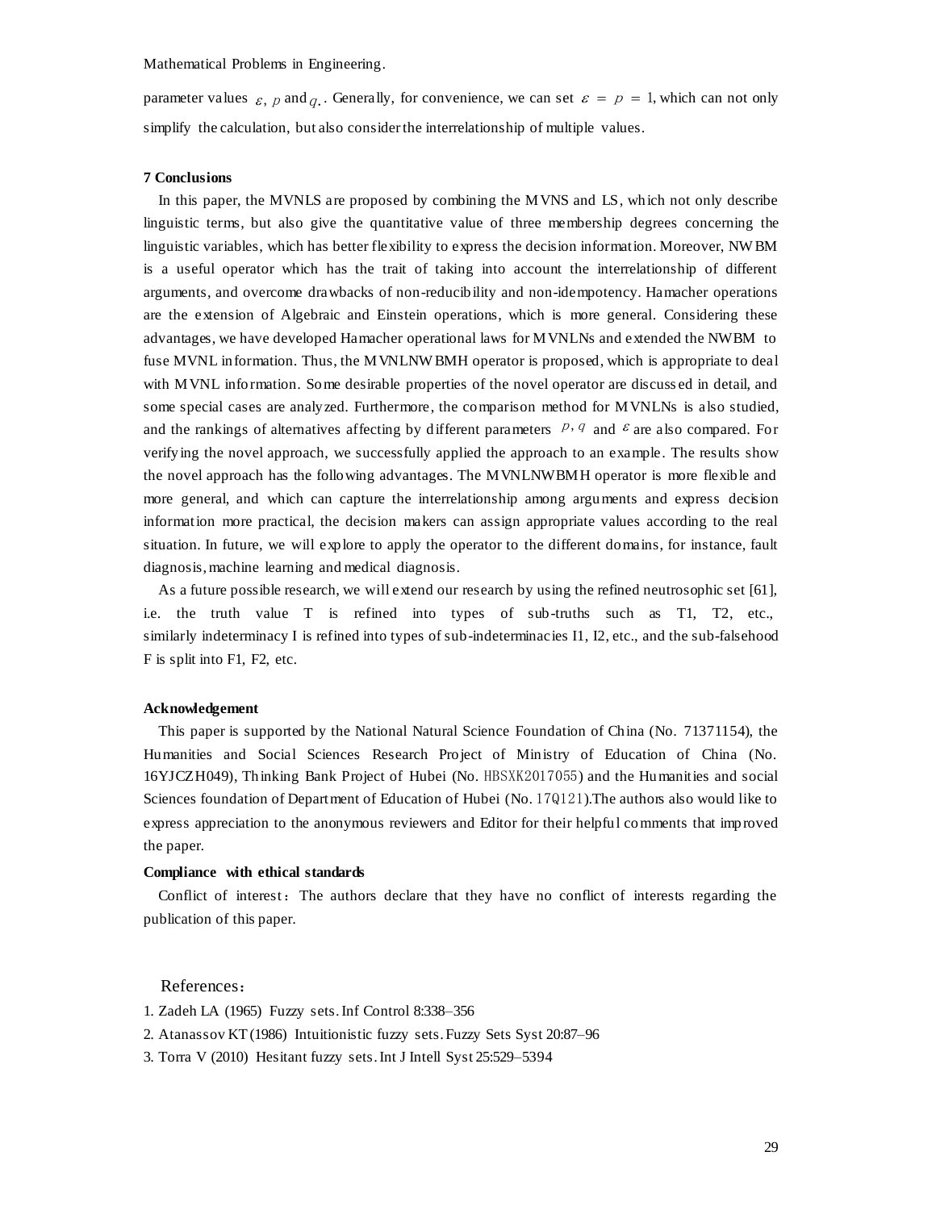parameter values $\varepsilon$, $p$ and $q$. . Generally, for convenience, we can set $\varepsilon = p = 1$, which can not only simplify the calculation, but also consider the interrelationship of multiple values.

## 7 Conclusions

In this paper, the MVNLS are proposed by combining the MVNS and LS, which not only describe linguistic terms, but also give the quantitative value of three membership degrees concerning the linguistic variables, which has better flexibility to express the decision information. Moreover, NWBM is a useful operator which has the trait of taking into account the interrelationship of different arguments, and overcome drawbacks of non-reducibility and non-idempotency. Hamacher operations are the extension of Algebraic and Einstein operations, which is more general. Considering these advantages, we have developed Hamacher operational laws for MVNLNs and extended the NWBM to fuse MVNL information. Thus, the MVNLNWBMH operator is proposed, which is appropriate to deal with MVNL information. Some desirable properties of the novel operator are discussed in detail, and some special cases are analyzed. Furthermore, the comparison method for MVNLNs is also studied, and the rankings of alternatives affecting by different parameters $p, q$ and $\varepsilon$ are also compared. For verifying the novel approach, we successfully applied the approach to an example. The results show the novel approach has the following advantages. The MVNLNWBMH operator is more flexible and more general, and which can capture the interrelationship among arguments and express decision information more practical, the decision makers can assign appropriate values according to the real situation. In future, we will explore to apply the operator to the different domains, for instance, fault diagnosis, machine learning and medical diagnosis.

As a future possible research, we will extend our research by using the refined neutrosophic set [61], i.e. the truth value T is refined into types of sub-truths such as T1, T2, etc., similarly indeterminacy I is refined into types of sub-indeterminacies I1, I2, etc., and the sub-falsehood F is split into F1, F2, etc.

## Acknowledgement

This paper is supported by the National Natural Science Foundation of China (No. 71371154), the Humanities and Social Sciences Research Project of Ministry of Education of China (No. 16YJCZH049), Thinking Bank Project of Hubei (No. HBSXK2017055) and the Humanities and social Sciences foundation of Department of Education of Hubei (No. 17Q121).The authors also would like to express appreciation to the anonymous reviewers and Editor for their helpful comments that improved the paper.

## Compliance with ethical standards

Conflict of interest：The authors declare that they have no conflict of interests regarding the publication of this paper.

## References：

1. Zadeh LA (1965) Fuzzy sets. Inf Control 8:338–356
2. Atanassov KT (1986) Intuitionistic fuzzy sets. Fuzzy Sets Syst 20:87–96
3. Torra V (2010) Hesitant fuzzy sets. Int J Intell Syst 25:529–5394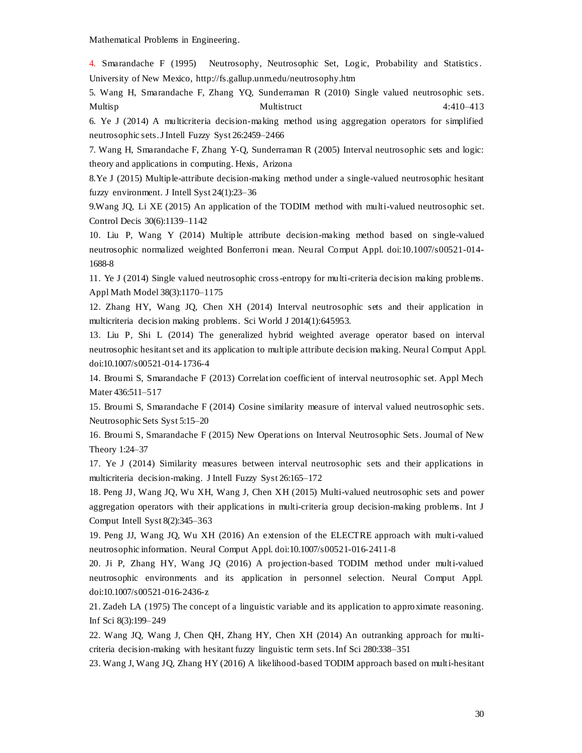Mathematical Problems in Engineering.

4. Smarandache F (1995) Neutrosophy, Neutrosophic Set, Logic, Probability and Statistics. University of New Mexico, http://fs.gallup.unm.edu/neutrosophy.htm

5. Wang H, Smarandache F, Zhang YQ, Sunderraman R (2010) Single valued neutrosophic sets. Multisp Multistruct 4:410–413

6. Ye J (2014) A multicriteria decision-making method using aggregation operators for simplified neutrosophic sets. J Intell Fuzzy Syst 26:2459–2466

7. Wang H, Smarandache F, Zhang Y-Q, Sunderraman R (2005) Interval neutrosophic sets and logic: theory and applications in computing. Hexis, Arizona

8.Ye J (2015) Multiple-attribute decision-making method under a single-valued neutrosophic hesitant fuzzy environment. J Intell Syst 24(1):23–36

9.Wang JQ, Li XE (2015) An application of the TODIM method with multi-valued neutrosophic set. Control Decis 30(6):1139–1142

10. Liu P, Wang Y (2014) Multiple attribute decision-making method based on single-valued neutrosophic normalized weighted Bonferroni mean. Neural Comput Appl. doi:10.1007/s00521-014-1688-8

11. Ye J (2014) Single valued neutrosophic cross-entropy for multi-criteria decision making problems. Appl Math Model 38(3):1170–1175

12. Zhang HY, Wang JQ, Chen XH (2014) Interval neutrosophic sets and their application in multicriteria decision making problems. Sci World J 2014(1):645953.

13. Liu P, Shi L (2014) The generalized hybrid weighted average operator based on interval neutrosophic hesitant set and its application to multiple attribute decision making. Neural Comput Appl. doi:10.1007/s00521-014-1736-4

14. Broumi S, Smarandache F (2013) Correlation coefficient of interval neutrosophic set. Appl Mech Mater 436:511–517

15. Broumi S, Smarandache F (2014) Cosine similarity measure of interval valued neutrosophic sets. Neutrosophic Sets Syst 5:15–20

16. Broumi S, Smarandache F (2015) New Operations on Interval Neutrosophic Sets. Journal of New Theory 1:24–37

17. Ye J (2014) Similarity measures between interval neutrosophic sets and their applications in multicriteria decision-making. J Intell Fuzzy Syst 26:165–172

18. Peng JJ, Wang JQ, Wu XH, Wang J, Chen XH (2015) Multi-valued neutrosophic sets and power aggregation operators with their applications in multi-criteria group decision-making problems. Int J Comput Intell Syst 8(2):345–363

19. Peng JJ, Wang JQ, Wu XH (2016) An extension of the ELECTRE approach with multi-valued neutrosophic information. Neural Comput Appl. doi:10.1007/s00521-016-2411-8

20. Ji P, Zhang HY, Wang JQ (2016) A projection-based TODIM method under multi-valued neutrosophic environments and its application in personnel selection. Neural Comput Appl. doi:10.1007/s00521-016-2436-z

21. Zadeh LA (1975) The concept of a linguistic variable and its application to approximate reasoning. Inf Sci 8(3):199–249

22. Wang JQ, Wang J, Chen QH, Zhang HY, Chen XH (2014) An outranking approach for multi-criteria decision-making with hesitant fuzzy linguistic term sets. Inf Sci 280:338–351

23. Wang J, Wang JQ, Zhang HY (2016) A likelihood-based TODIM approach based on multi-hesitant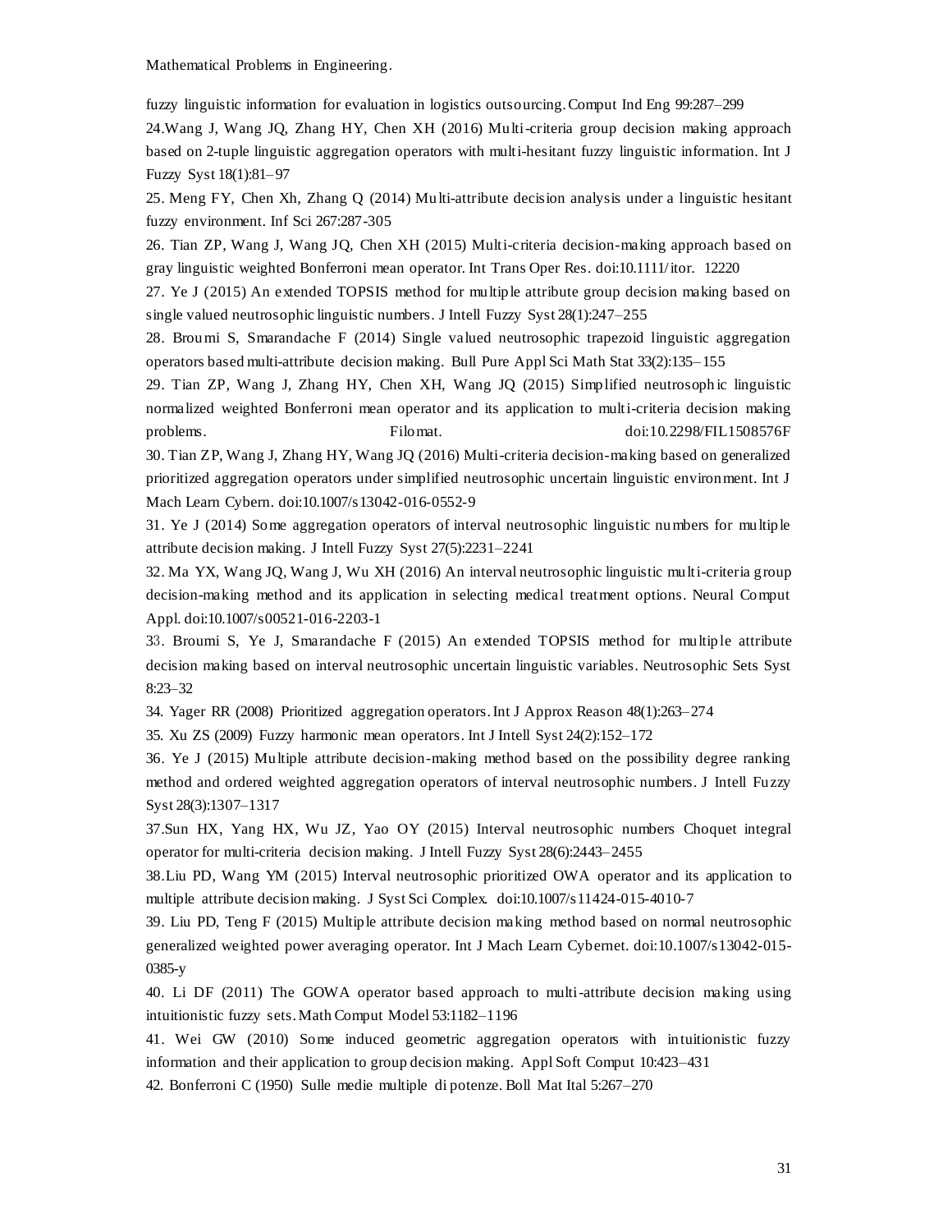fuzzy linguistic information for evaluation in logistics outsourcing. Comput Ind Eng 99:287–299

24.Wang J, Wang JQ, Zhang HY, Chen XH (2016) Multi-criteria group decision making approach based on 2-tuple linguistic aggregation operators with multi-hesitant fuzzy linguistic information. Int J Fuzzy Syst 18(1):81–97

25. Meng FY, Chen Xh, Zhang Q (2014) Multi-attribute decision analysis under a linguistic hesitant fuzzy environment. Inf Sci 267:287-305

26. Tian ZP, Wang J, Wang JQ, Chen XH (2015) Multi-criteria decision-making approach based on gray linguistic weighted Bonferroni mean operator. Int Trans Oper Res. doi:10.1111/itor. 12220

27. Ye J (2015) An extended TOPSIS method for multiple attribute group decision making based on single valued neutrosophic linguistic numbers. J Intell Fuzzy Syst 28(1):247–255

28. Broumi S, Smarandache F (2014) Single valued neutrosophic trapezoid linguistic aggregation operators based multi-attribute decision making. Bull Pure Appl Sci Math Stat 33(2):135–155

29. Tian ZP, Wang J, Zhang HY, Chen XH, Wang JQ (2015) Simplified neutrosophic linguistic normalized weighted Bonferroni mean operator and its application to multi-criteria decision making problems. Filomat. doi:10.2298/FIL1508576F

30. Tian ZP, Wang J, Zhang HY, Wang JQ (2016) Multi-criteria decision-making based on generalized prioritized aggregation operators under simplified neutrosophic uncertain linguistic environment. Int J Mach Learn Cybern. doi:10.1007/s13042-016-0552-9

31. Ye J (2014) Some aggregation operators of interval neutrosophic linguistic numbers for multiple attribute decision making. J Intell Fuzzy Syst 27(5):2231–2241

32. Ma YX, Wang JQ, Wang J, Wu XH (2016) An interval neutrosophic linguistic multi-criteria group decision-making method and its application in selecting medical treatment options. Neural Comput Appl. doi:10.1007/s00521-016-2203-1

33. Broumi S, Ye J, Smarandache F (2015) An extended TOPSIS method for multiple attribute decision making based on interval neutrosophic uncertain linguistic variables. Neutrosophic Sets Syst 8:23–32

34. Yager RR (2008) Prioritized aggregation operators. Int J Approx Reason 48(1):263–274

35. Xu ZS (2009) Fuzzy harmonic mean operators. Int J Intell Syst 24(2):152–172

36. Ye J (2015) Multiple attribute decision-making method based on the possibility degree ranking method and ordered weighted aggregation operators of interval neutrosophic numbers. J Intell Fuzzy Syst 28(3):1307–1317

37.Sun HX, Yang HX, Wu JZ, Yao OY (2015) Interval neutrosophic numbers Choquet integral operator for multi-criteria decision making. J Intell Fuzzy Syst 28(6):2443–2455

38.Liu PD, Wang YM (2015) Interval neutrosophic prioritized OWA operator and its application to multiple attribute decision making. J Syst Sci Complex. doi:10.1007/s11424-015-4010-7

39. Liu PD, Teng F (2015) Multiple attribute decision making method based on normal neutrosophic generalized weighted power averaging operator. Int J Mach Learn Cybernet. doi:10.1007/s13042-015-0385-y

40. Li DF (2011) The GOWA operator based approach to multi-attribute decision making using intuitionistic fuzzy sets. Math Comput Model 53:1182–1196

41. Wei GW (2010) Some induced geometric aggregation operators with intuitionistic fuzzy information and their application to group decision making. Appl Soft Comput 10:423–431

42. Bonferroni C (1950) Sulle medie multiple di potenze. Boll Mat Ital 5:267–270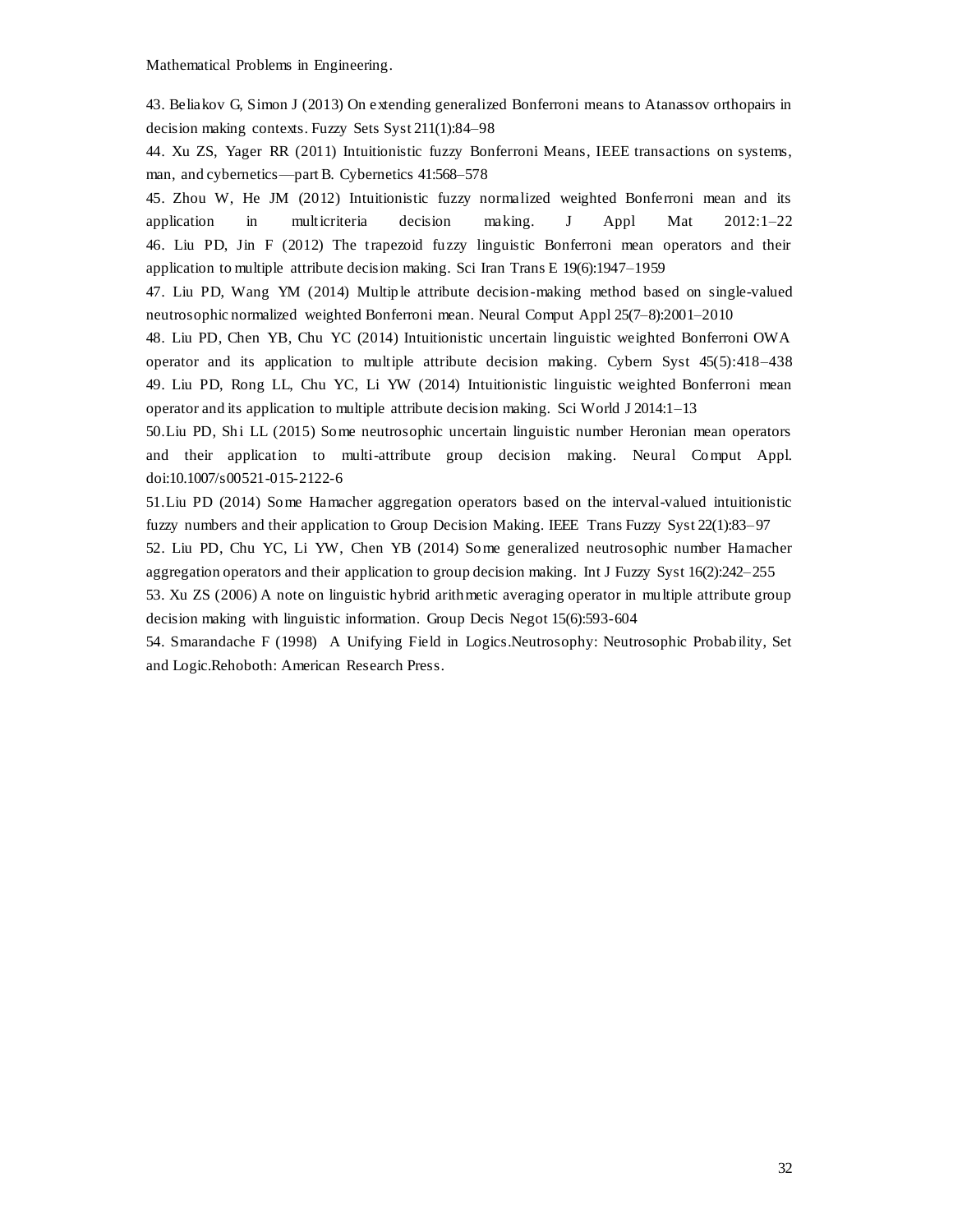Mathematical Problems in Engineering.

43. Beliakov G, Simon J (2013) On extending generalized Bonferroni means to Atanassov orthopairs in decision making contexts. Fuzzy Sets Syst 211(1):84–98

44. Xu ZS, Yager RR (2011) Intuitionistic fuzzy Bonferroni Means, IEEE transactions on systems, man, and cybernetics—part B. Cybernetics 41:568–578

45. Zhou W, He JM (2012) Intuitionistic fuzzy normalized weighted Bonferroni mean and its application in multicriteria decision making. J Appl Mat 2012:1–22

46. Liu PD, Jin F (2012) The trapezoid fuzzy linguistic Bonferroni mean operators and their application to multiple attribute decision making. Sci Iran Trans E 19(6):1947–1959

47. Liu PD, Wang YM (2014) Multiple attribute decision-making method based on single-valued neutrosophic normalized weighted Bonferroni mean. Neural Comput Appl 25(7–8):2001–2010

48. Liu PD, Chen YB, Chu YC (2014) Intuitionistic uncertain linguistic weighted Bonferroni OWA operator and its application to multiple attribute decision making. Cybern Syst 45(5):418–438

49. Liu PD, Rong LL, Chu YC, Li YW (2014) Intuitionistic linguistic weighted Bonferroni mean operator and its application to multiple attribute decision making. Sci World J 2014:1–13

50. Liu PD, Shi LL (2015) Some neutrosophic uncertain linguistic number Heronian mean operators and their application to multi-attribute group decision making. Neural Comput Appl. doi:10.1007/s00521-015-2122-6

51. Liu PD (2014) Some Hamacher aggregation operators based on the interval-valued intuitionistic fuzzy numbers and their application to Group Decision Making. IEEE Trans Fuzzy Syst 22(1):83–97

52. Liu PD, Chu YC, Li YW, Chen YB (2014) Some generalized neutrosophic number Hamacher aggregation operators and their application to group decision making. Int J Fuzzy Syst 16(2):242–255

53. Xu ZS (2006) A note on linguistic hybrid arithmetic averaging operator in multiple attribute group decision making with linguistic information. Group Decis Negot 15(6):593-604

54. Smarandache F (1998) A Unifying Field in Logics.Neutrosophy: Neutrosophic Probability, Set and Logic.Rehoboth: American Research Press.